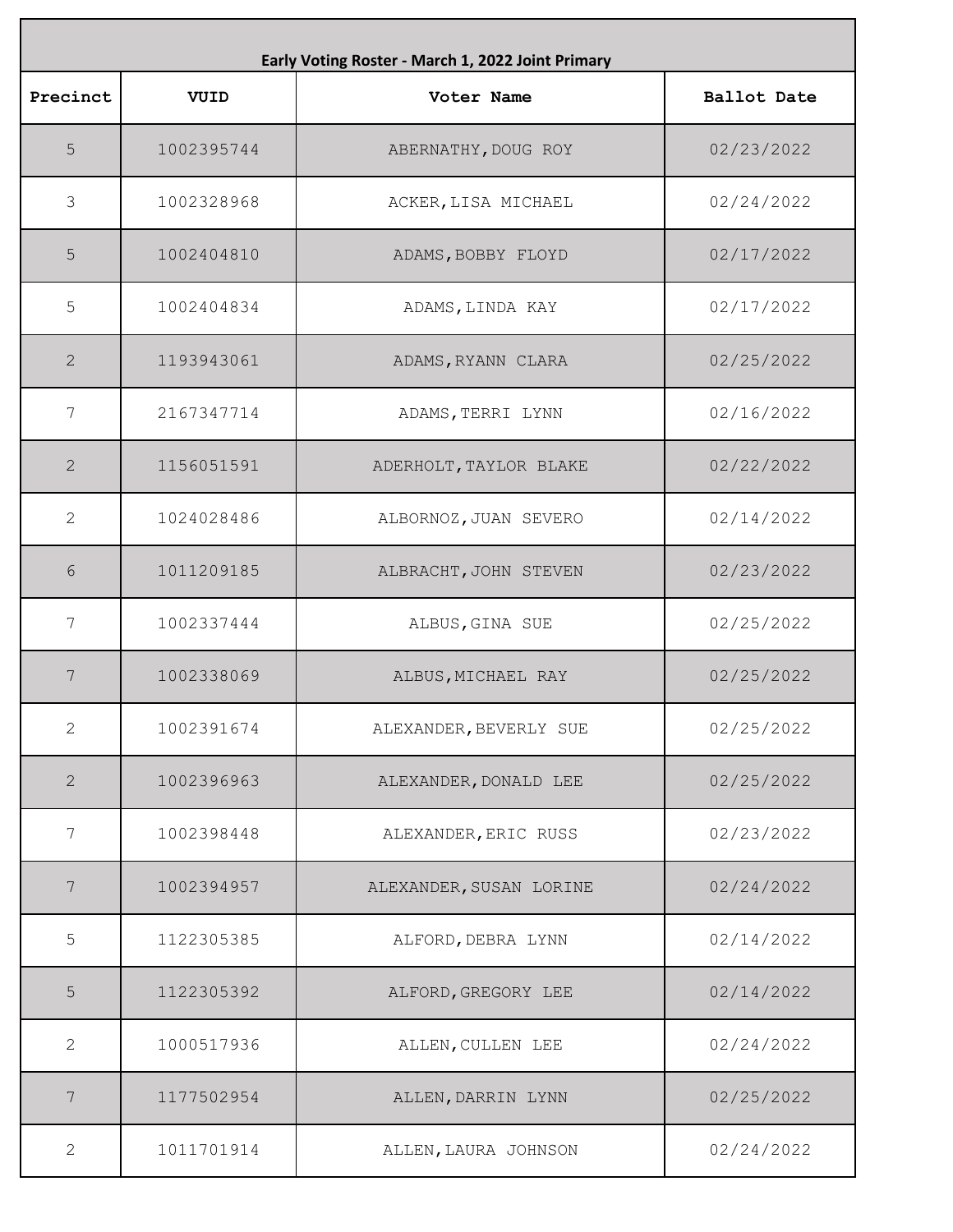| Early Voting Roster - March 1, 2022 Joint Primary | | | |
|---|---|---|---|
| **Precinct** | **VUID** | **Voter Name** | **Ballot Date** |
| 5 | 1002395744 | ABERNATHY,DOUG ROY | 02/23/2022 |
| 3 | 1002328968 | ACKER,LISA MICHAEL | 02/24/2022 |
| 5 | 1002404810 | ADAMS,BOBBY FLOYD | 02/17/2022 |
| 5 | 1002404834 | ADAMS,LINDA KAY | 02/17/2022 |
| 2 | 1193943061 | ADAMS,RYANN CLARA | 02/25/2022 |
| 7 | 2167347714 | ADAMS,TERRI LYNN | 02/16/2022 |
| 2 | 1156051591 | ADERHOLT,TAYLOR BLAKE | 02/22/2022 |
| 2 | 1024028486 | ALBORNOZ,JUAN SEVERO | 02/14/2022 |
| 6 | 1011209185 | ALBRACHT,JOHN STEVEN | 02/23/2022 |
| 7 | 1002337444 | ALBUS,GINA SUE | 02/25/2022 |
| 7 | 1002338069 | ALBUS,MICHAEL RAY | 02/25/2022 |
| 2 | 1002391674 | ALEXANDER,BEVERLY SUE | 02/25/2022 |
| 2 | 1002396963 | ALEXANDER,DONALD LEE | 02/25/2022 |
| 7 | 1002398448 | ALEXANDER,ERIC RUSS | 02/23/2022 |
| 7 | 1002394957 | ALEXANDER,SUSAN LORINE | 02/24/2022 |
| 5 | 1122305385 | ALFORD,DEBRA LYNN | 02/14/2022 |
| 5 | 1122305392 | ALFORD,GREGORY LEE | 02/14/2022 |
| 2 | 1000517936 | ALLEN,CULLEN LEE | 02/24/2022 |
| 7 | 1177502954 | ALLEN,DARRIN LYNN | 02/25/2022 |
| 2 | 1011701914 | ALLEN,LAURA JOHNSON | 02/24/2022 |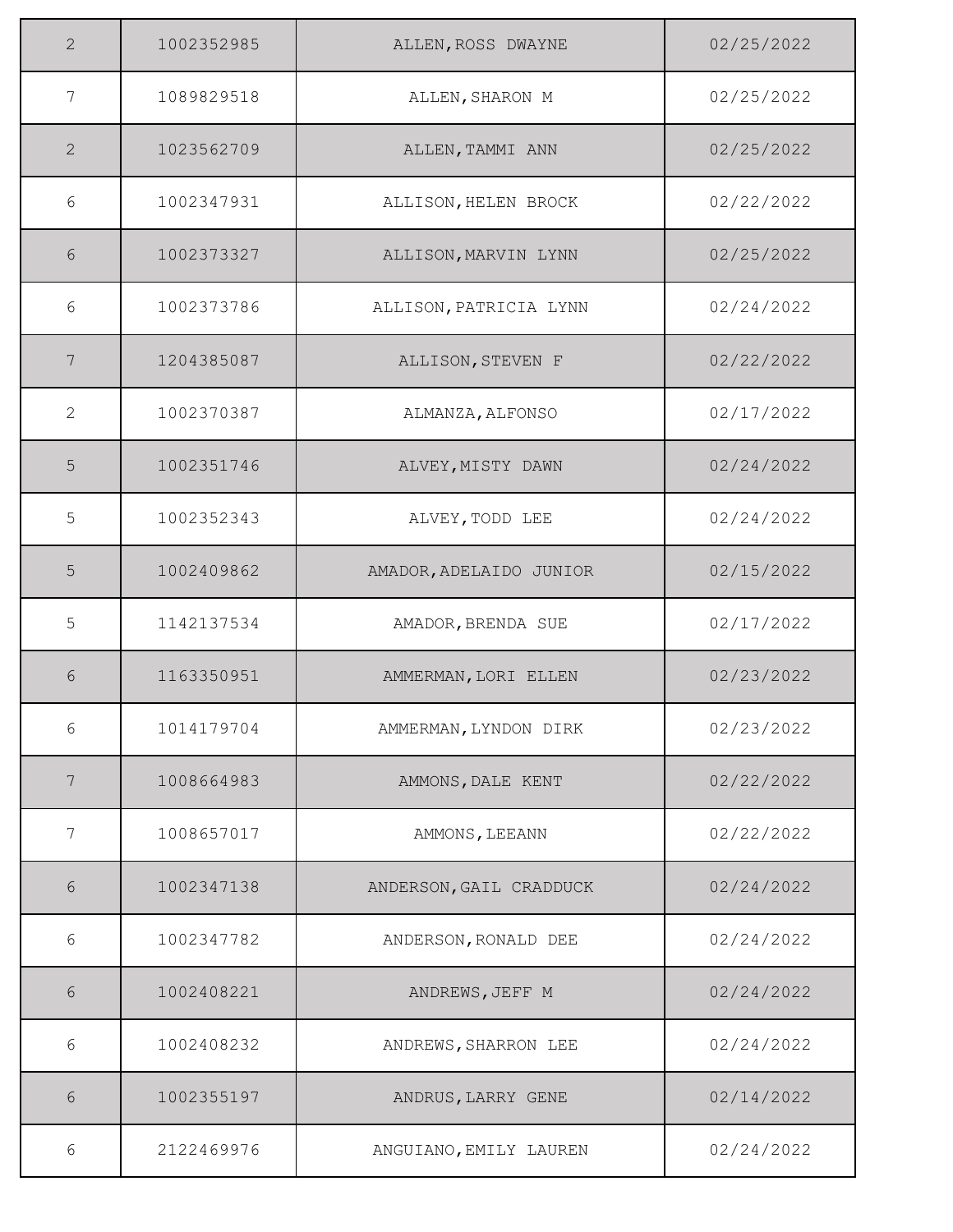| 2 | 1002352985 | ALLEN,ROSS DWAYNE | 02/25/2022 |
|---|---|---|---|
| 7 | 1089829518 | ALLEN,SHARON M | 02/25/2022 |
| 2 | 1023562709 | ALLEN,TAMMI ANN | 02/25/2022 |
| 6 | 1002347931 | ALLISON,HELEN BROCK | 02/22/2022 |
| 6 | 1002373327 | ALLISON,MARVIN LYNN | 02/25/2022 |
| 6 | 1002373786 | ALLISON,PATRICIA LYNN | 02/24/2022 |
| 7 | 1204385087 | ALLISON,STEVEN F | 02/22/2022 |
| 2 | 1002370387 | ALMANZA,ALFONSO | 02/17/2022 |
| 5 | 1002351746 | ALVEY,MISTY DAWN | 02/24/2022 |
| 5 | 1002352343 | ALVEY,TODD LEE | 02/24/2022 |
| 5 | 1002409862 | AMADOR,ADELAIDO JUNIOR | 02/15/2022 |
| 5 | 1142137534 | AMADOR,BRENDA SUE | 02/17/2022 |
| 6 | 1163350951 | AMMERMAN,LORI ELLEN | 02/23/2022 |
| 6 | 1014179704 | AMMERMAN,LYNDON DIRK | 02/23/2022 |
| 7 | 1008664983 | AMMONS,DALE KENT | 02/22/2022 |
| 7 | 1008657017 | AMMONS,LEEANN | 02/22/2022 |
| 6 | 1002347138 | ANDERSON,GAIL CRADDUCK | 02/24/2022 |
| 6 | 1002347782 | ANDERSON,RONALD DEE | 02/24/2022 |
| 6 | 1002408221 | ANDREWS,JEFF M | 02/24/2022 |
| 6 | 1002408232 | ANDREWS,SHARRON LEE | 02/24/2022 |
| 6 | 1002355197 | ANDRUS,LARRY GENE | 02/14/2022 |
| 6 | 2122469976 | ANGUIANO,EMILY LAUREN | 02/24/2022 |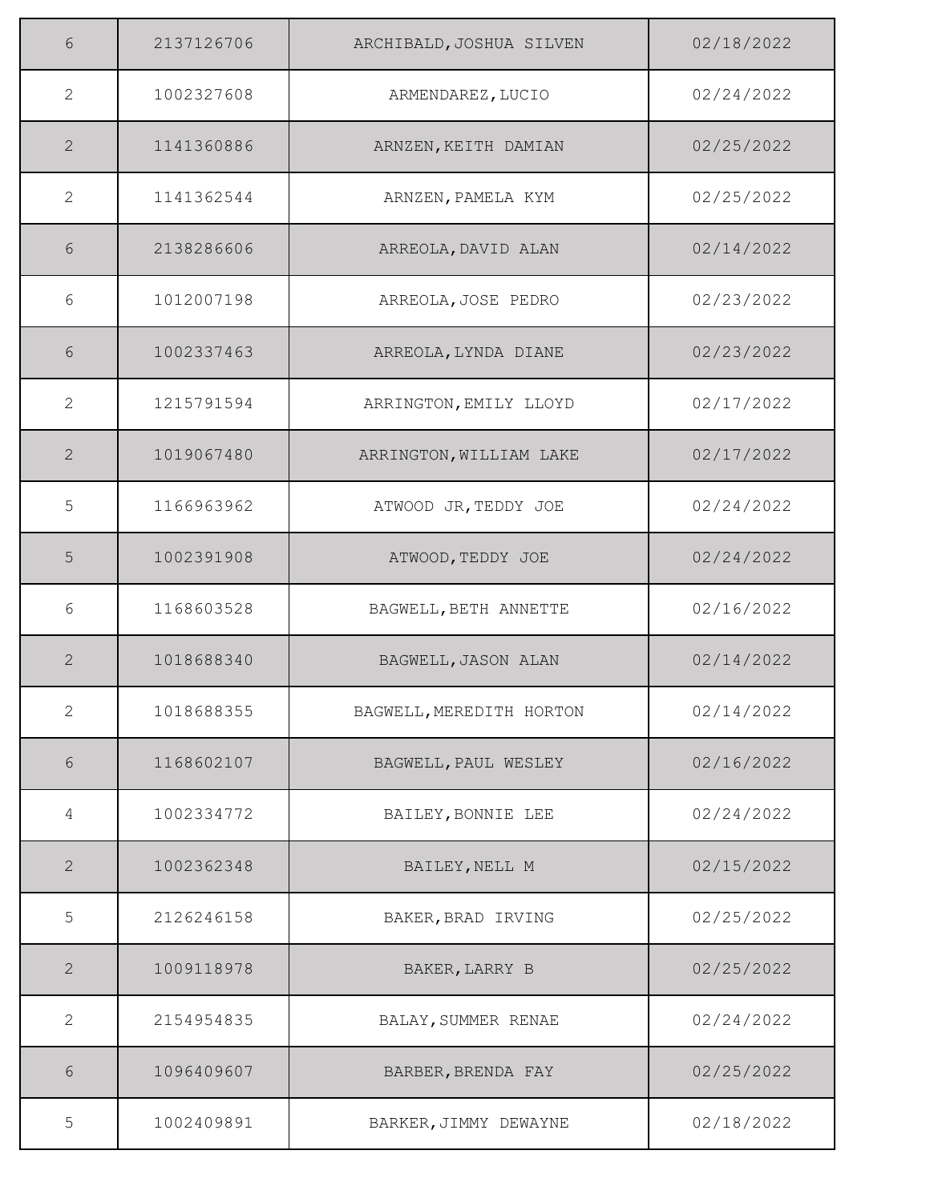| | | | |
|---|---|---|---|
| 6 | 2137126706 | ARCHIBALD,JOSHUA SILVEN | 02/18/2022 |
| 2 | 1002327608 | ARMENDAREZ,LUCIO | 02/24/2022 |
| 2 | 1141360886 | ARNZEN,KEITH DAMIAN | 02/25/2022 |
| 2 | 1141362544 | ARNZEN,PAMELA KYM | 02/25/2022 |
| 6 | 2138286606 | ARREOLA,DAVID ALAN | 02/14/2022 |
| 6 | 1012007198 | ARREOLA,JOSE PEDRO | 02/23/2022 |
| 6 | 1002337463 | ARREOLA,LYNDA DIANE | 02/23/2022 |
| 2 | 1215791594 | ARRINGTON,EMILY LLOYD | 02/17/2022 |
| 2 | 1019067480 | ARRINGTON,WILLIAM LAKE | 02/17/2022 |
| 5 | 1166963962 | ATWOOD JR,TEDDY JOE | 02/24/2022 |
| 5 | 1002391908 | ATWOOD,TEDDY JOE | 02/24/2022 |
| 6 | 1168603528 | BAGWELL,BETH ANNETTE | 02/16/2022 |
| 2 | 1018688340 | BAGWELL,JASON ALAN | 02/14/2022 |
| 2 | 1018688355 | BAGWELL,MEREDITH HORTON | 02/14/2022 |
| 6 | 1168602107 | BAGWELL,PAUL WESLEY | 02/16/2022 |
| 4 | 1002334772 | BAILEY,BONNIE LEE | 02/24/2022 |
| 2 | 1002362348 | BAILEY,NELL M | 02/15/2022 |
| 5 | 2126246158 | BAKER,BRAD IRVING | 02/25/2022 |
| 2 | 1009118978 | BAKER,LARRY B | 02/25/2022 |
| 2 | 2154954835 | BALAY,SUMMER RENAE | 02/24/2022 |
| 6 | 1096409607 | BARBER,BRENDA FAY | 02/25/2022 |
| 5 | 1002409891 | BARKER,JIMMY DEWAYNE | 02/18/2022 |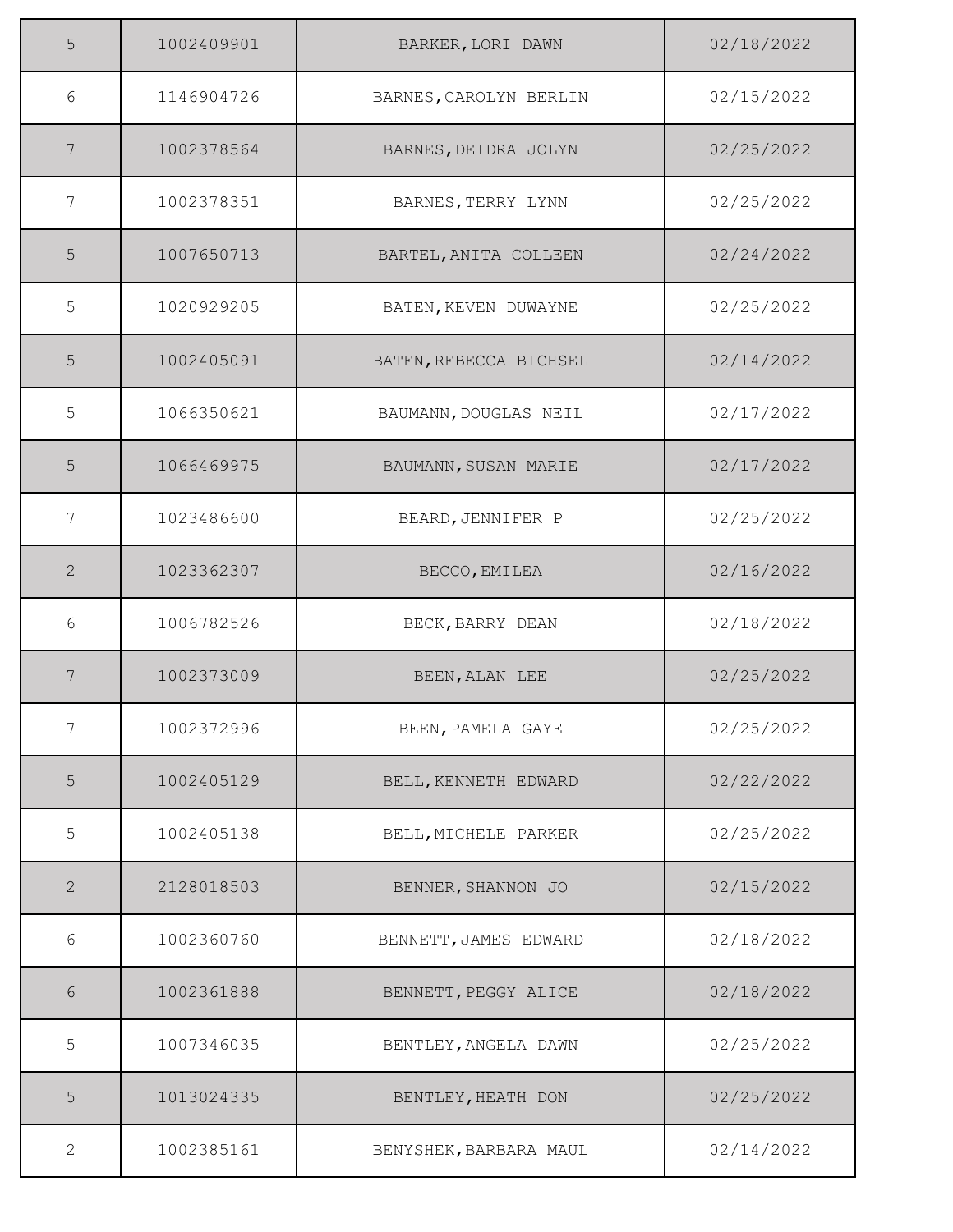| | | | |
|---|---|---|---|
| 5 | 1002409901 | BARKER,LORI DAWN | 02/18/2022 |
| 6 | 1146904726 | BARNES,CAROLYN BERLIN | 02/15/2022 |
| 7 | 1002378564 | BARNES,DEIDRA JOLYN | 02/25/2022 |
| 7 | 1002378351 | BARNES,TERRY LYNN | 02/25/2022 |
| 5 | 1007650713 | BARTEL,ANITA COLLEEN | 02/24/2022 |
| 5 | 1020929205 | BATEN,KEVEN DUWAYNE | 02/25/2022 |
| 5 | 1002405091 | BATEN,REBECCA BICHSEL | 02/14/2022 |
| 5 | 1066350621 | BAUMANN,DOUGLAS NEIL | 02/17/2022 |
| 5 | 1066469975 | BAUMANN,SUSAN MARIE | 02/17/2022 |
| 7 | 1023486600 | BEARD,JENNIFER P | 02/25/2022 |
| 2 | 1023362307 | BECCO,EMILEA | 02/16/2022 |
| 6 | 1006782526 | BECK,BARRY DEAN | 02/18/2022 |
| 7 | 1002373009 | BEEN,ALAN LEE | 02/25/2022 |
| 7 | 1002372996 | BEEN,PAMELA GAYE | 02/25/2022 |
| 5 | 1002405129 | BELL,KENNETH EDWARD | 02/22/2022 |
| 5 | 1002405138 | BELL,MICHELE PARKER | 02/25/2022 |
| 2 | 2128018503 | BENNER,SHANNON JO | 02/15/2022 |
| 6 | 1002360760 | BENNETT,JAMES EDWARD | 02/18/2022 |
| 6 | 1002361888 | BENNETT,PEGGY ALICE | 02/18/2022 |
| 5 | 1007346035 | BENTLEY,ANGELA DAWN | 02/25/2022 |
| 5 | 1013024335 | BENTLEY,HEATH DON | 02/25/2022 |
| 2 | 1002385161 | BENYSHEK,BARBARA MAUL | 02/14/2022 |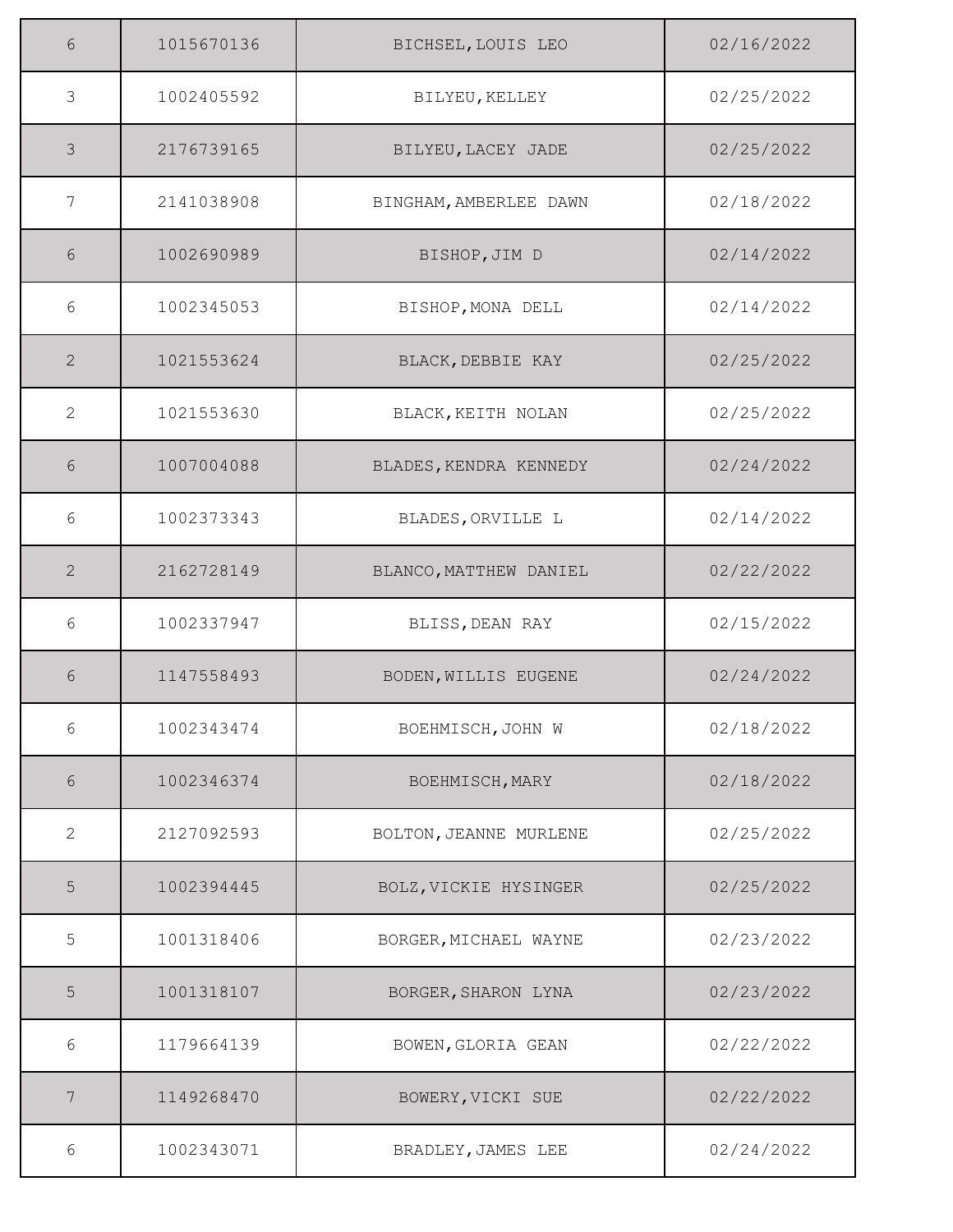| | | | |
|---|---|---|---|
| 6 | 1015670136 | BICHSEL,LOUIS LEO | 02/16/2022 |
| 3 | 1002405592 | BILYEU,KELLEY | 02/25/2022 |
| 3 | 2176739165 | BILYEU,LACEY JADE | 02/25/2022 |
| 7 | 2141038908 | BINGHAM,AMBERLEE DAWN | 02/18/2022 |
| 6 | 1002690989 | BISHOP,JIM D | 02/14/2022 |
| 6 | 1002345053 | BISHOP,MONA DELL | 02/14/2022 |
| 2 | 1021553624 | BLACK,DEBBIE KAY | 02/25/2022 |
| 2 | 1021553630 | BLACK,KEITH NOLAN | 02/25/2022 |
| 6 | 1007004088 | BLADES,KENDRA KENNEDY | 02/24/2022 |
| 6 | 1002373343 | BLADES,ORVILLE L | 02/14/2022 |
| 2 | 2162728149 | BLANCO,MATTHEW DANIEL | 02/22/2022 |
| 6 | 1002337947 | BLISS,DEAN RAY | 02/15/2022 |
| 6 | 1147558493 | BODEN,WILLIS EUGENE | 02/24/2022 |
| 6 | 1002343474 | BOEHMISCH,JOHN W | 02/18/2022 |
| 6 | 1002346374 | BOEHMISCH,MARY | 02/18/2022 |
| 2 | 2127092593 | BOLTON,JEANNE MURLENE | 02/25/2022 |
| 5 | 1002394445 | BOLZ,VICKIE HYSINGER | 02/25/2022 |
| 5 | 1001318406 | BORGER,MICHAEL WAYNE | 02/23/2022 |
| 5 | 1001318107 | BORGER,SHARON LYNA | 02/23/2022 |
| 6 | 1179664139 | BOWEN,GLORIA GEAN | 02/22/2022 |
| 7 | 1149268470 | BOWERY,VICKI SUE | 02/22/2022 |
| 6 | 1002343071 | BRADLEY,JAMES LEE | 02/24/2022 |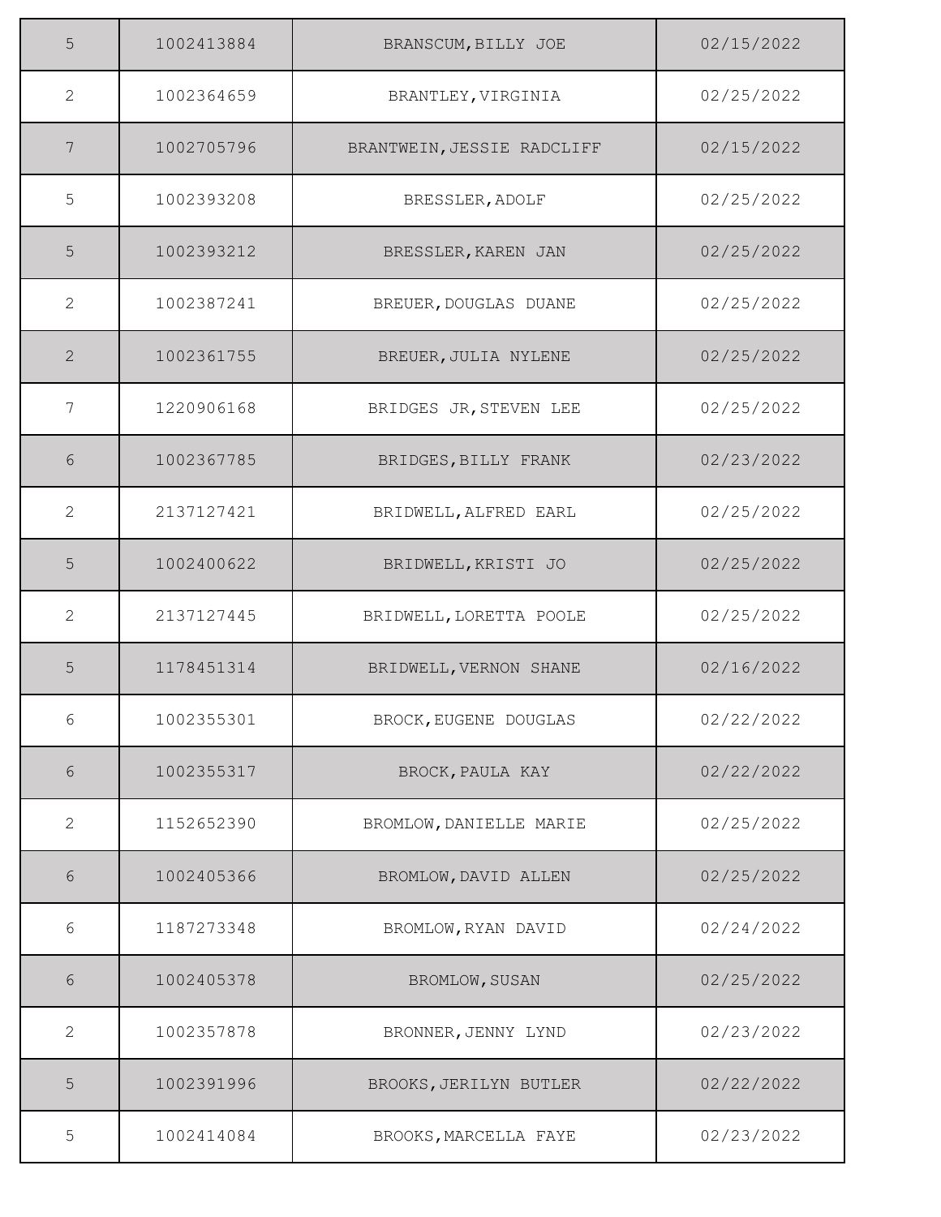| | | | |
|---|---|---|---|
| 5 | 1002413884 | BRANSCUM,BILLY JOE | 02/15/2022 |
| 2 | 1002364659 | BRANTLEY,VIRGINIA | 02/25/2022 |
| 7 | 1002705796 | BRANTWEIN,JESSIE RADCLIFF | 02/15/2022 |
| 5 | 1002393208 | BRESSLER,ADOLF | 02/25/2022 |
| 5 | 1002393212 | BRESSLER,KAREN JAN | 02/25/2022 |
| 2 | 1002387241 | BREUER,DOUGLAS DUANE | 02/25/2022 |
| 2 | 1002361755 | BREUER,JULIA NYLENE | 02/25/2022 |
| 7 | 1220906168 | BRIDGES JR,STEVEN LEE | 02/25/2022 |
| 6 | 1002367785 | BRIDGES,BILLY FRANK | 02/23/2022 |
| 2 | 2137127421 | BRIDWELL,ALFRED EARL | 02/25/2022 |
| 5 | 1002400622 | BRIDWELL,KRISTI JO | 02/25/2022 |
| 2 | 2137127445 | BRIDWELL,LORETTA POOLE | 02/25/2022 |
| 5 | 1178451314 | BRIDWELL,VERNON SHANE | 02/16/2022 |
| 6 | 1002355301 | BROCK,EUGENE DOUGLAS | 02/22/2022 |
| 6 | 1002355317 | BROCK,PAULA KAY | 02/22/2022 |
| 2 | 1152652390 | BROMLOW,DANIELLE MARIE | 02/25/2022 |
| 6 | 1002405366 | BROMLOW,DAVID ALLEN | 02/25/2022 |
| 6 | 1187273348 | BROMLOW,RYAN DAVID | 02/24/2022 |
| 6 | 1002405378 | BROMLOW,SUSAN | 02/25/2022 |
| 2 | 1002357878 | BRONNER,JENNY LYND | 02/23/2022 |
| 5 | 1002391996 | BROOKS,JERILYN BUTLER | 02/22/2022 |
| 5 | 1002414084 | BROOKS,MARCELLA FAYE | 02/23/2022 |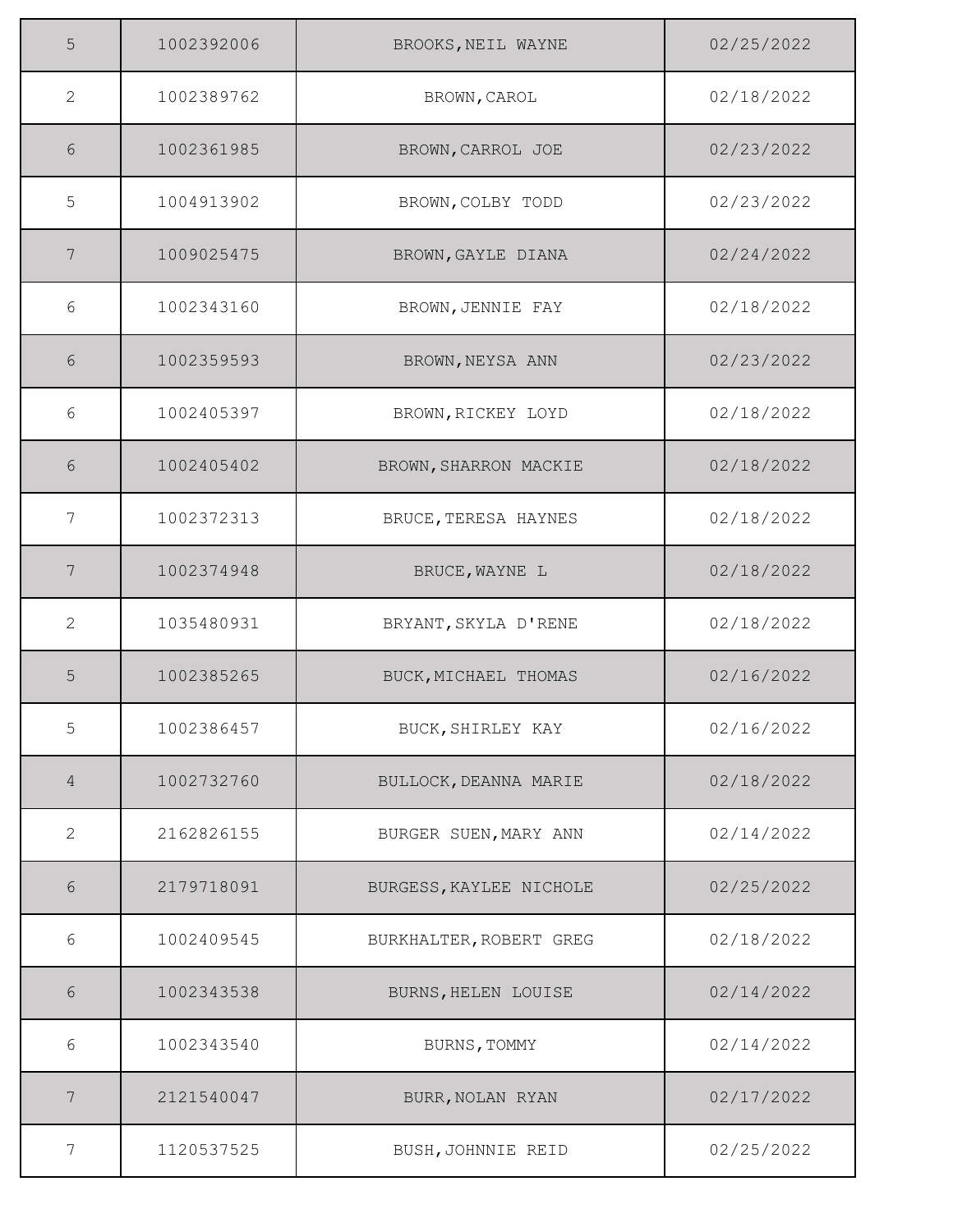| | | | |
|---|---|---|---|
| 5 | 1002392006 | BROOKS,NEIL WAYNE | 02/25/2022 |
| 2 | 1002389762 | BROWN,CAROL | 02/18/2022 |
| 6 | 1002361985 | BROWN,CARROL JOE | 02/23/2022 |
| 5 | 1004913902 | BROWN,COLBY TODD | 02/23/2022 |
| 7 | 1009025475 | BROWN,GAYLE DIANA | 02/24/2022 |
| 6 | 1002343160 | BROWN,JENNIE FAY | 02/18/2022 |
| 6 | 1002359593 | BROWN,NEYSA ANN | 02/23/2022 |
| 6 | 1002405397 | BROWN,RICKEY LOYD | 02/18/2022 |
| 6 | 1002405402 | BROWN,SHARRON MACKIE | 02/18/2022 |
| 7 | 1002372313 | BRUCE,TERESA HAYNES | 02/18/2022 |
| 7 | 1002374948 | BRUCE,WAYNE L | 02/18/2022 |
| 2 | 1035480931 | BRYANT,SKYLA D'RENE | 02/18/2022 |
| 5 | 1002385265 | BUCK,MICHAEL THOMAS | 02/16/2022 |
| 5 | 1002386457 | BUCK,SHIRLEY KAY | 02/16/2022 |
| 4 | 1002732760 | BULLOCK,DEANNA MARIE | 02/18/2022 |
| 2 | 2162826155 | BURGER SUEN,MARY ANN | 02/14/2022 |
| 6 | 2179718091 | BURGESS,KAYLEE NICHOLE | 02/25/2022 |
| 6 | 1002409545 | BURKHALTER,ROBERT GREG | 02/18/2022 |
| 6 | 1002343538 | BURNS,HELEN LOUISE | 02/14/2022 |
| 6 | 1002343540 | BURNS,TOMMY | 02/14/2022 |
| 7 | 2121540047 | BURR,NOLAN RYAN | 02/17/2022 |
| 7 | 1120537525 | BUSH,JOHNNIE REID | 02/25/2022 |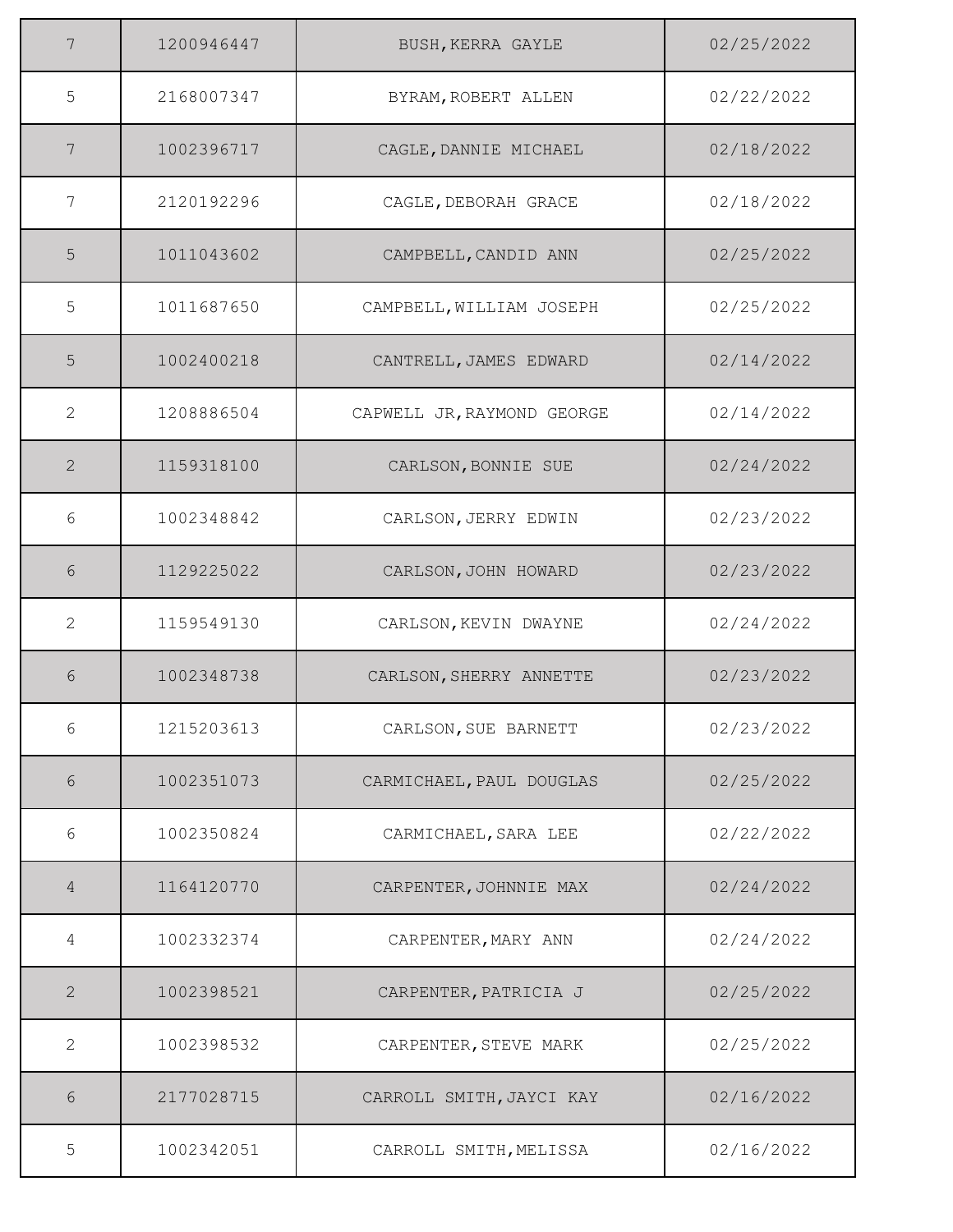| | | | |
|---|---|---|---|
| 7 | 1200946447 | BUSH,KERRA GAYLE | 02/25/2022 |
| 5 | 2168007347 | BYRAM,ROBERT ALLEN | 02/22/2022 |
| 7 | 1002396717 | CAGLE,DANNIE MICHAEL | 02/18/2022 |
| 7 | 2120192296 | CAGLE,DEBORAH GRACE | 02/18/2022 |
| 5 | 1011043602 | CAMPBELL,CANDID ANN | 02/25/2022 |
| 5 | 1011687650 | CAMPBELL,WILLIAM JOSEPH | 02/25/2022 |
| 5 | 1002400218 | CANTRELL,JAMES EDWARD | 02/14/2022 |
| 2 | 1208886504 | CAPWELL JR,RAYMOND GEORGE | 02/14/2022 |
| 2 | 1159318100 | CARLSON,BONNIE SUE | 02/24/2022 |
| 6 | 1002348842 | CARLSON,JERRY EDWIN | 02/23/2022 |
| 6 | 1129225022 | CARLSON,JOHN HOWARD | 02/23/2022 |
| 2 | 1159549130 | CARLSON,KEVIN DWAYNE | 02/24/2022 |
| 6 | 1002348738 | CARLSON,SHERRY ANNETTE | 02/23/2022 |
| 6 | 1215203613 | CARLSON,SUE BARNETT | 02/23/2022 |
| 6 | 1002351073 | CARMICHAEL,PAUL DOUGLAS | 02/25/2022 |
| 6 | 1002350824 | CARMICHAEL,SARA LEE | 02/22/2022 |
| 4 | 1164120770 | CARPENTER,JOHNNIE MAX | 02/24/2022 |
| 4 | 1002332374 | CARPENTER,MARY ANN | 02/24/2022 |
| 2 | 1002398521 | CARPENTER,PATRICIA J | 02/25/2022 |
| 2 | 1002398532 | CARPENTER,STEVE MARK | 02/25/2022 |
| 6 | 2177028715 | CARROLL SMITH,JAYCI KAY | 02/16/2022 |
| 5 | 1002342051 | CARROLL SMITH,MELISSA | 02/16/2022 |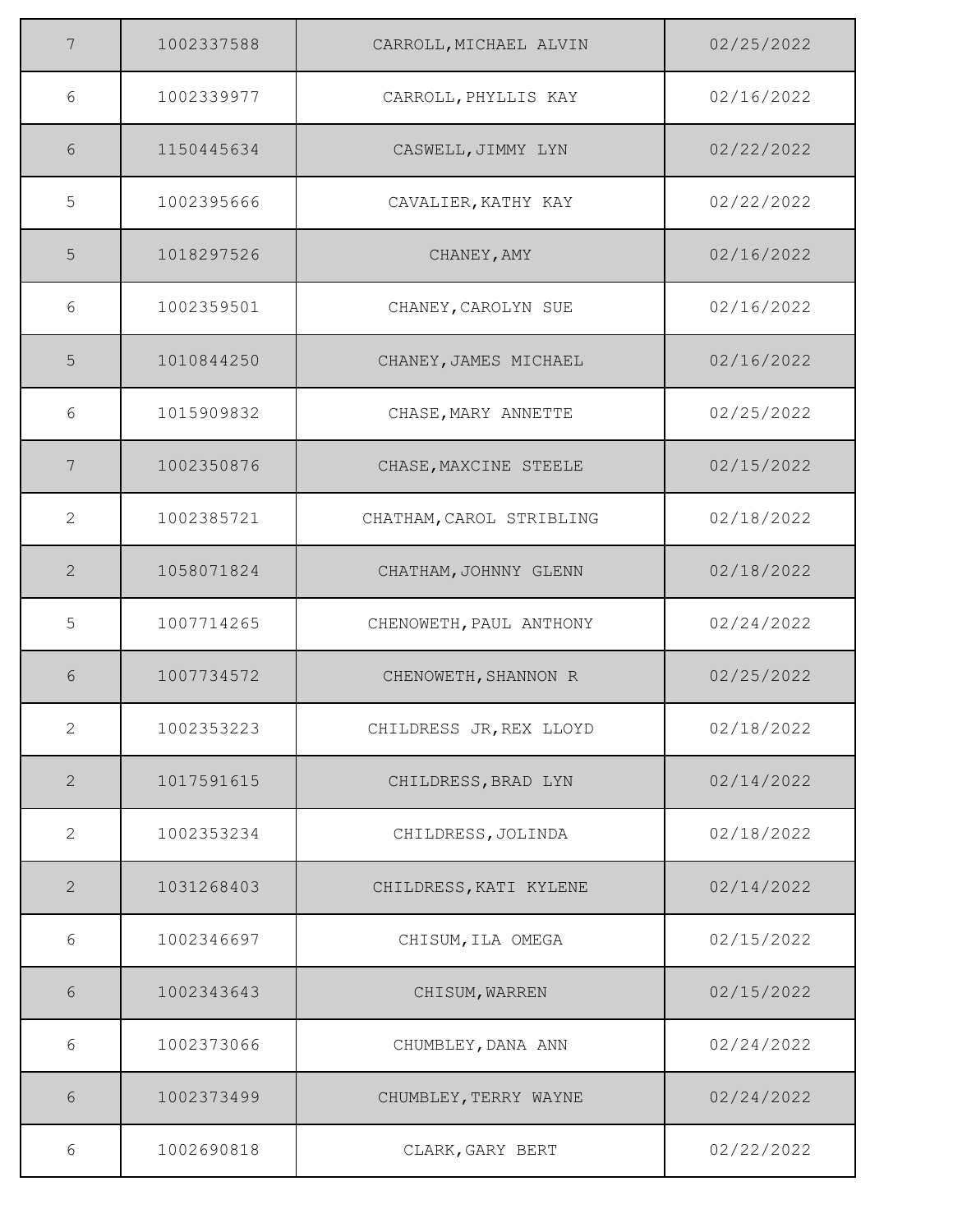| | | | |
|---|---|---|---|
| 7 | 1002337588 | CARROLL,MICHAEL ALVIN | 02/25/2022 |
| 6 | 1002339977 | CARROLL,PHYLLIS KAY | 02/16/2022 |
| 6 | 1150445634 | CASWELL,JIMMY LYN | 02/22/2022 |
| 5 | 1002395666 | CAVALIER,KATHY KAY | 02/22/2022 |
| 5 | 1018297526 | CHANEY,AMY | 02/16/2022 |
| 6 | 1002359501 | CHANEY,CAROLYN SUE | 02/16/2022 |
| 5 | 1010844250 | CHANEY,JAMES MICHAEL | 02/16/2022 |
| 6 | 1015909832 | CHASE,MARY ANNETTE | 02/25/2022 |
| 7 | 1002350876 | CHASE,MAXCINE STEELE | 02/15/2022 |
| 2 | 1002385721 | CHATHAM,CAROL STRIBLING | 02/18/2022 |
| 2 | 1058071824 | CHATHAM,JOHNNY GLENN | 02/18/2022 |
| 5 | 1007714265 | CHENOWETH,PAUL ANTHONY | 02/24/2022 |
| 6 | 1007734572 | CHENOWETH,SHANNON R | 02/25/2022 |
| 2 | 1002353223 | CHILDRESS JR,REX LLOYD | 02/18/2022 |
| 2 | 1017591615 | CHILDRESS,BRAD LYN | 02/14/2022 |
| 2 | 1002353234 | CHILDRESS,JOLINDA | 02/18/2022 |
| 2 | 1031268403 | CHILDRESS,KATI KYLENE | 02/14/2022 |
| 6 | 1002346697 | CHISUM,ILA OMEGA | 02/15/2022 |
| 6 | 1002343643 | CHISUM,WARREN | 02/15/2022 |
| 6 | 1002373066 | CHUMBLEY,DANA ANN | 02/24/2022 |
| 6 | 1002373499 | CHUMBLEY,TERRY WAYNE | 02/24/2022 |
| 6 | 1002690818 | CLARK,GARY BERT | 02/22/2022 |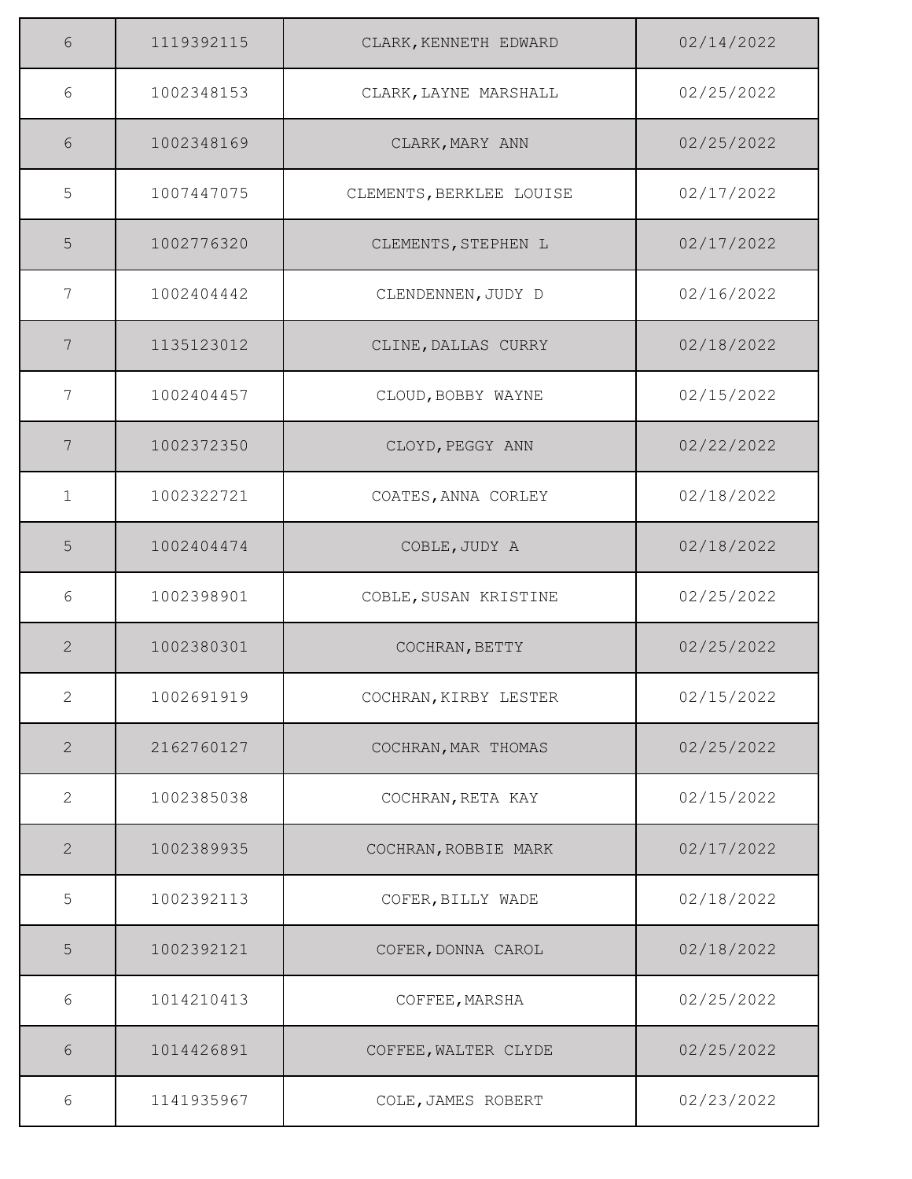| | | | |
|---|---|---|---|
| 6 | 1119392115 | CLARK,KENNETH EDWARD | 02/14/2022 |
| 6 | 1002348153 | CLARK,LAYNE MARSHALL | 02/25/2022 |
| 6 | 1002348169 | CLARK,MARY ANN | 02/25/2022 |
| 5 | 1007447075 | CLEMENTS,BERKLEE LOUISE | 02/17/2022 |
| 5 | 1002776320 | CLEMENTS,STEPHEN L | 02/17/2022 |
| 7 | 1002404442 | CLENDENNEN,JUDY D | 02/16/2022 |
| 7 | 1135123012 | CLINE,DALLAS CURRY | 02/18/2022 |
| 7 | 1002404457 | CLOUD,BOBBY WAYNE | 02/15/2022 |
| 7 | 1002372350 | CLOYD,PEGGY ANN | 02/22/2022 |
| 1 | 1002322721 | COATES,ANNA CORLEY | 02/18/2022 |
| 5 | 1002404474 | COBLE,JUDY A | 02/18/2022 |
| 6 | 1002398901 | COBLE,SUSAN KRISTINE | 02/25/2022 |
| 2 | 1002380301 | COCHRAN,BETTY | 02/25/2022 |
| 2 | 1002691919 | COCHRAN,KIRBY LESTER | 02/15/2022 |
| 2 | 2162760127 | COCHRAN,MAR THOMAS | 02/25/2022 |
| 2 | 1002385038 | COCHRAN,RETA KAY | 02/15/2022 |
| 2 | 1002389935 | COCHRAN,ROBBIE MARK | 02/17/2022 |
| 5 | 1002392113 | COFER,BILLY WADE | 02/18/2022 |
| 5 | 1002392121 | COFER,DONNA CAROL | 02/18/2022 |
| 6 | 1014210413 | COFFEE,MARSHA | 02/25/2022 |
| 6 | 1014426891 | COFFEE,WALTER CLYDE | 02/25/2022 |
| 6 | 1141935967 | COLE,JAMES ROBERT | 02/23/2022 |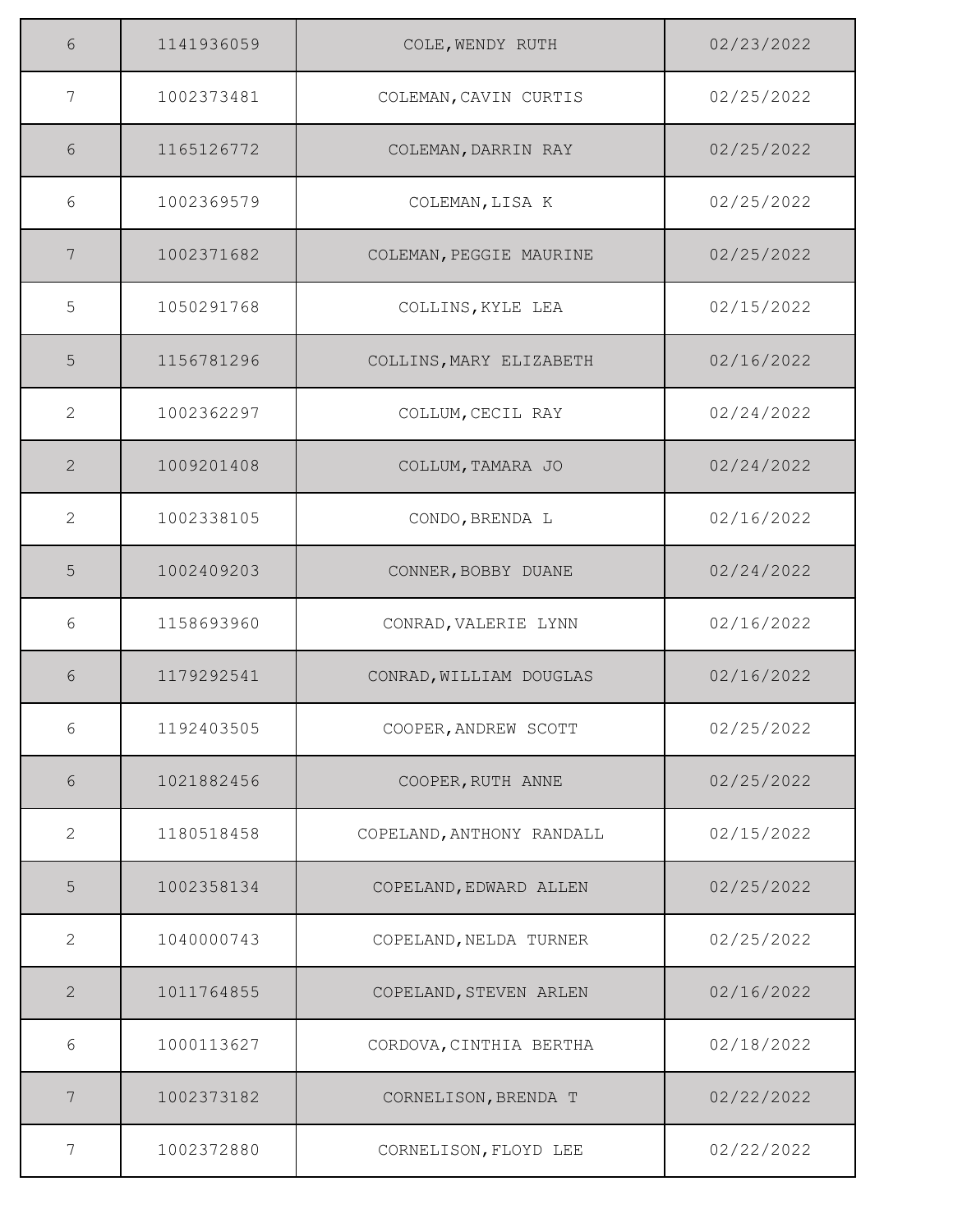| | | | |
|---|---|---|---|
| 6 | 1141936059 | COLE,WENDY RUTH | 02/23/2022 |
| 7 | 1002373481 | COLEMAN,CAVIN CURTIS | 02/25/2022 |
| 6 | 1165126772 | COLEMAN,DARRIN RAY | 02/25/2022 |
| 6 | 1002369579 | COLEMAN,LISA K | 02/25/2022 |
| 7 | 1002371682 | COLEMAN,PEGGIE MAURINE | 02/25/2022 |
| 5 | 1050291768 | COLLINS,KYLE LEA | 02/15/2022 |
| 5 | 1156781296 | COLLINS,MARY ELIZABETH | 02/16/2022 |
| 2 | 1002362297 | COLLUM,CECIL RAY | 02/24/2022 |
| 2 | 1009201408 | COLLUM,TAMARA JO | 02/24/2022 |
| 2 | 1002338105 | CONDO,BRENDA L | 02/16/2022 |
| 5 | 1002409203 | CONNER,BOBBY DUANE | 02/24/2022 |
| 6 | 1158693960 | CONRAD,VALERIE LYNN | 02/16/2022 |
| 6 | 1179292541 | CONRAD,WILLIAM DOUGLAS | 02/16/2022 |
| 6 | 1192403505 | COOPER,ANDREW SCOTT | 02/25/2022 |
| 6 | 1021882456 | COOPER,RUTH ANNE | 02/25/2022 |
| 2 | 1180518458 | COPELAND,ANTHONY RANDALL | 02/15/2022 |
| 5 | 1002358134 | COPELAND,EDWARD ALLEN | 02/25/2022 |
| 2 | 1040000743 | COPELAND,NELDA TURNER | 02/25/2022 |
| 2 | 1011764855 | COPELAND,STEVEN ARLEN | 02/16/2022 |
| 6 | 1000113627 | CORDOVA,CINTHIA BERTHA | 02/18/2022 |
| 7 | 1002373182 | CORNELISON,BRENDA T | 02/22/2022 |
| 7 | 1002372880 | CORNELISON,FLOYD LEE | 02/22/2022 |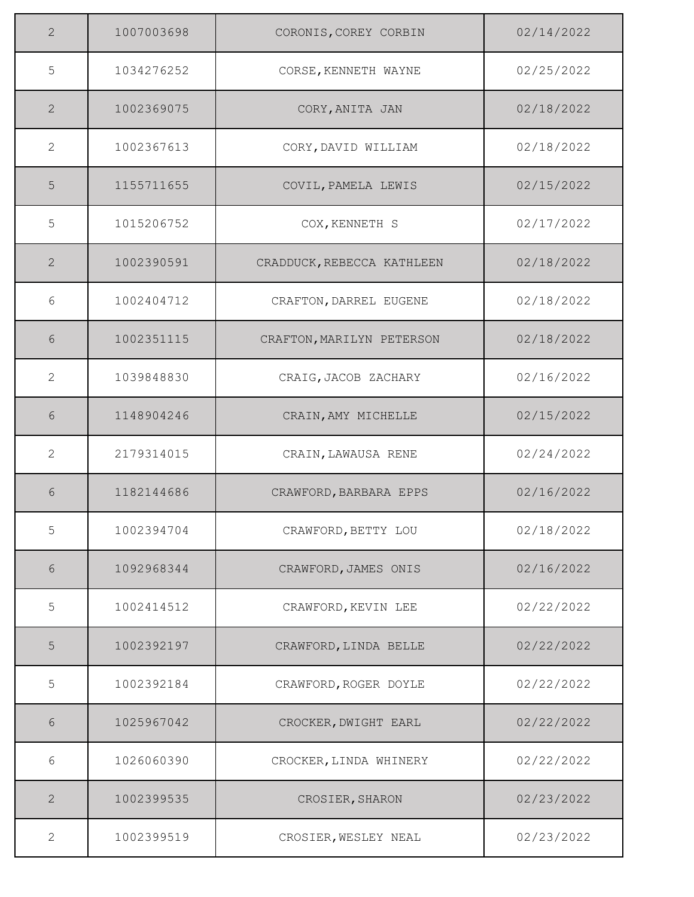| | | | |
|---|---|---|---|
| 2 | 1007003698 | CORONIS,COREY CORBIN | 02/14/2022 |
| 5 | 1034276252 | CORSE,KENNETH WAYNE | 02/25/2022 |
| 2 | 1002369075 | CORY,ANITA JAN | 02/18/2022 |
| 2 | 1002367613 | CORY,DAVID WILLIAM | 02/18/2022 |
| 5 | 1155711655 | COVIL,PAMELA LEWIS | 02/15/2022 |
| 5 | 1015206752 | COX,KENNETH S | 02/17/2022 |
| 2 | 1002390591 | CRADDUCK,REBECCA KATHLEEN | 02/18/2022 |
| 6 | 1002404712 | CRAFTON,DARREL EUGENE | 02/18/2022 |
| 6 | 1002351115 | CRAFTON,MARILYN PETERSON | 02/18/2022 |
| 2 | 1039848830 | CRAIG,JACOB ZACHARY | 02/16/2022 |
| 6 | 1148904246 | CRAIN,AMY MICHELLE | 02/15/2022 |
| 2 | 2179314015 | CRAIN,LAWAUSA RENE | 02/24/2022 |
| 6 | 1182144686 | CRAWFORD,BARBARA EPPS | 02/16/2022 |
| 5 | 1002394704 | CRAWFORD,BETTY LOU | 02/18/2022 |
| 6 | 1092968344 | CRAWFORD,JAMES ONIS | 02/16/2022 |
| 5 | 1002414512 | CRAWFORD,KEVIN LEE | 02/22/2022 |
| 5 | 1002392197 | CRAWFORD,LINDA BELLE | 02/22/2022 |
| 5 | 1002392184 | CRAWFORD,ROGER DOYLE | 02/22/2022 |
| 6 | 1025967042 | CROCKER,DWIGHT EARL | 02/22/2022 |
| 6 | 1026060390 | CROCKER,LINDA WHINERY | 02/22/2022 |
| 2 | 1002399535 | CROSIER,SHARON | 02/23/2022 |
| 2 | 1002399519 | CROSIER,WESLEY NEAL | 02/23/2022 |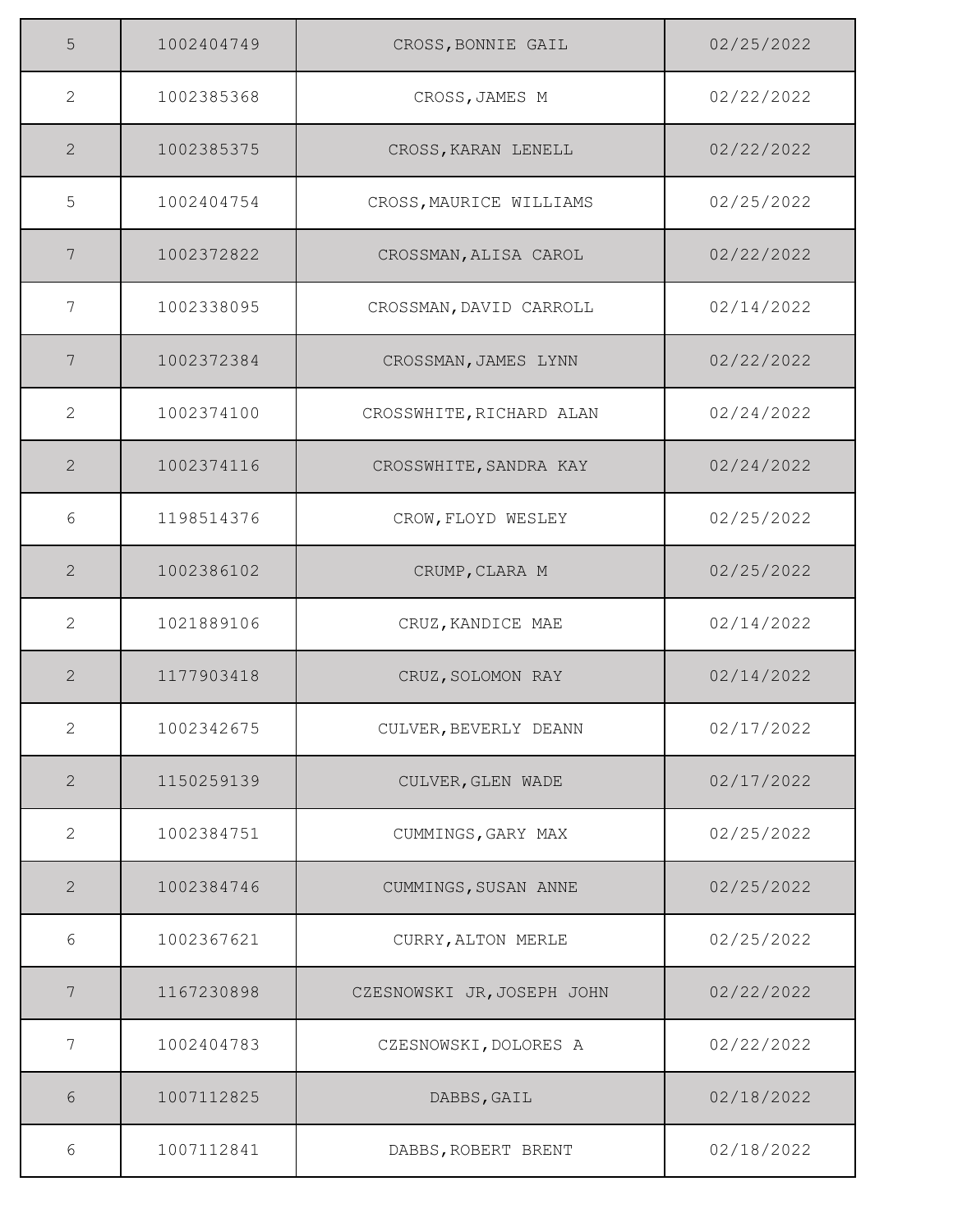| | | | |
|---|---|---|---|
| 5 | 1002404749 | CROSS,BONNIE GAIL | 02/25/2022 |
| 2 | 1002385368 | CROSS,JAMES M | 02/22/2022 |
| 2 | 1002385375 | CROSS,KARAN LENELL | 02/22/2022 |
| 5 | 1002404754 | CROSS,MAURICE WILLIAMS | 02/25/2022 |
| 7 | 1002372822 | CROSSMAN,ALISA CAROL | 02/22/2022 |
| 7 | 1002338095 | CROSSMAN,DAVID CARROLL | 02/14/2022 |
| 7 | 1002372384 | CROSSMAN,JAMES LYNN | 02/22/2022 |
| 2 | 1002374100 | CROSSWHITE,RICHARD ALAN | 02/24/2022 |
| 2 | 1002374116 | CROSSWHITE,SANDRA KAY | 02/24/2022 |
| 6 | 1198514376 | CROW,FLOYD WESLEY | 02/25/2022 |
| 2 | 1002386102 | CRUMP,CLARA M | 02/25/2022 |
| 2 | 1021889106 | CRUZ,KANDICE MAE | 02/14/2022 |
| 2 | 1177903418 | CRUZ,SOLOMON RAY | 02/14/2022 |
| 2 | 1002342675 | CULVER,BEVERLY DEANN | 02/17/2022 |
| 2 | 1150259139 | CULVER,GLEN WADE | 02/17/2022 |
| 2 | 1002384751 | CUMMINGS,GARY MAX | 02/25/2022 |
| 2 | 1002384746 | CUMMINGS,SUSAN ANNE | 02/25/2022 |
| 6 | 1002367621 | CURRY,ALTON MERLE | 02/25/2022 |
| 7 | 1167230898 | CZESNOWSKI JR,JOSEPH JOHN | 02/22/2022 |
| 7 | 1002404783 | CZESNOWSKI,DOLORES A | 02/22/2022 |
| 6 | 1007112825 | DABBS,GAIL | 02/18/2022 |
| 6 | 1007112841 | DABBS,ROBERT BRENT | 02/18/2022 |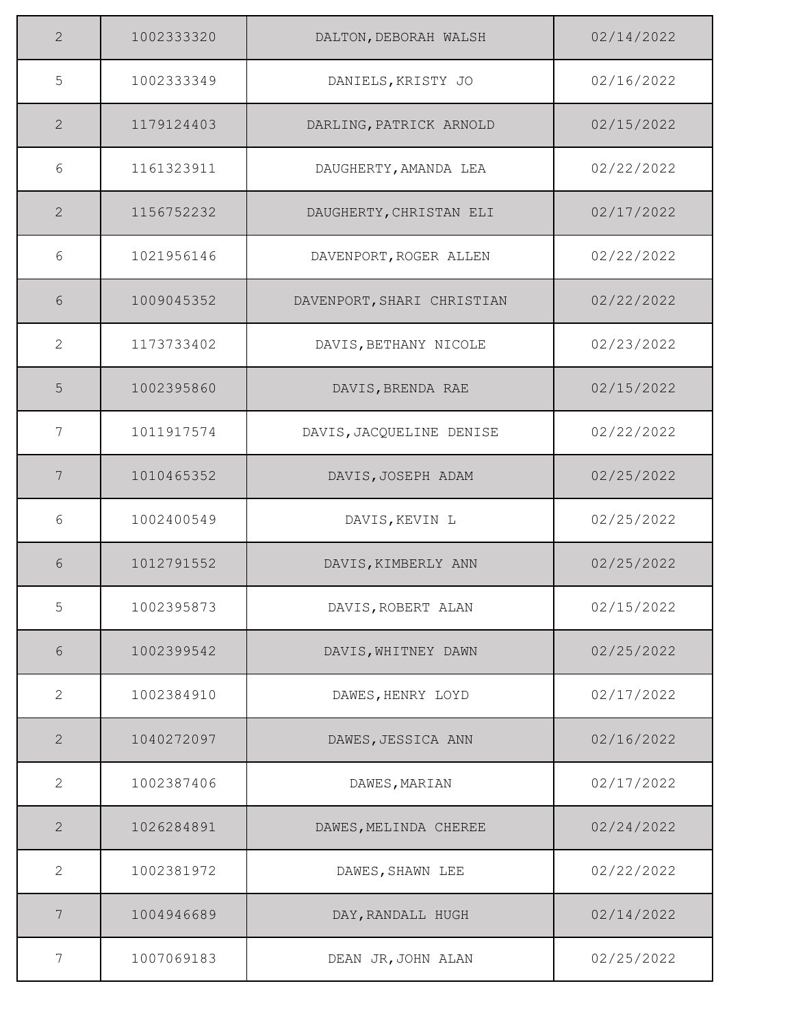| | | | |
|---|---|---|---|
| 2 | 1002333320 | DALTON,DEBORAH WALSH | 02/14/2022 |
| 5 | 1002333349 | DANIELS,KRISTY JO | 02/16/2022 |
| 2 | 1179124403 | DARLING,PATRICK ARNOLD | 02/15/2022 |
| 6 | 1161323911 | DAUGHERTY,AMANDA LEA | 02/22/2022 |
| 2 | 1156752232 | DAUGHERTY,CHRISTAN ELI | 02/17/2022 |
| 6 | 1021956146 | DAVENPORT,ROGER ALLEN | 02/22/2022 |
| 6 | 1009045352 | DAVENPORT,SHARI CHRISTIAN | 02/22/2022 |
| 2 | 1173733402 | DAVIS,BETHANY NICOLE | 02/23/2022 |
| 5 | 1002395860 | DAVIS,BRENDA RAE | 02/15/2022 |
| 7 | 1011917574 | DAVIS,JACQUELINE DENISE | 02/22/2022 |
| 7 | 1010465352 | DAVIS,JOSEPH ADAM | 02/25/2022 |
| 6 | 1002400549 | DAVIS,KEVIN L | 02/25/2022 |
| 6 | 1012791552 | DAVIS,KIMBERLY ANN | 02/25/2022 |
| 5 | 1002395873 | DAVIS,ROBERT ALAN | 02/15/2022 |
| 6 | 1002399542 | DAVIS,WHITNEY DAWN | 02/25/2022 |
| 2 | 1002384910 | DAWES,HENRY LOYD | 02/17/2022 |
| 2 | 1040272097 | DAWES,JESSICA ANN | 02/16/2022 |
| 2 | 1002387406 | DAWES,MARIAN | 02/17/2022 |
| 2 | 1026284891 | DAWES,MELINDA CHEREE | 02/24/2022 |
| 2 | 1002381972 | DAWES,SHAWN LEE | 02/22/2022 |
| 7 | 1004946689 | DAY,RANDALL HUGH | 02/14/2022 |
| 7 | 1007069183 | DEAN JR,JOHN ALAN | 02/25/2022 |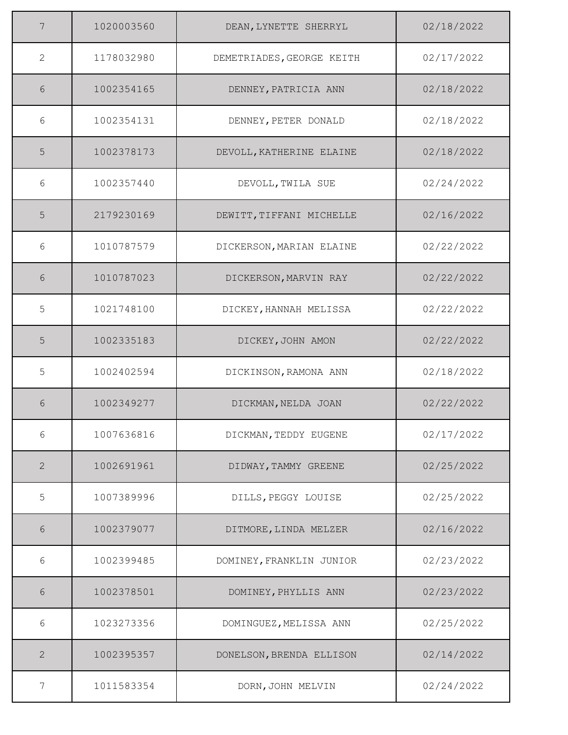| 7 | 1020003560 | DEAN,LYNETTE SHERRYL | 02/18/2022 |
|---|---|---|---|
| 2 | 1178032980 | DEMETRIADES,GEORGE KEITH | 02/17/2022 |
| 6 | 1002354165 | DENNEY,PATRICIA ANN | 02/18/2022 |
| 6 | 1002354131 | DENNEY,PETER DONALD | 02/18/2022 |
| 5 | 1002378173 | DEVOLL,KATHERINE ELAINE | 02/18/2022 |
| 6 | 1002357440 | DEVOLL,TWILA SUE | 02/24/2022 |
| 5 | 2179230169 | DEWITT,TIFFANI MICHELLE | 02/16/2022 |
| 6 | 1010787579 | DICKERSON,MARIAN ELAINE | 02/22/2022 |
| 6 | 1010787023 | DICKERSON,MARVIN RAY | 02/22/2022 |
| 5 | 1021748100 | DICKEY,HANNAH MELISSA | 02/22/2022 |
| 5 | 1002335183 | DICKEY,JOHN AMON | 02/22/2022 |
| 5 | 1002402594 | DICKINSON,RAMONA ANN | 02/18/2022 |
| 6 | 1002349277 | DICKMAN,NELDA JOAN | 02/22/2022 |
| 6 | 1007636816 | DICKMAN,TEDDY EUGENE | 02/17/2022 |
| 2 | 1002691961 | DIDWAY,TAMMY GREENE | 02/25/2022 |
| 5 | 1007389996 | DILLS,PEGGY LOUISE | 02/25/2022 |
| 6 | 1002379077 | DITMORE,LINDA MELZER | 02/16/2022 |
| 6 | 1002399485 | DOMINEY,FRANKLIN JUNIOR | 02/23/2022 |
| 6 | 1002378501 | DOMINEY,PHYLLIS ANN | 02/23/2022 |
| 6 | 1023273356 | DOMINGUEZ,MELISSA ANN | 02/25/2022 |
| 2 | 1002395357 | DONELSON,BRENDA ELLISON | 02/14/2022 |
| 7 | 1011583354 | DORN,JOHN MELVIN | 02/24/2022 |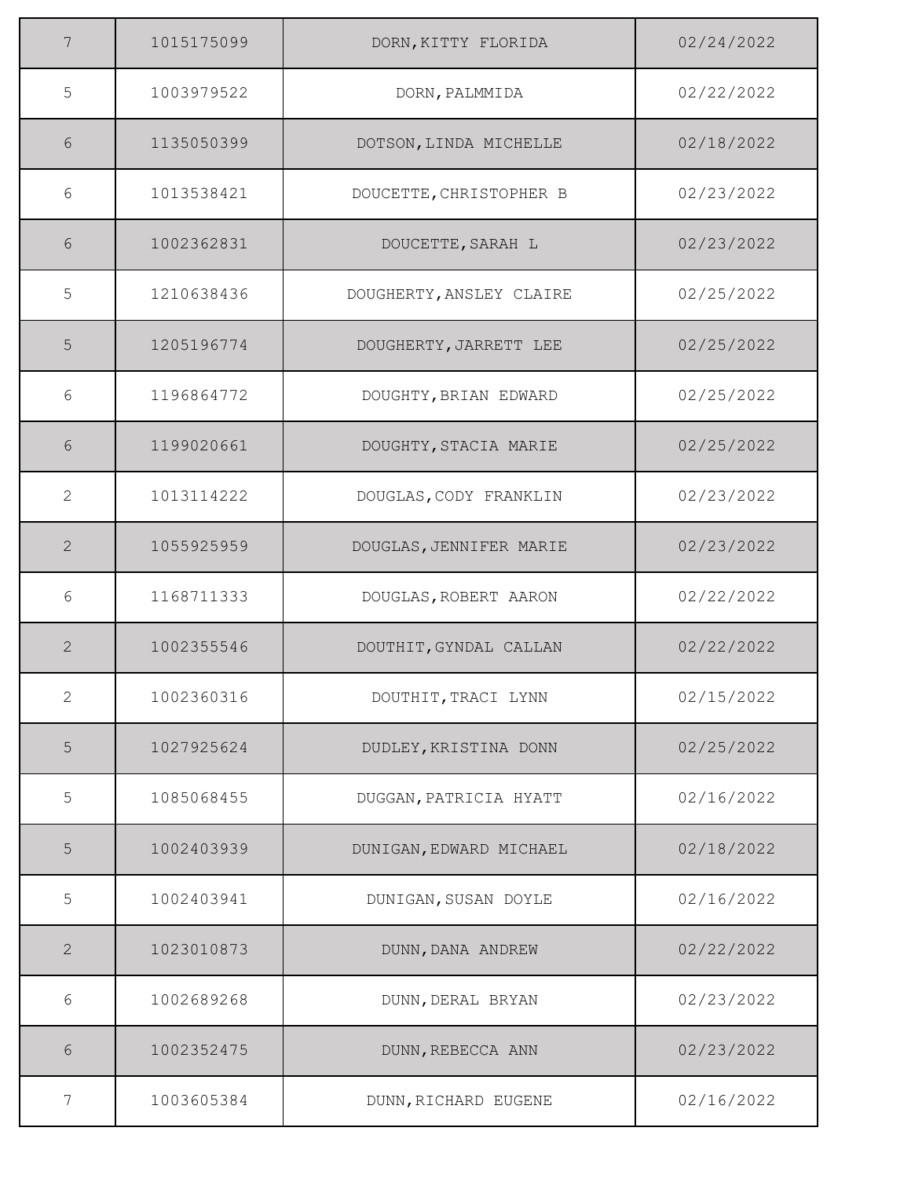| | | | |
|---|---|---|---|
| 7 | 1015175099 | DORN,KITTY FLORIDA | 02/24/2022 |
| 5 | 1003979522 | DORN,PALMMIDA | 02/22/2022 |
| 6 | 1135050399 | DOTSON,LINDA MICHELLE | 02/18/2022 |
| 6 | 1013538421 | DOUCETTE,CHRISTOPHER B | 02/23/2022 |
| 6 | 1002362831 | DOUCETTE,SARAH L | 02/23/2022 |
| 5 | 1210638436 | DOUGHERTY,ANSLEY CLAIRE | 02/25/2022 |
| 5 | 1205196774 | DOUGHERTY,JARRETT LEE | 02/25/2022 |
| 6 | 1196864772 | DOUGHTY,BRIAN EDWARD | 02/25/2022 |
| 6 | 1199020661 | DOUGHTY,STACIA MARIE | 02/25/2022 |
| 2 | 1013114222 | DOUGLAS,CODY FRANKLIN | 02/23/2022 |
| 2 | 1055925959 | DOUGLAS,JENNIFER MARIE | 02/23/2022 |
| 6 | 1168711333 | DOUGLAS,ROBERT AARON | 02/22/2022 |
| 2 | 1002355546 | DOUTHIT,GYNDAL CALLAN | 02/22/2022 |
| 2 | 1002360316 | DOUTHIT,TRACI LYNN | 02/15/2022 |
| 5 | 1027925624 | DUDLEY,KRISTINA DONN | 02/25/2022 |
| 5 | 1085068455 | DUGGAN,PATRICIA HYATT | 02/16/2022 |
| 5 | 1002403939 | DUNIGAN,EDWARD MICHAEL | 02/18/2022 |
| 5 | 1002403941 | DUNIGAN,SUSAN DOYLE | 02/16/2022 |
| 2 | 1023010873 | DUNN,DANA ANDREW | 02/22/2022 |
| 6 | 1002689268 | DUNN,DERAL BRYAN | 02/23/2022 |
| 6 | 1002352475 | DUNN,REBECCA ANN | 02/23/2022 |
| 7 | 1003605384 | DUNN,RICHARD EUGENE | 02/16/2022 |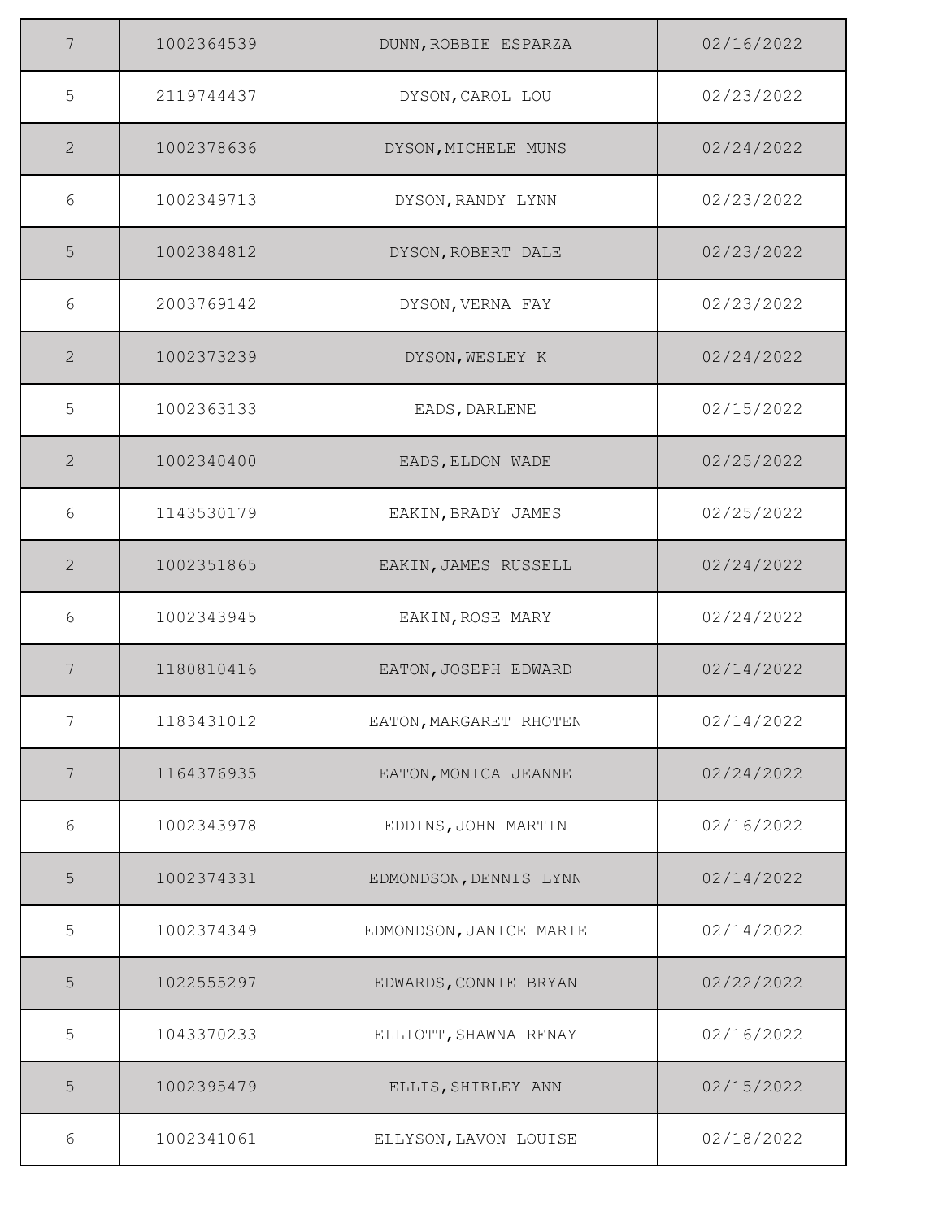| | | | |
|---|---|---|---|
| 7 | 1002364539 | DUNN,ROBBIE ESPARZA | 02/16/2022 |
| 5 | 2119744437 | DYSON,CAROL LOU | 02/23/2022 |
| 2 | 1002378636 | DYSON,MICHELE MUNS | 02/24/2022 |
| 6 | 1002349713 | DYSON,RANDY LYNN | 02/23/2022 |
| 5 | 1002384812 | DYSON,ROBERT DALE | 02/23/2022 |
| 6 | 2003769142 | DYSON,VERNA FAY | 02/23/2022 |
| 2 | 1002373239 | DYSON,WESLEY K | 02/24/2022 |
| 5 | 1002363133 | EADS,DARLENE | 02/15/2022 |
| 2 | 1002340400 | EADS,ELDON WADE | 02/25/2022 |
| 6 | 1143530179 | EAKIN,BRADY JAMES | 02/25/2022 |
| 2 | 1002351865 | EAKIN,JAMES RUSSELL | 02/24/2022 |
| 6 | 1002343945 | EAKIN,ROSE MARY | 02/24/2022 |
| 7 | 1180810416 | EATON,JOSEPH EDWARD | 02/14/2022 |
| 7 | 1183431012 | EATON,MARGARET RHOTEN | 02/14/2022 |
| 7 | 1164376935 | EATON,MONICA JEANNE | 02/24/2022 |
| 6 | 1002343978 | EDDINS,JOHN MARTIN | 02/16/2022 |
| 5 | 1002374331 | EDMONDSON,DENNIS LYNN | 02/14/2022 |
| 5 | 1002374349 | EDMONDSON,JANICE MARIE | 02/14/2022 |
| 5 | 1022555297 | EDWARDS,CONNIE BRYAN | 02/22/2022 |
| 5 | 1043370233 | ELLIOTT,SHAWNA RENAY | 02/16/2022 |
| 5 | 1002395479 | ELLIS,SHIRLEY ANN | 02/15/2022 |
| 6 | 1002341061 | ELLYSON,LAVON LOUISE | 02/18/2022 |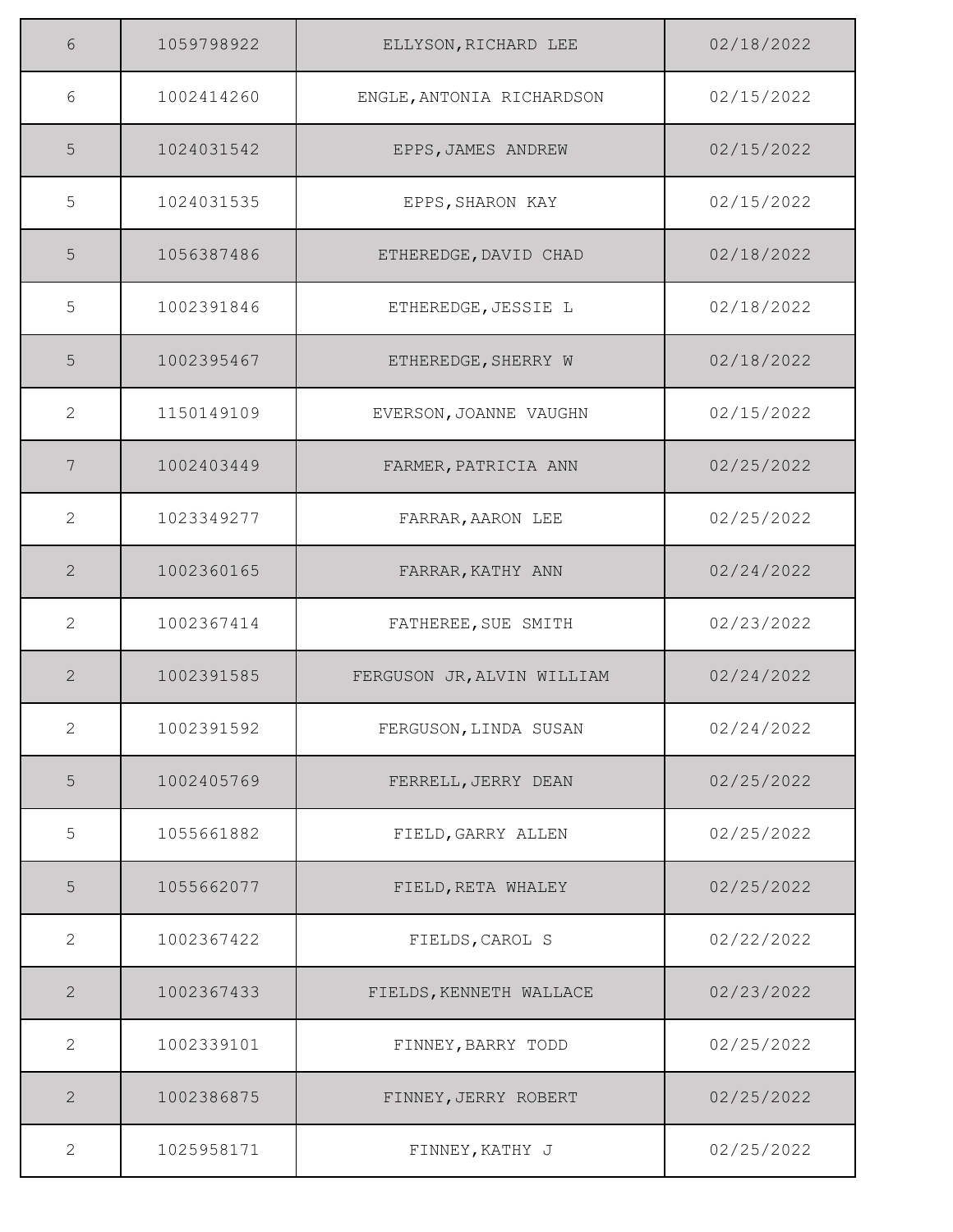| | | | |
|---|---|---|---|
| 6 | 1059798922 | ELLYSON,RICHARD LEE | 02/18/2022 |
| 6 | 1002414260 | ENGLE,ANTONIA RICHARDSON | 02/15/2022 |
| 5 | 1024031542 | EPPS,JAMES ANDREW | 02/15/2022 |
| 5 | 1024031535 | EPPS,SHARON KAY | 02/15/2022 |
| 5 | 1056387486 | ETHEREDGE,DAVID CHAD | 02/18/2022 |
| 5 | 1002391846 | ETHEREDGE,JESSIE L | 02/18/2022 |
| 5 | 1002395467 | ETHEREDGE,SHERRY W | 02/18/2022 |
| 2 | 1150149109 | EVERSON,JOANNE VAUGHN | 02/15/2022 |
| 7 | 1002403449 | FARMER,PATRICIA ANN | 02/25/2022 |
| 2 | 1023349277 | FARRAR,AARON LEE | 02/25/2022 |
| 2 | 1002360165 | FARRAR,KATHY ANN | 02/24/2022 |
| 2 | 1002367414 | FATHEREE,SUE SMITH | 02/23/2022 |
| 2 | 1002391585 | FERGUSON JR,ALVIN WILLIAM | 02/24/2022 |
| 2 | 1002391592 | FERGUSON,LINDA SUSAN | 02/24/2022 |
| 5 | 1002405769 | FERRELL,JERRY DEAN | 02/25/2022 |
| 5 | 1055661882 | FIELD,GARRY ALLEN | 02/25/2022 |
| 5 | 1055662077 | FIELD,RETA WHALEY | 02/25/2022 |
| 2 | 1002367422 | FIELDS,CAROL S | 02/22/2022 |
| 2 | 1002367433 | FIELDS,KENNETH WALLACE | 02/23/2022 |
| 2 | 1002339101 | FINNEY,BARRY TODD | 02/25/2022 |
| 2 | 1002386875 | FINNEY,JERRY ROBERT | 02/25/2022 |
| 2 | 1025958171 | FINNEY,KATHY J | 02/25/2022 |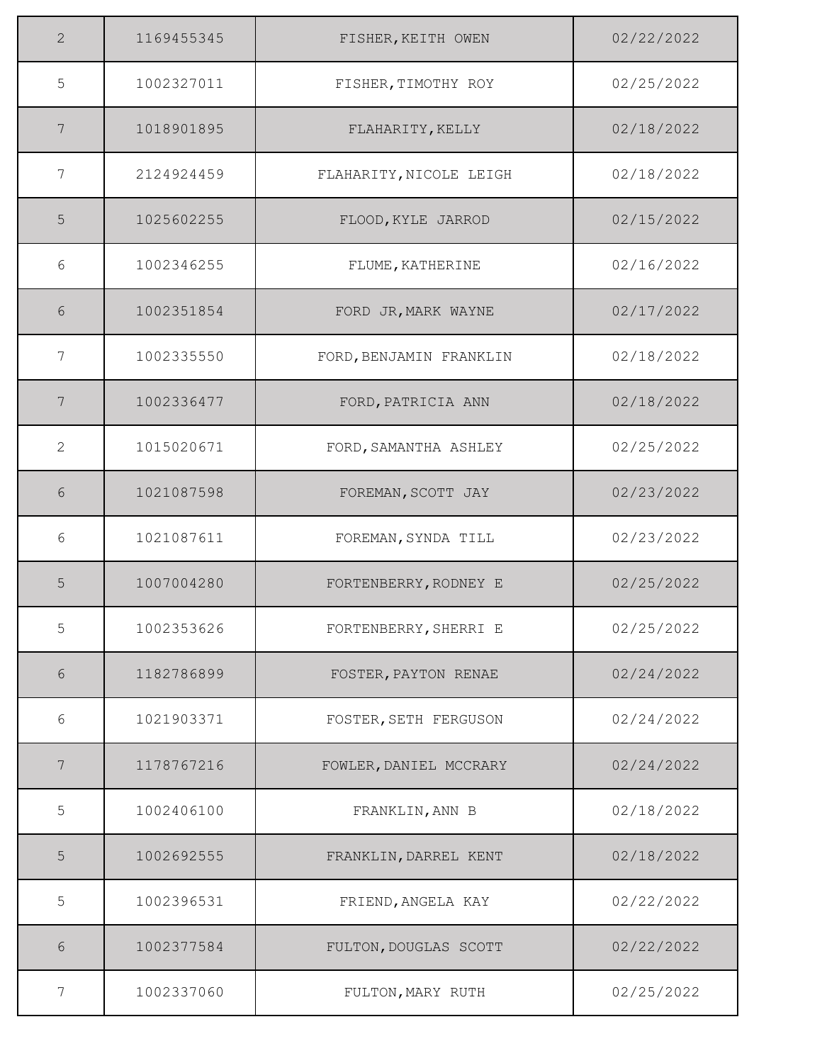| | | | |
|---|---|---|---|
| 2 | 1169455345 | FISHER,KEITH OWEN | 02/22/2022 |
| 5 | 1002327011 | FISHER,TIMOTHY ROY | 02/25/2022 |
| 7 | 1018901895 | FLAHARITY,KELLY | 02/18/2022 |
| 7 | 2124924459 | FLAHARITY,NICOLE LEIGH | 02/18/2022 |
| 5 | 1025602255 | FLOOD,KYLE JARROD | 02/15/2022 |
| 6 | 1002346255 | FLUME,KATHERINE | 02/16/2022 |
| 6 | 1002351854 | FORD JR,MARK WAYNE | 02/17/2022 |
| 7 | 1002335550 | FORD,BENJAMIN FRANKLIN | 02/18/2022 |
| 7 | 1002336477 | FORD,PATRICIA ANN | 02/18/2022 |
| 2 | 1015020671 | FORD,SAMANTHA ASHLEY | 02/25/2022 |
| 6 | 1021087598 | FOREMAN,SCOTT JAY | 02/23/2022 |
| 6 | 1021087611 | FOREMAN,SYNDA TILL | 02/23/2022 |
| 5 | 1007004280 | FORTENBERRY,RODNEY E | 02/25/2022 |
| 5 | 1002353626 | FORTENBERRY,SHERRI E | 02/25/2022 |
| 6 | 1182786899 | FOSTER,PAYTON RENAE | 02/24/2022 |
| 6 | 1021903371 | FOSTER,SETH FERGUSON | 02/24/2022 |
| 7 | 1178767216 | FOWLER,DANIEL MCCRARY | 02/24/2022 |
| 5 | 1002406100 | FRANKLIN,ANN B | 02/18/2022 |
| 5 | 1002692555 | FRANKLIN,DARREL KENT | 02/18/2022 |
| 5 | 1002396531 | FRIEND,ANGELA KAY | 02/22/2022 |
| 6 | 1002377584 | FULTON,DOUGLAS SCOTT | 02/22/2022 |
| 7 | 1002337060 | FULTON,MARY RUTH | 02/25/2022 |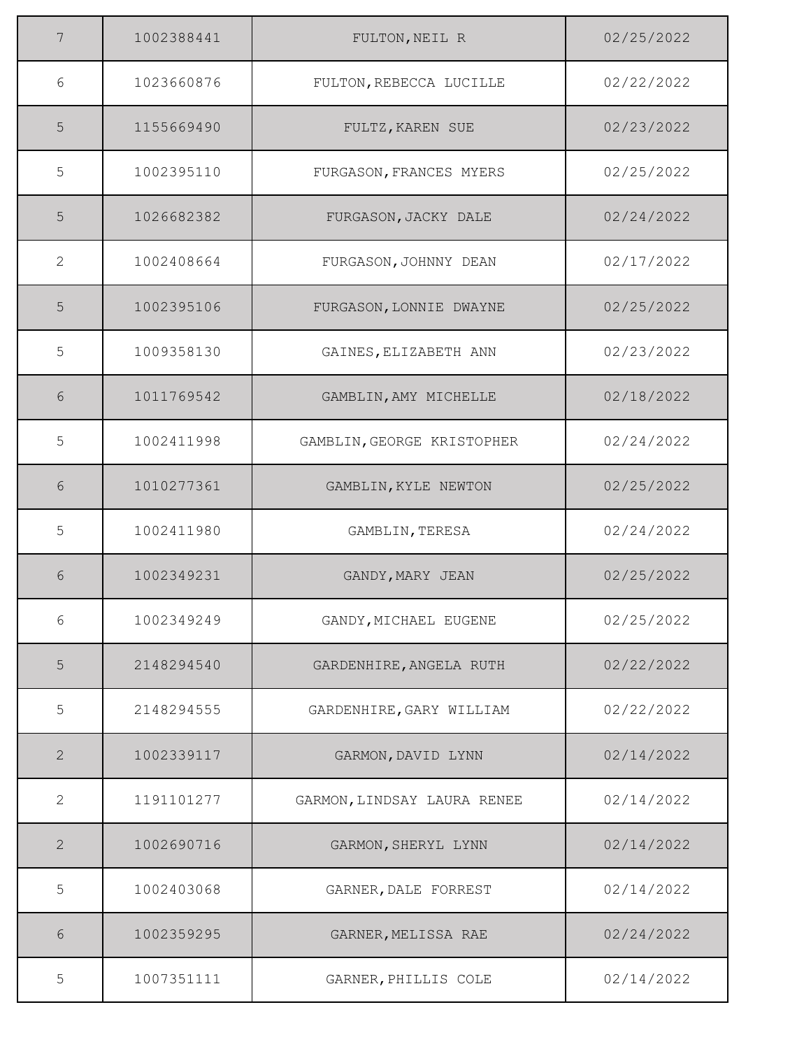| | | | |
|---|---|---|---|
| 7 | 1002388441 | FULTON,NEIL R | 02/25/2022 |
| 6 | 1023660876 | FULTON,REBECCA LUCILLE | 02/22/2022 |
| 5 | 1155669490 | FULTZ,KAREN SUE | 02/23/2022 |
| 5 | 1002395110 | FURGASON,FRANCES MYERS | 02/25/2022 |
| 5 | 1026682382 | FURGASON,JACKY DALE | 02/24/2022 |
| 2 | 1002408664 | FURGASON,JOHNNY DEAN | 02/17/2022 |
| 5 | 1002395106 | FURGASON,LONNIE DWAYNE | 02/25/2022 |
| 5 | 1009358130 | GAINES,ELIZABETH ANN | 02/23/2022 |
| 6 | 1011769542 | GAMBLIN,AMY MICHELLE | 02/18/2022 |
| 5 | 1002411998 | GAMBLIN,GEORGE KRISTOPHER | 02/24/2022 |
| 6 | 1010277361 | GAMBLIN,KYLE NEWTON | 02/25/2022 |
| 5 | 1002411980 | GAMBLIN,TERESA | 02/24/2022 |
| 6 | 1002349231 | GANDY,MARY JEAN | 02/25/2022 |
| 6 | 1002349249 | GANDY,MICHAEL EUGENE | 02/25/2022 |
| 5 | 2148294540 | GARDENHIRE,ANGELA RUTH | 02/22/2022 |
| 5 | 2148294555 | GARDENHIRE,GARY WILLIAM | 02/22/2022 |
| 2 | 1002339117 | GARMON,DAVID LYNN | 02/14/2022 |
| 2 | 1191101277 | GARMON,LINDSAY LAURA RENEE | 02/14/2022 |
| 2 | 1002690716 | GARMON,SHERYL LYNN | 02/14/2022 |
| 5 | 1002403068 | GARNER,DALE FORREST | 02/14/2022 |
| 6 | 1002359295 | GARNER,MELISSA RAE | 02/24/2022 |
| 5 | 1007351111 | GARNER,PHILLIS COLE | 02/14/2022 |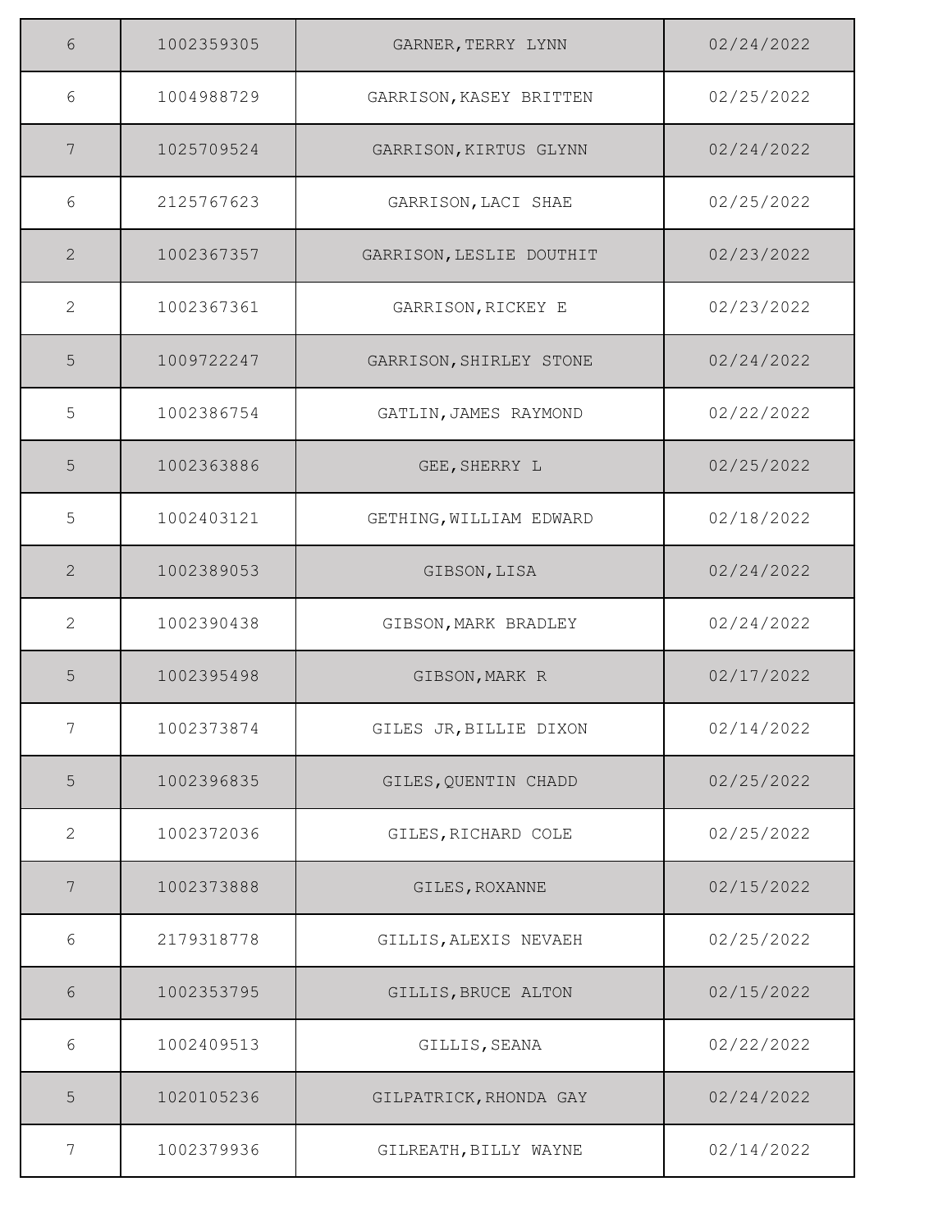| | | | |
|---|---|---|---|
| 6 | 1002359305 | GARNER,TERRY LYNN | 02/24/2022 |
| 6 | 1004988729 | GARRISON,KASEY BRITTEN | 02/25/2022 |
| 7 | 1025709524 | GARRISON,KIRTUS GLYNN | 02/24/2022 |
| 6 | 2125767623 | GARRISON,LACI SHAE | 02/25/2022 |
| 2 | 1002367357 | GARRISON,LESLIE DOUTHIT | 02/23/2022 |
| 2 | 1002367361 | GARRISON,RICKEY E | 02/23/2022 |
| 5 | 1009722247 | GARRISON,SHIRLEY STONE | 02/24/2022 |
| 5 | 1002386754 | GATLIN,JAMES RAYMOND | 02/22/2022 |
| 5 | 1002363886 | GEE,SHERRY L | 02/25/2022 |
| 5 | 1002403121 | GETHING,WILLIAM EDWARD | 02/18/2022 |
| 2 | 1002389053 | GIBSON,LISA | 02/24/2022 |
| 2 | 1002390438 | GIBSON,MARK BRADLEY | 02/24/2022 |
| 5 | 1002395498 | GIBSON,MARK R | 02/17/2022 |
| 7 | 1002373874 | GILES JR,BILLIE DIXON | 02/14/2022 |
| 5 | 1002396835 | GILES,QUENTIN CHADD | 02/25/2022 |
| 2 | 1002372036 | GILES,RICHARD COLE | 02/25/2022 |
| 7 | 1002373888 | GILES,ROXANNE | 02/15/2022 |
| 6 | 2179318778 | GILLIS,ALEXIS NEVAEH | 02/25/2022 |
| 6 | 1002353795 | GILLIS,BRUCE ALTON | 02/15/2022 |
| 6 | 1002409513 | GILLIS,SEANA | 02/22/2022 |
| 5 | 1020105236 | GILPATRICK,RHONDA GAY | 02/24/2022 |
| 7 | 1002379936 | GILREATH,BILLY WAYNE | 02/14/2022 |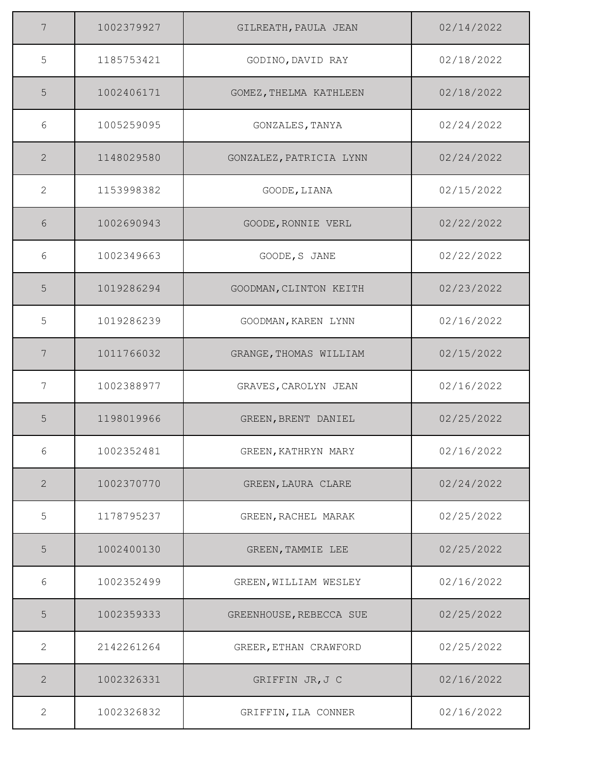| | | | |
|---|---|---|---|
| 7 | 1002379927 | GILREATH,PAULA JEAN | 02/14/2022 |
| 5 | 1185753421 | GODINO,DAVID RAY | 02/18/2022 |
| 5 | 1002406171 | GOMEZ,THELMA KATHLEEN | 02/18/2022 |
| 6 | 1005259095 | GONZALES,TANYA | 02/24/2022 |
| 2 | 1148029580 | GONZALEZ,PATRICIA LYNN | 02/24/2022 |
| 2 | 1153998382 | GOODE,LIANA | 02/15/2022 |
| 6 | 1002690943 | GOODE,RONNIE VERL | 02/22/2022 |
| 6 | 1002349663 | GOODE,S JANE | 02/22/2022 |
| 5 | 1019286294 | GOODMAN,CLINTON KEITH | 02/23/2022 |
| 5 | 1019286239 | GOODMAN,KAREN LYNN | 02/16/2022 |
| 7 | 1011766032 | GRANGE,THOMAS WILLIAM | 02/15/2022 |
| 7 | 1002388977 | GRAVES,CAROLYN JEAN | 02/16/2022 |
| 5 | 1198019966 | GREEN,BRENT DANIEL | 02/25/2022 |
| 6 | 1002352481 | GREEN,KATHRYN MARY | 02/16/2022 |
| 2 | 1002370770 | GREEN,LAURA CLARE | 02/24/2022 |
| 5 | 1178795237 | GREEN,RACHEL MARAK | 02/25/2022 |
| 5 | 1002400130 | GREEN,TAMMIE LEE | 02/25/2022 |
| 6 | 1002352499 | GREEN,WILLIAM WESLEY | 02/16/2022 |
| 5 | 1002359333 | GREENHOUSE,REBECCA SUE | 02/25/2022 |
| 2 | 2142261264 | GREER,ETHAN CRAWFORD | 02/25/2022 |
| 2 | 1002326331 | GRIFFIN JR,J C | 02/16/2022 |
| 2 | 1002326832 | GRIFFIN,ILA CONNER | 02/16/2022 |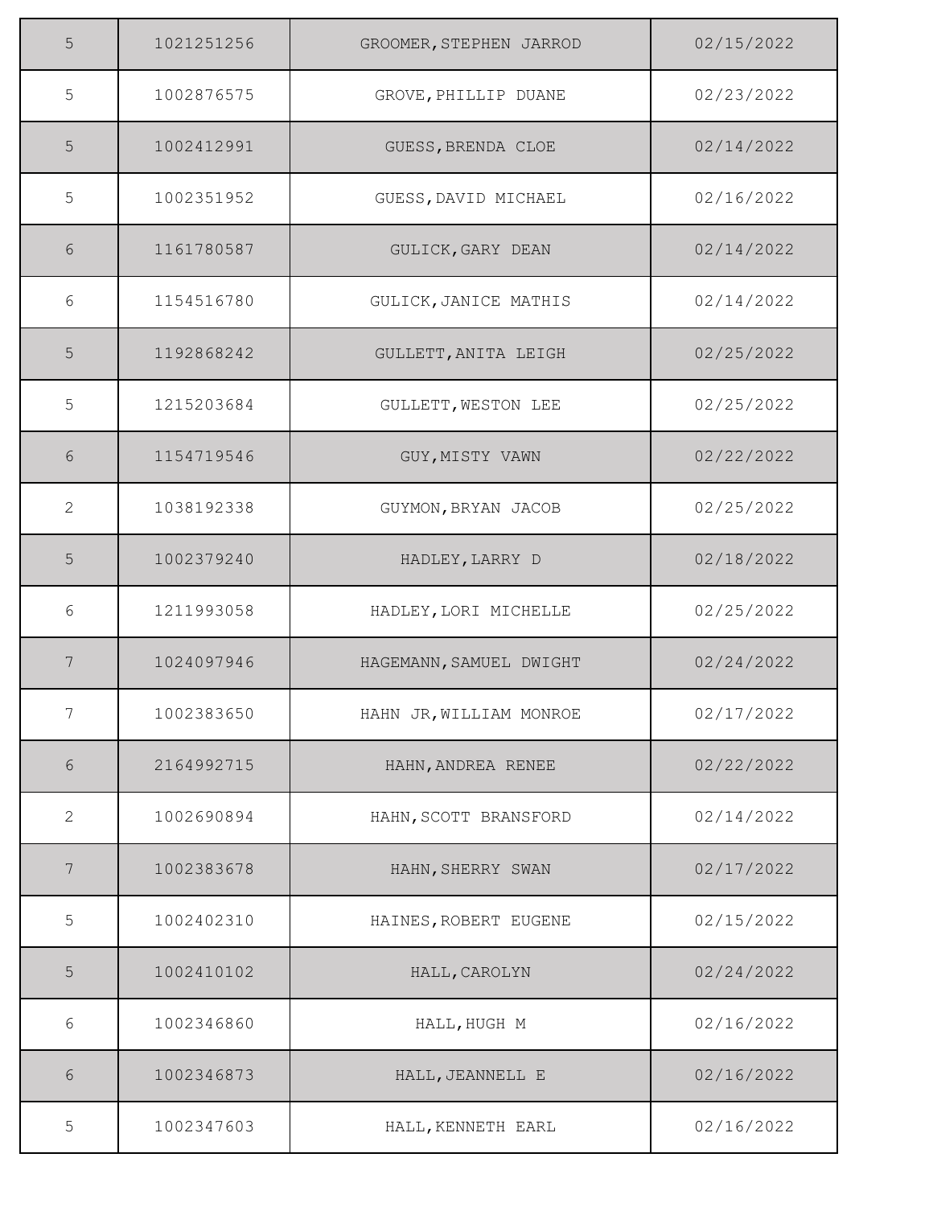| | | | |
|---|---|---|---|
| 5 | 1021251256 | GROOMER,STEPHEN JARROD | 02/15/2022 |
| 5 | 1002876575 | GROVE,PHILLIP DUANE | 02/23/2022 |
| 5 | 1002412991 | GUESS,BRENDA CLOE | 02/14/2022 |
| 5 | 1002351952 | GUESS,DAVID MICHAEL | 02/16/2022 |
| 6 | 1161780587 | GULICK,GARY DEAN | 02/14/2022 |
| 6 | 1154516780 | GULICK,JANICE MATHIS | 02/14/2022 |
| 5 | 1192868242 | GULLETT,ANITA LEIGH | 02/25/2022 |
| 5 | 1215203684 | GULLETT,WESTON LEE | 02/25/2022 |
| 6 | 1154719546 | GUY,MISTY VAWN | 02/22/2022 |
| 2 | 1038192338 | GUYMON,BRYAN JACOB | 02/25/2022 |
| 5 | 1002379240 | HADLEY,LARRY D | 02/18/2022 |
| 6 | 1211993058 | HADLEY,LORI MICHELLE | 02/25/2022 |
| 7 | 1024097946 | HAGEMANN,SAMUEL DWIGHT | 02/24/2022 |
| 7 | 1002383650 | HAHN JR,WILLIAM MONROE | 02/17/2022 |
| 6 | 2164992715 | HAHN,ANDREA RENEE | 02/22/2022 |
| 2 | 1002690894 | HAHN,SCOTT BRANSFORD | 02/14/2022 |
| 7 | 1002383678 | HAHN,SHERRY SWAN | 02/17/2022 |
| 5 | 1002402310 | HAINES,ROBERT EUGENE | 02/15/2022 |
| 5 | 1002410102 | HALL,CAROLYN | 02/24/2022 |
| 6 | 1002346860 | HALL,HUGH M | 02/16/2022 |
| 6 | 1002346873 | HALL,JEANNELL E | 02/16/2022 |
| 5 | 1002347603 | HALL,KENNETH EARL | 02/16/2022 |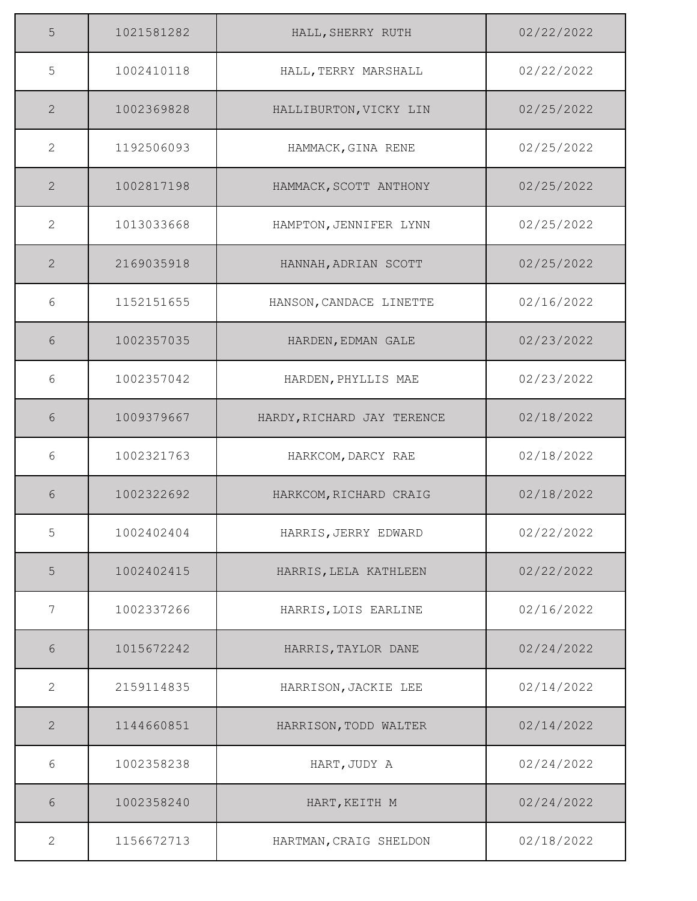| | | | |
|---|---|---|---|
| 5 | 1021581282 | HALL,SHERRY RUTH | 02/22/2022 |
| 5 | 1002410118 | HALL,TERRY MARSHALL | 02/22/2022 |
| 2 | 1002369828 | HALLIBURTON,VICKY LIN | 02/25/2022 |
| 2 | 1192506093 | HAMMACK,GINA RENE | 02/25/2022 |
| 2 | 1002817198 | HAMMACK,SCOTT ANTHONY | 02/25/2022 |
| 2 | 1013033668 | HAMPTON,JENNIFER LYNN | 02/25/2022 |
| 2 | 2169035918 | HANNAH,ADRIAN SCOTT | 02/25/2022 |
| 6 | 1152151655 | HANSON,CANDACE LINETTE | 02/16/2022 |
| 6 | 1002357035 | HARDEN,EDMAN GALE | 02/23/2022 |
| 6 | 1002357042 | HARDEN,PHYLLIS MAE | 02/23/2022 |
| 6 | 1009379667 | HARDY,RICHARD JAY TERENCE | 02/18/2022 |
| 6 | 1002321763 | HARKCOM,DARCY RAE | 02/18/2022 |
| 6 | 1002322692 | HARKCOM,RICHARD CRAIG | 02/18/2022 |
| 5 | 1002402404 | HARRIS,JERRY EDWARD | 02/22/2022 |
| 5 | 1002402415 | HARRIS,LELA KATHLEEN | 02/22/2022 |
| 7 | 1002337266 | HARRIS,LOIS EARLINE | 02/16/2022 |
| 6 | 1015672242 | HARRIS,TAYLOR DANE | 02/24/2022 |
| 2 | 2159114835 | HARRISON,JACKIE LEE | 02/14/2022 |
| 2 | 1144660851 | HARRISON,TODD WALTER | 02/14/2022 |
| 6 | 1002358238 | HART,JUDY A | 02/24/2022 |
| 6 | 1002358240 | HART,KEITH M | 02/24/2022 |
| 2 | 1156672713 | HARTMAN,CRAIG SHELDON | 02/18/2022 |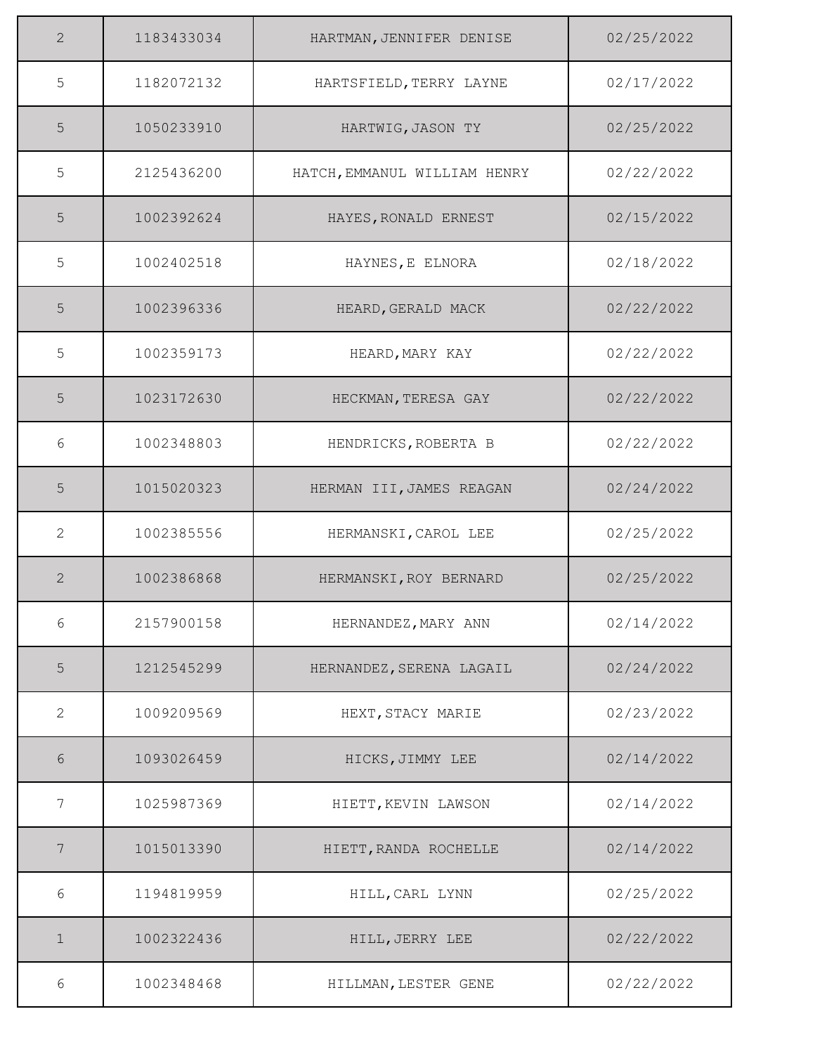| | | | |
|---|---|---|---|
| 2 | 1183433034 | HARTMAN,JENNIFER DENISE | 02/25/2022 |
| 5 | 1182072132 | HARTSFIELD,TERRY LAYNE | 02/17/2022 |
| 5 | 1050233910 | HARTWIG,JASON TY | 02/25/2022 |
| 5 | 2125436200 | HATCH,EMMANUL WILLIAM HENRY | 02/22/2022 |
| 5 | 1002392624 | HAYES,RONALD ERNEST | 02/15/2022 |
| 5 | 1002402518 | HAYNES,E ELNORA | 02/18/2022 |
| 5 | 1002396336 | HEARD,GERALD MACK | 02/22/2022 |
| 5 | 1002359173 | HEARD,MARY KAY | 02/22/2022 |
| 5 | 1023172630 | HECKMAN,TERESA GAY | 02/22/2022 |
| 6 | 1002348803 | HENDRICKS,ROBERTA B | 02/22/2022 |
| 5 | 1015020323 | HERMAN III,JAMES REAGAN | 02/24/2022 |
| 2 | 1002385556 | HERMANSKI,CAROL LEE | 02/25/2022 |
| 2 | 1002386868 | HERMANSKI,ROY BERNARD | 02/25/2022 |
| 6 | 2157900158 | HERNANDEZ,MARY ANN | 02/14/2022 |
| 5 | 1212545299 | HERNANDEZ,SERENA LAGAIL | 02/24/2022 |
| 2 | 1009209569 | HEXT,STACY MARIE | 02/23/2022 |
| 6 | 1093026459 | HICKS,JIMMY LEE | 02/14/2022 |
| 7 | 1025987369 | HIETT,KEVIN LAWSON | 02/14/2022 |
| 7 | 1015013390 | HIETT,RANDA ROCHELLE | 02/14/2022 |
| 6 | 1194819959 | HILL,CARL LYNN | 02/25/2022 |
| 1 | 1002322436 | HILL,JERRY LEE | 02/22/2022 |
| 6 | 1002348468 | HILLMAN,LESTER GENE | 02/22/2022 |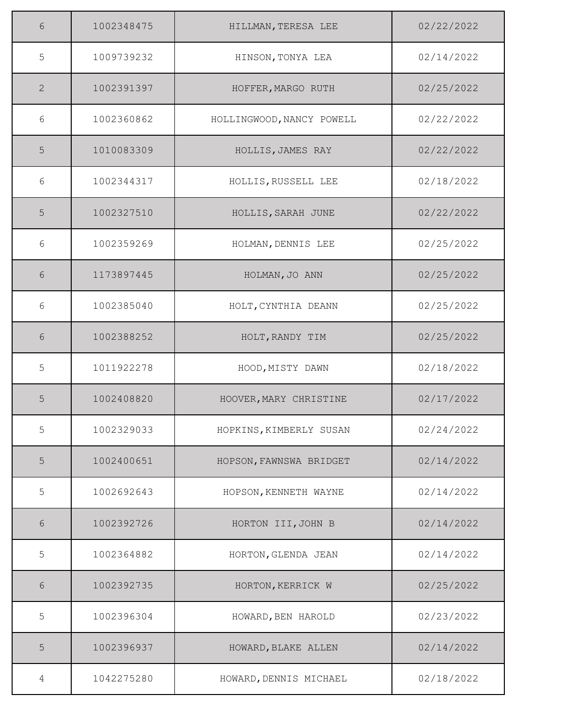| | | | |
|---|---|---|---|
| 6 | 1002348475 | HILLMAN,TERESA LEE | 02/22/2022 |
| 5 | 1009739232 | HINSON,TONYA LEA | 02/14/2022 |
| 2 | 1002391397 | HOFFER,MARGO RUTH | 02/25/2022 |
| 6 | 1002360862 | HOLLINGWOOD,NANCY POWELL | 02/22/2022 |
| 5 | 1010083309 | HOLLIS,JAMES RAY | 02/22/2022 |
| 6 | 1002344317 | HOLLIS,RUSSELL LEE | 02/18/2022 |
| 5 | 1002327510 | HOLLIS,SARAH JUNE | 02/22/2022 |
| 6 | 1002359269 | HOLMAN,DENNIS LEE | 02/25/2022 |
| 6 | 1173897445 | HOLMAN,JO ANN | 02/25/2022 |
| 6 | 1002385040 | HOLT,CYNTHIA DEANN | 02/25/2022 |
| 6 | 1002388252 | HOLT,RANDY TIM | 02/25/2022 |
| 5 | 1011922278 | HOOD,MISTY DAWN | 02/18/2022 |
| 5 | 1002408820 | HOOVER,MARY CHRISTINE | 02/17/2022 |
| 5 | 1002329033 | HOPKINS,KIMBERLY SUSAN | 02/24/2022 |
| 5 | 1002400651 | HOPSON,FAWNSWA BRIDGET | 02/14/2022 |
| 5 | 1002692643 | HOPSON,KENNETH WAYNE | 02/14/2022 |
| 6 | 1002392726 | HORTON III,JOHN B | 02/14/2022 |
| 5 | 1002364882 | HORTON,GLENDA JEAN | 02/14/2022 |
| 6 | 1002392735 | HORTON,KERRICK W | 02/25/2022 |
| 5 | 1002396304 | HOWARD,BEN HAROLD | 02/23/2022 |
| 5 | 1002396937 | HOWARD,BLAKE ALLEN | 02/14/2022 |
| 4 | 1042275280 | HOWARD,DENNIS MICHAEL | 02/18/2022 |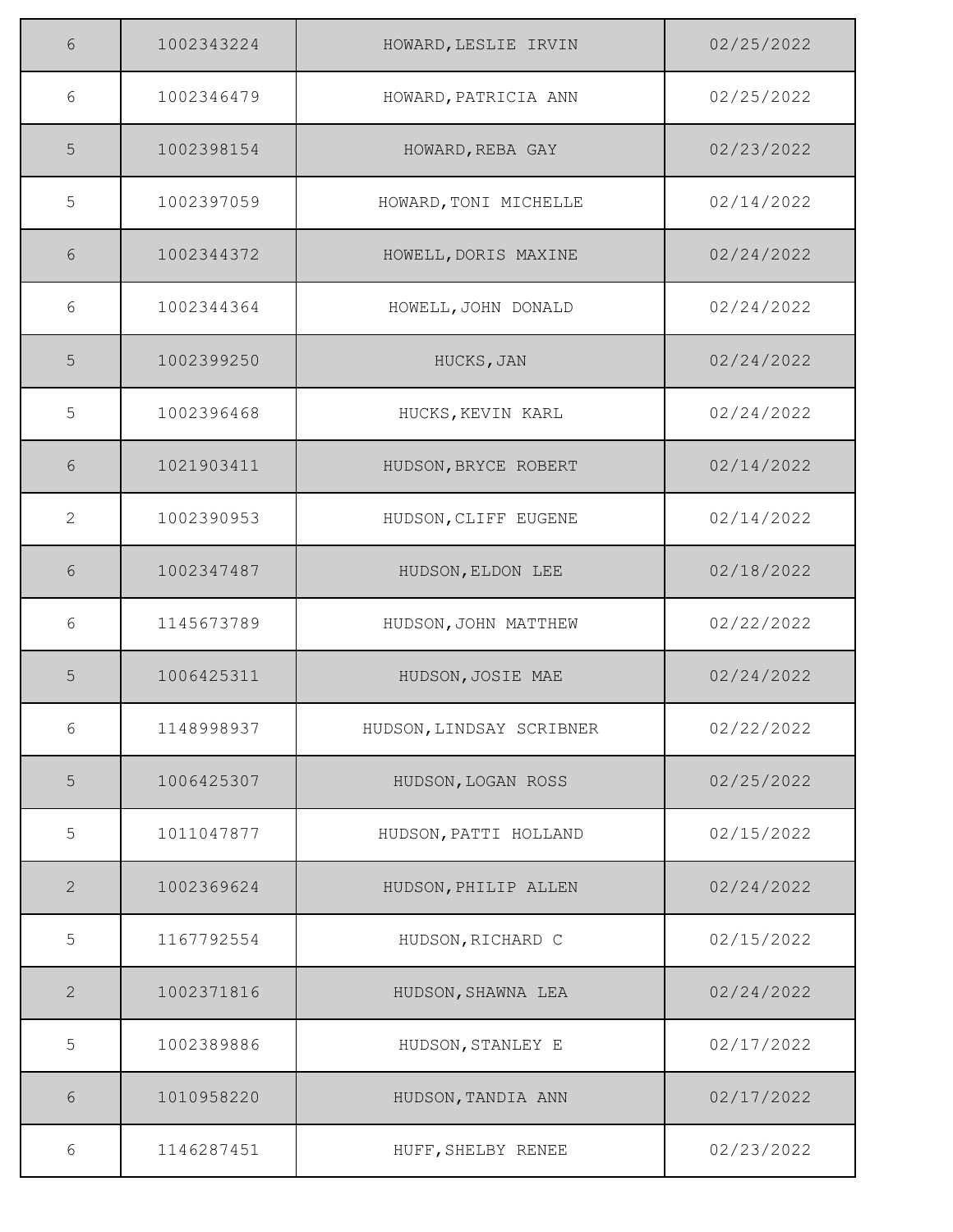| | | | |
|---|---|---|---|
| 6 | 1002343224 | HOWARD,LESLIE IRVIN | 02/25/2022 |
| 6 | 1002346479 | HOWARD,PATRICIA ANN | 02/25/2022 |
| 5 | 1002398154 | HOWARD,REBA GAY | 02/23/2022 |
| 5 | 1002397059 | HOWARD,TONI MICHELLE | 02/14/2022 |
| 6 | 1002344372 | HOWELL,DORIS MAXINE | 02/24/2022 |
| 6 | 1002344364 | HOWELL,JOHN DONALD | 02/24/2022 |
| 5 | 1002399250 | HUCKS,JAN | 02/24/2022 |
| 5 | 1002396468 | HUCKS,KEVIN KARL | 02/24/2022 |
| 6 | 1021903411 | HUDSON,BRYCE ROBERT | 02/14/2022 |
| 2 | 1002390953 | HUDSON,CLIFF EUGENE | 02/14/2022 |
| 6 | 1002347487 | HUDSON,ELDON LEE | 02/18/2022 |
| 6 | 1145673789 | HUDSON,JOHN MATTHEW | 02/22/2022 |
| 5 | 1006425311 | HUDSON,JOSIE MAE | 02/24/2022 |
| 6 | 1148998937 | HUDSON,LINDSAY SCRIBNER | 02/22/2022 |
| 5 | 1006425307 | HUDSON,LOGAN ROSS | 02/25/2022 |
| 5 | 1011047877 | HUDSON,PATTI HOLLAND | 02/15/2022 |
| 2 | 1002369624 | HUDSON,PHILIP ALLEN | 02/24/2022 |
| 5 | 1167792554 | HUDSON,RICHARD C | 02/15/2022 |
| 2 | 1002371816 | HUDSON,SHAWNA LEA | 02/24/2022 |
| 5 | 1002389886 | HUDSON,STANLEY E | 02/17/2022 |
| 6 | 1010958220 | HUDSON,TANDIA ANN | 02/17/2022 |
| 6 | 1146287451 | HUFF,SHELBY RENEE | 02/23/2022 |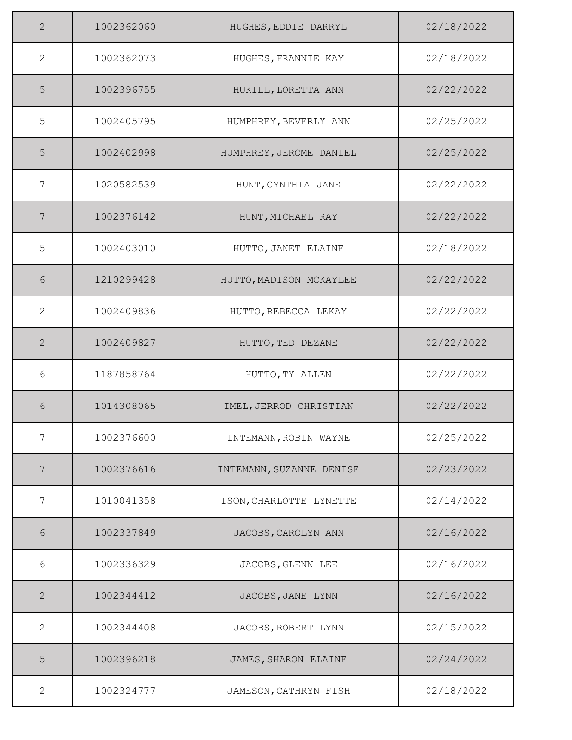| | | | |
|---|---|---|---|
| 2 | 1002362060 | HUGHES,EDDIE DARRYL | 02/18/2022 |
| 2 | 1002362073 | HUGHES,FRANNIE KAY | 02/18/2022 |
| 5 | 1002396755 | HUKILL,LORETTA ANN | 02/22/2022 |
| 5 | 1002405795 | HUMPHREY,BEVERLY ANN | 02/25/2022 |
| 5 | 1002402998 | HUMPHREY,JEROME DANIEL | 02/25/2022 |
| 7 | 1020582539 | HUNT,CYNTHIA JANE | 02/22/2022 |
| 7 | 1002376142 | HUNT,MICHAEL RAY | 02/22/2022 |
| 5 | 1002403010 | HUTTO,JANET ELAINE | 02/18/2022 |
| 6 | 1210299428 | HUTTO,MADISON MCKAYLEE | 02/22/2022 |
| 2 | 1002409836 | HUTTO,REBECCA LEKAY | 02/22/2022 |
| 2 | 1002409827 | HUTTO,TED DEZANE | 02/22/2022 |
| 6 | 1187858764 | HUTTO,TY ALLEN | 02/22/2022 |
| 6 | 1014308065 | IMEL,JERROD CHRISTIAN | 02/22/2022 |
| 7 | 1002376600 | INTEMANN,ROBIN WAYNE | 02/25/2022 |
| 7 | 1002376616 | INTEMANN,SUZANNE DENISE | 02/23/2022 |
| 7 | 1010041358 | ISON,CHARLOTTE LYNETTE | 02/14/2022 |
| 6 | 1002337849 | JACOBS,CAROLYN ANN | 02/16/2022 |
| 6 | 1002336329 | JACOBS,GLENN LEE | 02/16/2022 |
| 2 | 1002344412 | JACOBS,JANE LYNN | 02/16/2022 |
| 2 | 1002344408 | JACOBS,ROBERT LYNN | 02/15/2022 |
| 5 | 1002396218 | JAMES,SHARON ELAINE | 02/24/2022 |
| 2 | 1002324777 | JAMESON,CATHRYN FISH | 02/18/2022 |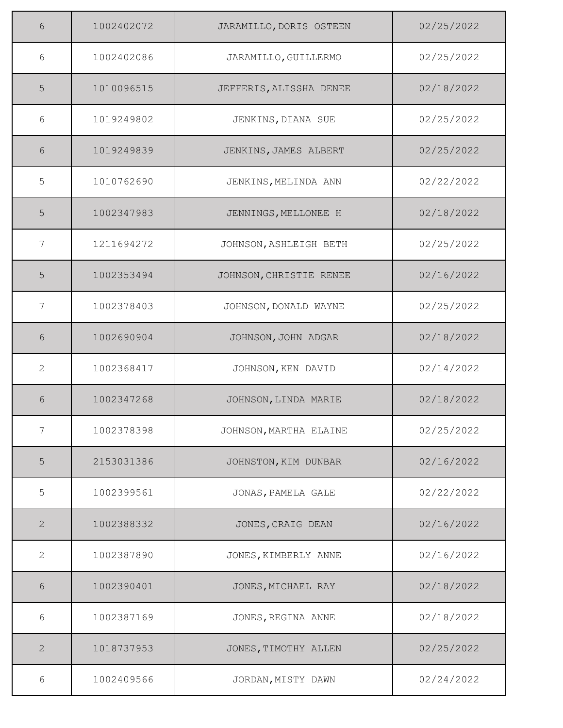| | | | |
|---|---|---|---|
| 6 | 1002402072 | JARAMILLO,DORIS OSTEEN | 02/25/2022 |
| 6 | 1002402086 | JARAMILLO,GUILLERMO | 02/25/2022 |
| 5 | 1010096515 | JEFFERIS,ALISSHA DENEE | 02/18/2022 |
| 6 | 1019249802 | JENKINS,DIANA SUE | 02/25/2022 |
| 6 | 1019249839 | JENKINS,JAMES ALBERT | 02/25/2022 |
| 5 | 1010762690 | JENKINS,MELINDA ANN | 02/22/2022 |
| 5 | 1002347983 | JENNINGS,MELLONEE H | 02/18/2022 |
| 7 | 1211694272 | JOHNSON,ASHLEIGH BETH | 02/25/2022 |
| 5 | 1002353494 | JOHNSON,CHRISTIE RENEE | 02/16/2022 |
| 7 | 1002378403 | JOHNSON,DONALD WAYNE | 02/25/2022 |
| 6 | 1002690904 | JOHNSON,JOHN ADGAR | 02/18/2022 |
| 2 | 1002368417 | JOHNSON,KEN DAVID | 02/14/2022 |
| 6 | 1002347268 | JOHNSON,LINDA MARIE | 02/18/2022 |
| 7 | 1002378398 | JOHNSON,MARTHA ELAINE | 02/25/2022 |
| 5 | 2153031386 | JOHNSTON,KIM DUNBAR | 02/16/2022 |
| 5 | 1002399561 | JONAS,PAMELA GALE | 02/22/2022 |
| 2 | 1002388332 | JONES,CRAIG DEAN | 02/16/2022 |
| 2 | 1002387890 | JONES,KIMBERLY ANNE | 02/16/2022 |
| 6 | 1002390401 | JONES,MICHAEL RAY | 02/18/2022 |
| 6 | 1002387169 | JONES,REGINA ANNE | 02/18/2022 |
| 2 | 1018737953 | JONES,TIMOTHY ALLEN | 02/25/2022 |
| 6 | 1002409566 | JORDAN,MISTY DAWN | 02/24/2022 |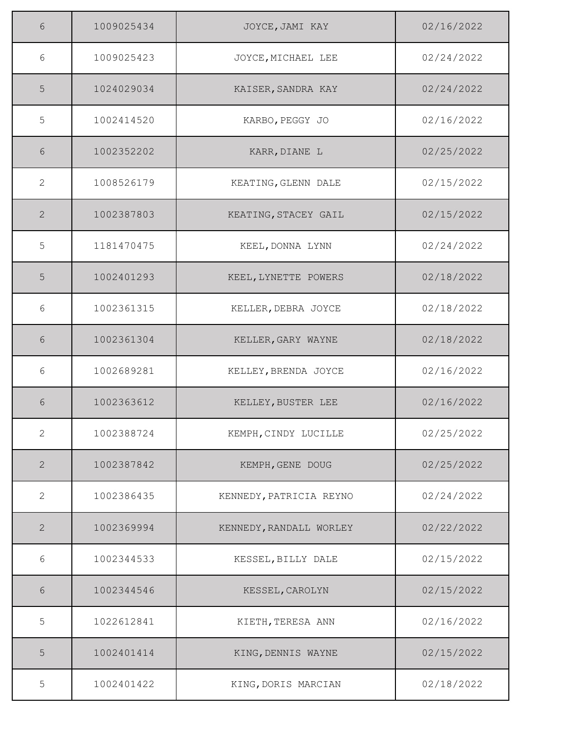| | | | |
|---|---|---|---|
| 6 | 1009025434 | JOYCE,JAMI KAY | 02/16/2022 |
| 6 | 1009025423 | JOYCE,MICHAEL LEE | 02/24/2022 |
| 5 | 1024029034 | KAISER,SANDRA KAY | 02/24/2022 |
| 5 | 1002414520 | KARBO,PEGGY JO | 02/16/2022 |
| 6 | 1002352202 | KARR,DIANE L | 02/25/2022 |
| 2 | 1008526179 | KEATING,GLENN DALE | 02/15/2022 |
| 2 | 1002387803 | KEATING,STACEY GAIL | 02/15/2022 |
| 5 | 1181470475 | KEEL,DONNA LYNN | 02/24/2022 |
| 5 | 1002401293 | KEEL,LYNETTE POWERS | 02/18/2022 |
| 6 | 1002361315 | KELLER,DEBRA JOYCE | 02/18/2022 |
| 6 | 1002361304 | KELLER,GARY WAYNE | 02/18/2022 |
| 6 | 1002689281 | KELLEY,BRENDA JOYCE | 02/16/2022 |
| 6 | 1002363612 | KELLEY,BUSTER LEE | 02/16/2022 |
| 2 | 1002388724 | KEMPH,CINDY LUCILLE | 02/25/2022 |
| 2 | 1002387842 | KEMPH,GENE DOUG | 02/25/2022 |
| 2 | 1002386435 | KENNEDY,PATRICIA REYNO | 02/24/2022 |
| 2 | 1002369994 | KENNEDY,RANDALL WORLEY | 02/22/2022 |
| 6 | 1002344533 | KESSEL,BILLY DALE | 02/15/2022 |
| 6 | 1002344546 | KESSEL,CAROLYN | 02/15/2022 |
| 5 | 1022612841 | KIETH,TERESA ANN | 02/16/2022 |
| 5 | 1002401414 | KING,DENNIS WAYNE | 02/15/2022 |
| 5 | 1002401422 | KING,DORIS MARCIAN | 02/18/2022 |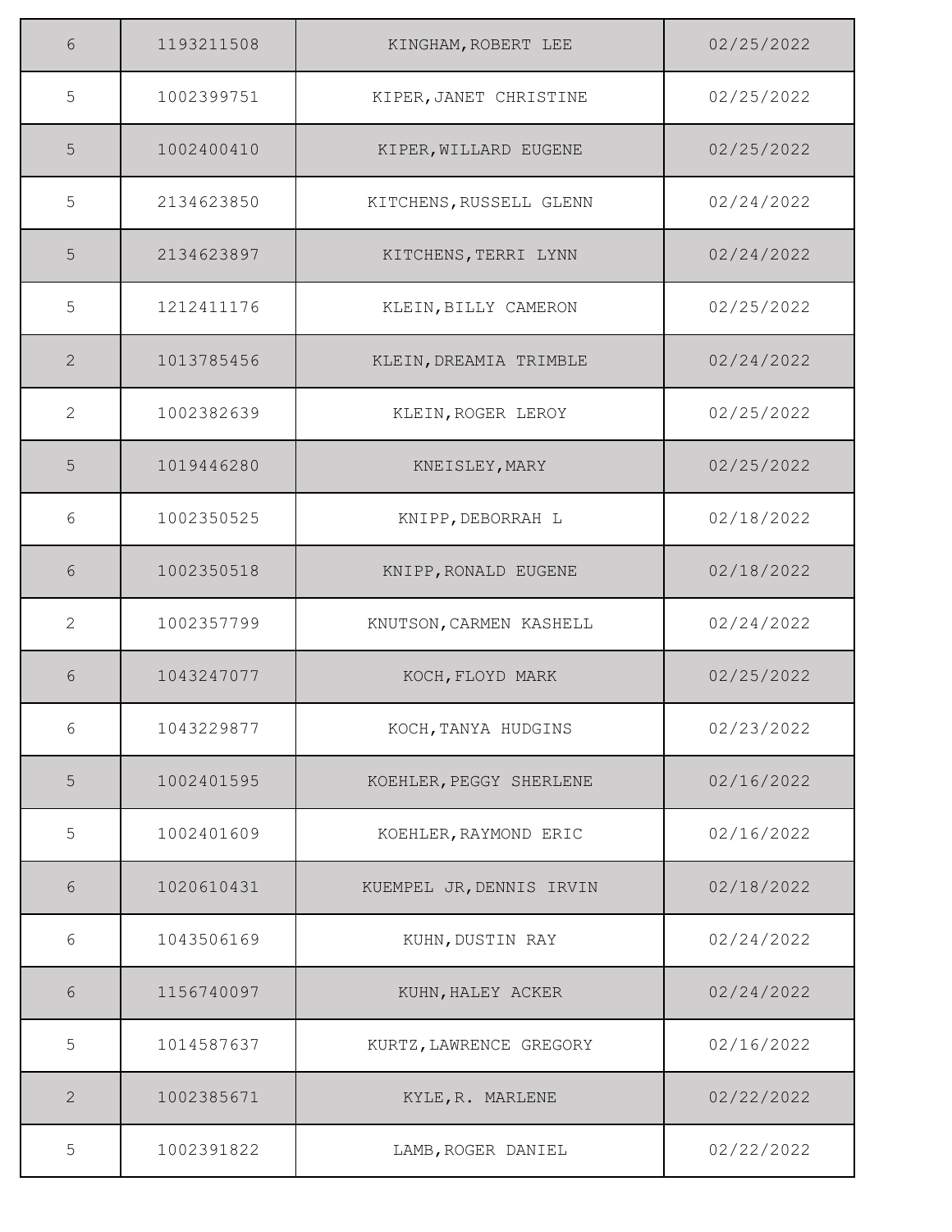| | | | |
|---|---|---|---|
| 6 | 1193211508 | KINGHAM, ROBERT LEE | 02/25/2022 |
| 5 | 1002399751 | KIPER, JANET CHRISTINE | 02/25/2022 |
| 5 | 1002400410 | KIPER, WILLARD EUGENE | 02/25/2022 |
| 5 | 2134623850 | KITCHENS, RUSSELL GLENN | 02/24/2022 |
| 5 | 2134623897 | KITCHENS, TERRI LYNN | 02/24/2022 |
| 5 | 1212411176 | KLEIN, BILLY CAMERON | 02/25/2022 |
| 2 | 1013785456 | KLEIN, DREAMIA TRIMBLE | 02/24/2022 |
| 2 | 1002382639 | KLEIN, ROGER LEROY | 02/25/2022 |
| 5 | 1019446280 | KNEISLEY, MARY | 02/25/2022 |
| 6 | 1002350525 | KNIPP, DEBORRAH L | 02/18/2022 |
| 6 | 1002350518 | KNIPP, RONALD EUGENE | 02/18/2022 |
| 2 | 1002357799 | KNUTSON, CARMEN KASHELL | 02/24/2022 |
| 6 | 1043247077 | KOCH, FLOYD MARK | 02/25/2022 |
| 6 | 1043229877 | KOCH, TANYA HUDGINS | 02/23/2022 |
| 5 | 1002401595 | KOEHLER, PEGGY SHERLENE | 02/16/2022 |
| 5 | 1002401609 | KOEHLER, RAYMOND ERIC | 02/16/2022 |
| 6 | 1020610431 | KUEMPEL JR, DENNIS IRVIN | 02/18/2022 |
| 6 | 1043506169 | KUHN, DUSTIN RAY | 02/24/2022 |
| 6 | 1156740097 | KUHN, HALEY ACKER | 02/24/2022 |
| 5 | 1014587637 | KURTZ, LAWRENCE GREGORY | 02/16/2022 |
| 2 | 1002385671 | KYLE, R. MARLENE | 02/22/2022 |
| 5 | 1002391822 | LAMB, ROGER DANIEL | 02/22/2022 |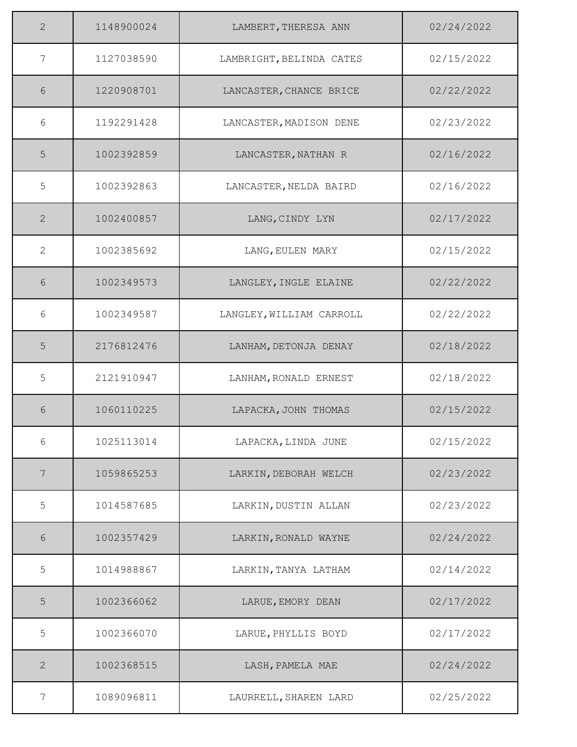| 2 | 1148900024 | LAMBERT,THERESA ANN | 02/24/2022 |
|---|---|---|---|
| 7 | 1127038590 | LAMBRIGHT,BELINDA CATES | 02/15/2022 |
| 6 | 1220908701 | LANCASTER,CHANCE BRICE | 02/22/2022 |
| 6 | 1192291428 | LANCASTER,MADISON DENE | 02/23/2022 |
| 5 | 1002392859 | LANCASTER,NATHAN R | 02/16/2022 |
| 5 | 1002392863 | LANCASTER,NELDA BAIRD | 02/16/2022 |
| 2 | 1002400857 | LANG,CINDY LYN | 02/17/2022 |
| 2 | 1002385692 | LANG,EULEN MARY | 02/15/2022 |
| 6 | 1002349573 | LANGLEY,INGLE ELAINE | 02/22/2022 |
| 6 | 1002349587 | LANGLEY,WILLIAM CARROLL | 02/22/2022 |
| 5 | 2176812476 | LANHAM,DETONJA DENAY | 02/18/2022 |
| 5 | 2121910947 | LANHAM,RONALD ERNEST | 02/18/2022 |
| 6 | 1060110225 | LAPACKA,JOHN THOMAS | 02/15/2022 |
| 6 | 1025113014 | LAPACKA,LINDA JUNE | 02/15/2022 |
| 7 | 1059865253 | LARKIN,DEBORAH WELCH | 02/23/2022 |
| 5 | 1014587685 | LARKIN,DUSTIN ALLAN | 02/23/2022 |
| 6 | 1002357429 | LARKIN,RONALD WAYNE | 02/24/2022 |
| 5 | 1014988867 | LARKIN,TANYA LATHAM | 02/14/2022 |
| 5 | 1002366062 | LARUE,EMORY DEAN | 02/17/2022 |
| 5 | 1002366070 | LARUE,PHYLLIS BOYD | 02/17/2022 |
| 2 | 1002368515 | LASH,PAMELA MAE | 02/24/2022 |
| 7 | 1089096811 | LAURRELL,SHAREN LARD | 02/25/2022 |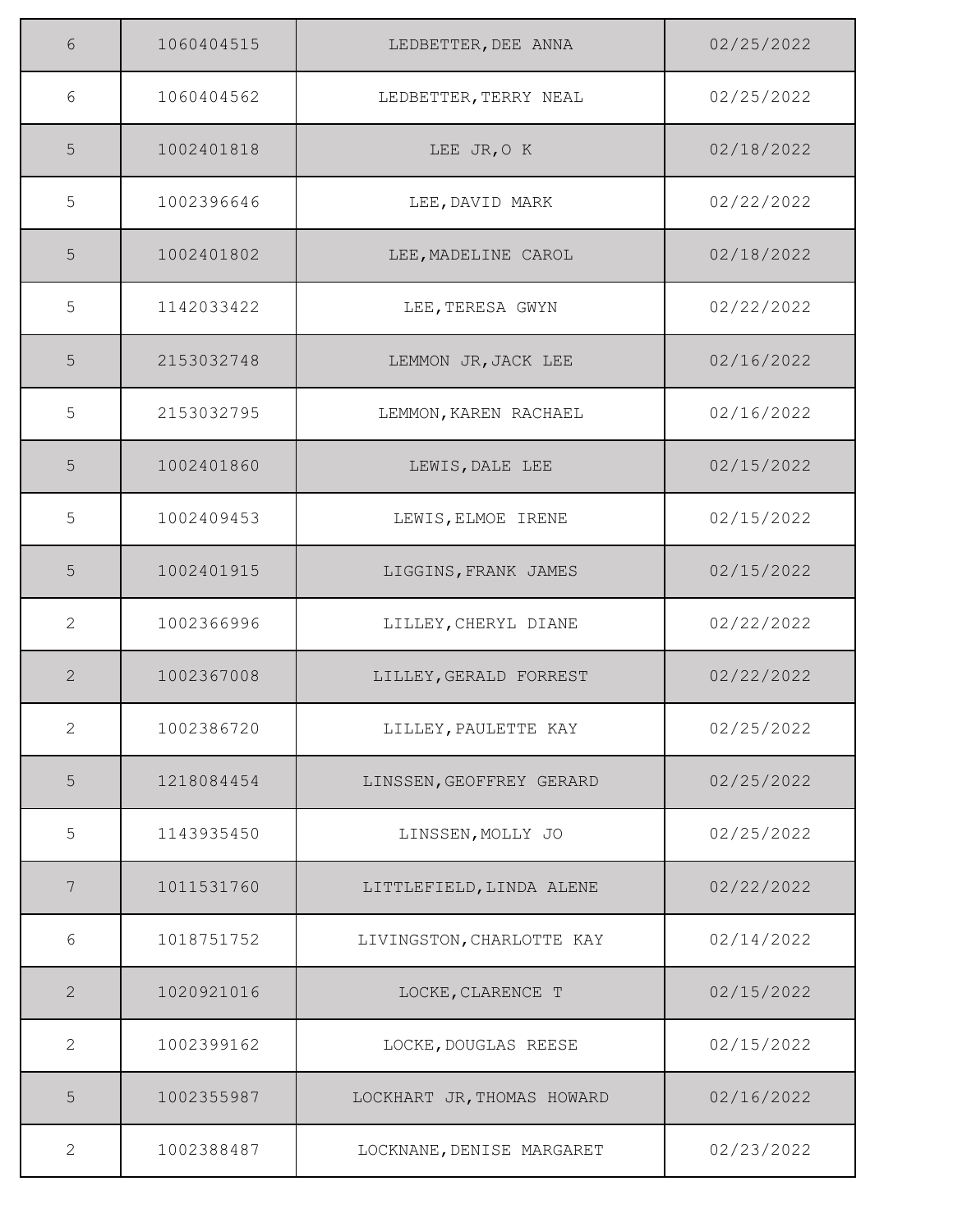| | | | |
|---|---|---|---|
| 6 | 1060404515 | LEDBETTER,DEE ANNA | 02/25/2022 |
| 6 | 1060404562 | LEDBETTER,TERRY NEAL | 02/25/2022 |
| 5 | 1002401818 | LEE JR,O K | 02/18/2022 |
| 5 | 1002396646 | LEE,DAVID MARK | 02/22/2022 |
| 5 | 1002401802 | LEE,MADELINE CAROL | 02/18/2022 |
| 5 | 1142033422 | LEE,TERESA GWYN | 02/22/2022 |
| 5 | 2153032748 | LEMMON JR,JACK LEE | 02/16/2022 |
| 5 | 2153032795 | LEMMON,KAREN RACHAEL | 02/16/2022 |
| 5 | 1002401860 | LEWIS,DALE LEE | 02/15/2022 |
| 5 | 1002409453 | LEWIS,ELMOE IRENE | 02/15/2022 |
| 5 | 1002401915 | LIGGINS,FRANK JAMES | 02/15/2022 |
| 2 | 1002366996 | LILLEY,CHERYL DIANE | 02/22/2022 |
| 2 | 1002367008 | LILLEY,GERALD FORREST | 02/22/2022 |
| 2 | 1002386720 | LILLEY,PAULETTE KAY | 02/25/2022 |
| 5 | 1218084454 | LINSSEN,GEOFFREY GERARD | 02/25/2022 |
| 5 | 1143935450 | LINSSEN,MOLLY JO | 02/25/2022 |
| 7 | 1011531760 | LITTLEFIELD,LINDA ALENE | 02/22/2022 |
| 6 | 1018751752 | LIVINGSTON,CHARLOTTE KAY | 02/14/2022 |
| 2 | 1020921016 | LOCKE,CLARENCE T | 02/15/2022 |
| 2 | 1002399162 | LOCKE,DOUGLAS REESE | 02/15/2022 |
| 5 | 1002355987 | LOCKHART JR,THOMAS HOWARD | 02/16/2022 |
| 2 | 1002388487 | LOCKNANE,DENISE MARGARET | 02/23/2022 |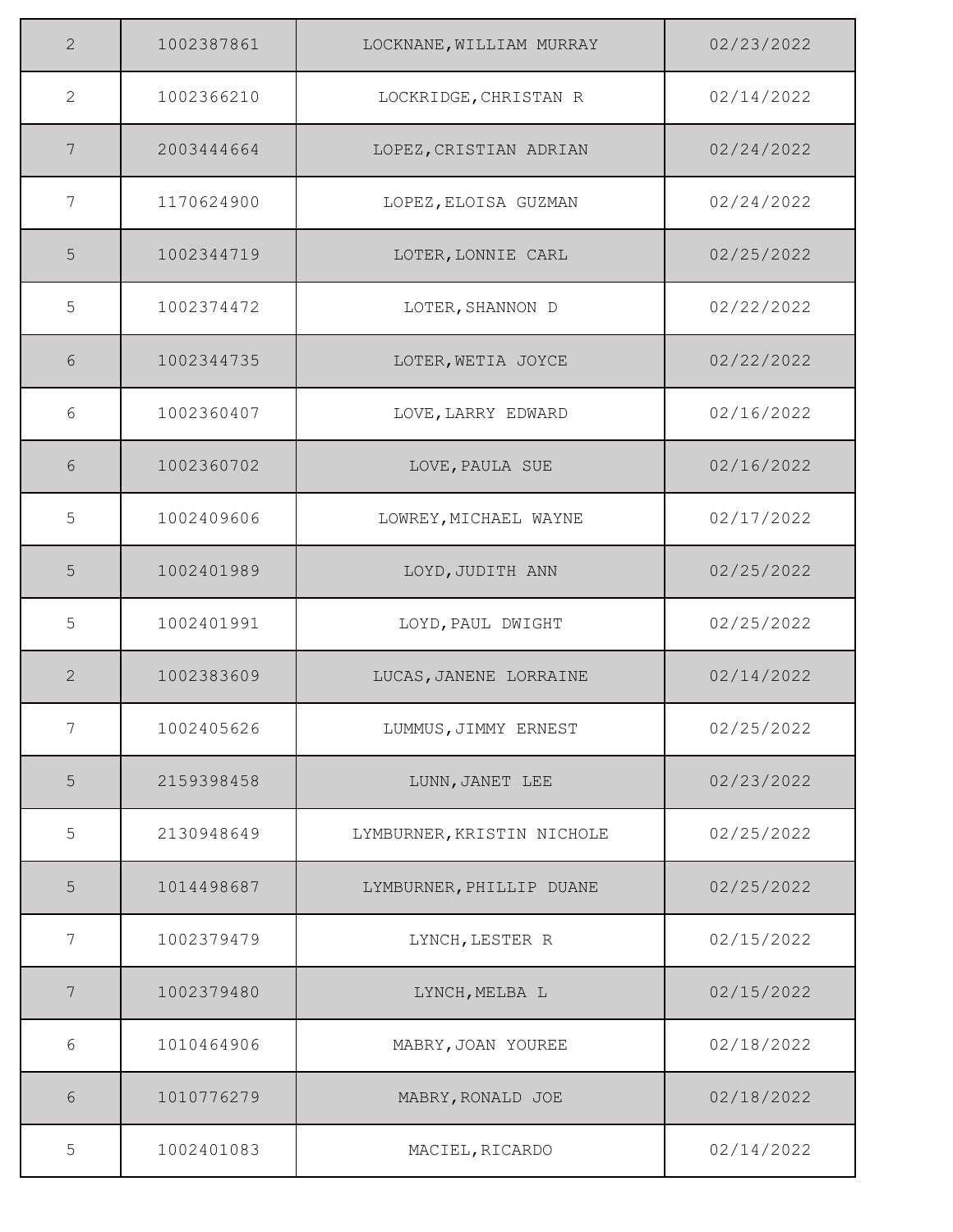| | | | |
|---|---|---|---|
| 2 | 1002387861 | LOCKNANE,WILLIAM MURRAY | 02/23/2022 |
| 2 | 1002366210 | LOCKRIDGE,CHRISTAN R | 02/14/2022 |
| 7 | 2003444664 | LOPEZ,CRISTIAN ADRIAN | 02/24/2022 |
| 7 | 1170624900 | LOPEZ,ELOISA GUZMAN | 02/24/2022 |
| 5 | 1002344719 | LOTER,LONNIE CARL | 02/25/2022 |
| 5 | 1002374472 | LOTER,SHANNON D | 02/22/2022 |
| 6 | 1002344735 | LOTER,WETIA JOYCE | 02/22/2022 |
| 6 | 1002360407 | LOVE,LARRY EDWARD | 02/16/2022 |
| 6 | 1002360702 | LOVE,PAULA SUE | 02/16/2022 |
| 5 | 1002409606 | LOWREY,MICHAEL WAYNE | 02/17/2022 |
| 5 | 1002401989 | LOYD,JUDITH ANN | 02/25/2022 |
| 5 | 1002401991 | LOYD,PAUL DWIGHT | 02/25/2022 |
| 2 | 1002383609 | LUCAS,JANENE LORRAINE | 02/14/2022 |
| 7 | 1002405626 | LUMMUS,JIMMY ERNEST | 02/25/2022 |
| 5 | 2159398458 | LUNN,JANET LEE | 02/23/2022 |
| 5 | 2130948649 | LYMBURNER,KRISTIN NICHOLE | 02/25/2022 |
| 5 | 1014498687 | LYMBURNER,PHILLIP DUANE | 02/25/2022 |
| 7 | 1002379479 | LYNCH,LESTER R | 02/15/2022 |
| 7 | 1002379480 | LYNCH,MELBA L | 02/15/2022 |
| 6 | 1010464906 | MABRY,JOAN YOUREE | 02/18/2022 |
| 6 | 1010776279 | MABRY,RONALD JOE | 02/18/2022 |
| 5 | 1002401083 | MACIEL,RICARDO | 02/14/2022 |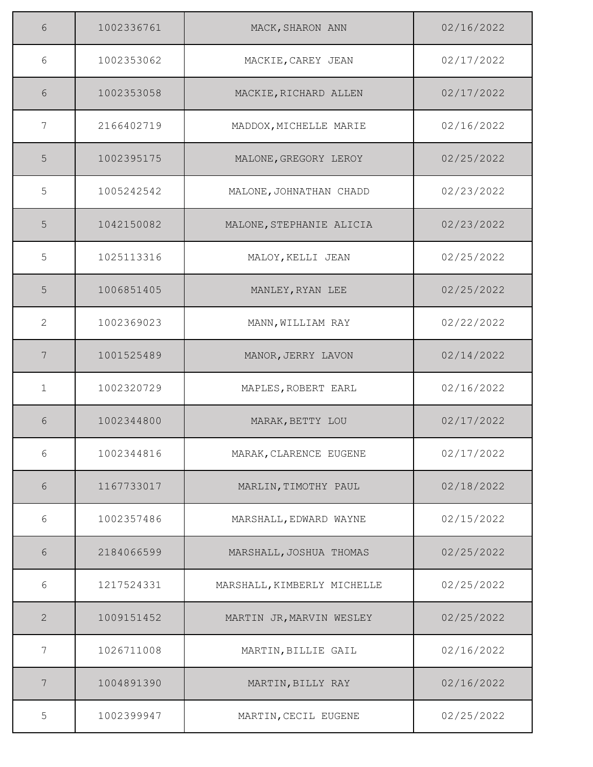| | | | |
|---|---|---|---|
| 6 | 1002336761 | MACK,SHARON ANN | 02/16/2022 |
| 6 | 1002353062 | MACKIE,CAREY JEAN | 02/17/2022 |
| 6 | 1002353058 | MACKIE,RICHARD ALLEN | 02/17/2022 |
| 7 | 2166402719 | MADDOX,MICHELLE MARIE | 02/16/2022 |
| 5 | 1002395175 | MALONE,GREGORY LEROY | 02/25/2022 |
| 5 | 1005242542 | MALONE,JOHNATHAN CHADD | 02/23/2022 |
| 5 | 1042150082 | MALONE,STEPHANIE ALICIA | 02/23/2022 |
| 5 | 1025113316 | MALOY,KELLI JEAN | 02/25/2022 |
| 5 | 1006851405 | MANLEY,RYAN LEE | 02/25/2022 |
| 2 | 1002369023 | MANN,WILLIAM RAY | 02/22/2022 |
| 7 | 1001525489 | MANOR,JERRY LAVON | 02/14/2022 |
| 1 | 1002320729 | MAPLES,ROBERT EARL | 02/16/2022 |
| 6 | 1002344800 | MARAK,BETTY LOU | 02/17/2022 |
| 6 | 1002344816 | MARAK,CLARENCE EUGENE | 02/17/2022 |
| 6 | 1167733017 | MARLIN,TIMOTHY PAUL | 02/18/2022 |
| 6 | 1002357486 | MARSHALL,EDWARD WAYNE | 02/15/2022 |
| 6 | 2184066599 | MARSHALL,JOSHUA THOMAS | 02/25/2022 |
| 6 | 1217524331 | MARSHALL,KIMBERLY MICHELLE | 02/25/2022 |
| 2 | 1009151452 | MARTIN JR,MARVIN WESLEY | 02/25/2022 |
| 7 | 1026711008 | MARTIN,BILLIE GAIL | 02/16/2022 |
| 7 | 1004891390 | MARTIN,BILLY RAY | 02/16/2022 |
| 5 | 1002399947 | MARTIN,CECIL EUGENE | 02/25/2022 |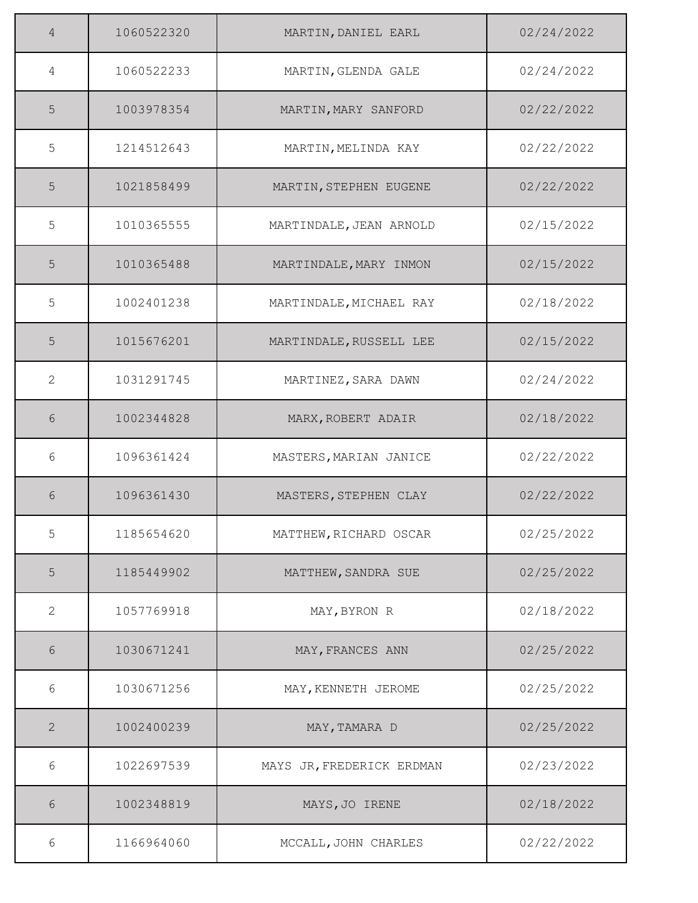| | | | |
|---|---|---|---|
| 4 | 1060522320 | MARTIN,DANIEL EARL | 02/24/2022 |
| 4 | 1060522233 | MARTIN,GLENDA GALE | 02/24/2022 |
| 5 | 1003978354 | MARTIN,MARY SANFORD | 02/22/2022 |
| 5 | 1214512643 | MARTIN,MELINDA KAY | 02/22/2022 |
| 5 | 1021858499 | MARTIN,STEPHEN EUGENE | 02/22/2022 |
| 5 | 1010365555 | MARTINDALE,JEAN ARNOLD | 02/15/2022 |
| 5 | 1010365488 | MARTINDALE,MARY INMON | 02/15/2022 |
| 5 | 1002401238 | MARTINDALE,MICHAEL RAY | 02/18/2022 |
| 5 | 1015676201 | MARTINDALE,RUSSELL LEE | 02/15/2022 |
| 2 | 1031291745 | MARTINEZ,SARA DAWN | 02/24/2022 |
| 6 | 1002344828 | MARX,ROBERT ADAIR | 02/18/2022 |
| 6 | 1096361424 | MASTERS,MARIAN JANICE | 02/22/2022 |
| 6 | 1096361430 | MASTERS,STEPHEN CLAY | 02/22/2022 |
| 5 | 1185654620 | MATTHEW,RICHARD OSCAR | 02/25/2022 |
| 5 | 1185449902 | MATTHEW,SANDRA SUE | 02/25/2022 |
| 2 | 1057769918 | MAY,BYRON R | 02/18/2022 |
| 6 | 1030671241 | MAY,FRANCES ANN | 02/25/2022 |
| 6 | 1030671256 | MAY,KENNETH JEROME | 02/25/2022 |
| 2 | 1002400239 | MAY,TAMARA D | 02/25/2022 |
| 6 | 1022697539 | MAYS JR,FREDERICK ERDMAN | 02/23/2022 |
| 6 | 1002348819 | MAYS,JO IRENE | 02/18/2022 |
| 6 | 1166964060 | MCCALL,JOHN CHARLES | 02/22/2022 |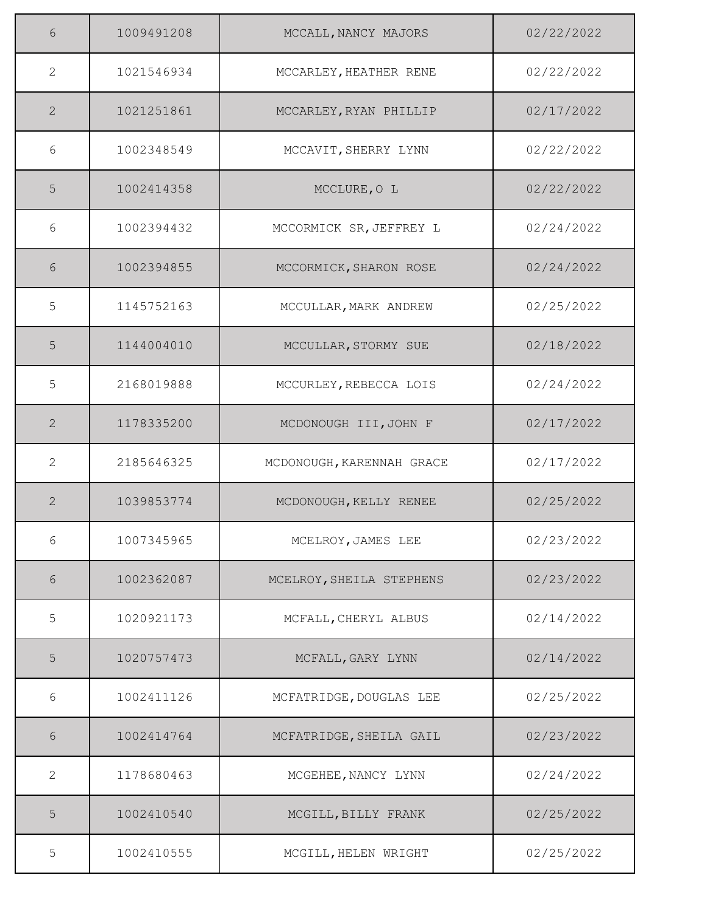| | | | |
|---|---|---|---|
| 6 | 1009491208 | MCCALL,NANCY MAJORS | 02/22/2022 |
| 2 | 1021546934 | MCCARLEY,HEATHER RENE | 02/22/2022 |
| 2 | 1021251861 | MCCARLEY,RYAN PHILLIP | 02/17/2022 |
| 6 | 1002348549 | MCCAVIT,SHERRY LYNN | 02/22/2022 |
| 5 | 1002414358 | MCCLURE,O L | 02/22/2022 |
| 6 | 1002394432 | MCCORMICK SR,JEFFREY L | 02/24/2022 |
| 6 | 1002394855 | MCCORMICK,SHARON ROSE | 02/24/2022 |
| 5 | 1145752163 | MCCULLAR,MARK ANDREW | 02/25/2022 |
| 5 | 1144004010 | MCCULLAR,STORMY SUE | 02/18/2022 |
| 5 | 2168019888 | MCCURLEY,REBECCA LOIS | 02/24/2022 |
| 2 | 1178335200 | MCDONOUGH III,JOHN F | 02/17/2022 |
| 2 | 2185646325 | MCDONOUGH,KARENNAH GRACE | 02/17/2022 |
| 2 | 1039853774 | MCDONOUGH,KELLY RENEE | 02/25/2022 |
| 6 | 1007345965 | MCELROY,JAMES LEE | 02/23/2022 |
| 6 | 1002362087 | MCELROY,SHEILA STEPHENS | 02/23/2022 |
| 5 | 1020921173 | MCFALL,CHERYL ALBUS | 02/14/2022 |
| 5 | 1020757473 | MCFALL,GARY LYNN | 02/14/2022 |
| 6 | 1002411126 | MCFATRIDGE,DOUGLAS LEE | 02/25/2022 |
| 6 | 1002414764 | MCFATRIDGE,SHEILA GAIL | 02/23/2022 |
| 2 | 1178680463 | MCGEHEE,NANCY LYNN | 02/24/2022 |
| 5 | 1002410540 | MCGILL,BILLY FRANK | 02/25/2022 |
| 5 | 1002410555 | MCGILL,HELEN WRIGHT | 02/25/2022 |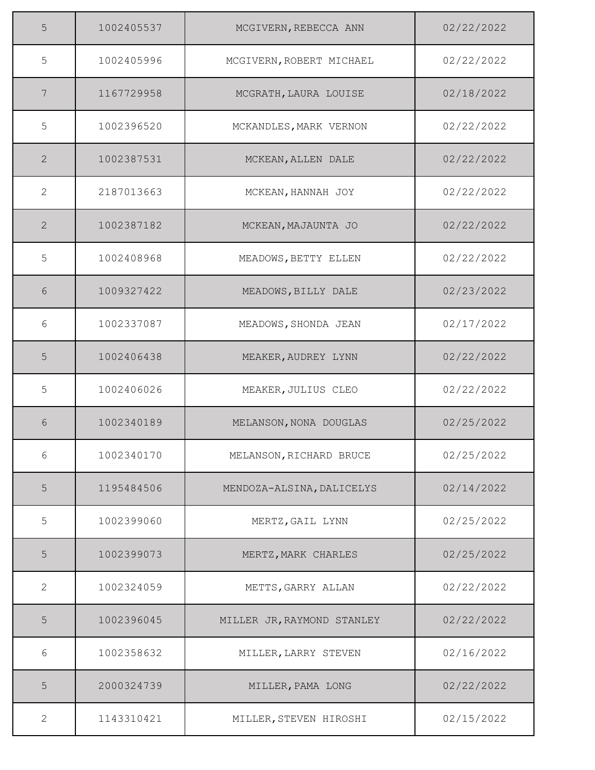| 5 | 1002405537 | MCGIVERN,REBECCA ANN | 02/22/2022 |
|---|---|---|---|
| 5 | 1002405996 | MCGIVERN,ROBERT MICHAEL | 02/22/2022 |
| 7 | 1167729958 | MCGRATH,LAURA LOUISE | 02/18/2022 |
| 5 | 1002396520 | MCKANDLES,MARK VERNON | 02/22/2022 |
| 2 | 1002387531 | MCKEAN,ALLEN DALE | 02/22/2022 |
| 2 | 2187013663 | MCKEAN,HANNAH JOY | 02/22/2022 |
| 2 | 1002387182 | MCKEAN,MAJAUNTA JO | 02/22/2022 |
| 5 | 1002408968 | MEADOWS,BETTY ELLEN | 02/22/2022 |
| 6 | 1009327422 | MEADOWS,BILLY DALE | 02/23/2022 |
| 6 | 1002337087 | MEADOWS,SHONDA JEAN | 02/17/2022 |
| 5 | 1002406438 | MEAKER,AUDREY LYNN | 02/22/2022 |
| 5 | 1002406026 | MEAKER,JULIUS CLEO | 02/22/2022 |
| 6 | 1002340189 | MELANSON,NONA DOUGLAS | 02/25/2022 |
| 6 | 1002340170 | MELANSON,RICHARD BRUCE | 02/25/2022 |
| 5 | 1195484506 | MENDOZA-ALSINA,DALICELYS | 02/14/2022 |
| 5 | 1002399060 | MERTZ,GAIL LYNN | 02/25/2022 |
| 5 | 1002399073 | MERTZ,MARK CHARLES | 02/25/2022 |
| 2 | 1002324059 | METTS,GARRY ALLAN | 02/22/2022 |
| 5 | 1002396045 | MILLER JR,RAYMOND STANLEY | 02/22/2022 |
| 6 | 1002358632 | MILLER,LARRY STEVEN | 02/16/2022 |
| 5 | 2000324739 | MILLER,PAMA LONG | 02/22/2022 |
| 2 | 1143310421 | MILLER,STEVEN HIROSHI | 02/15/2022 |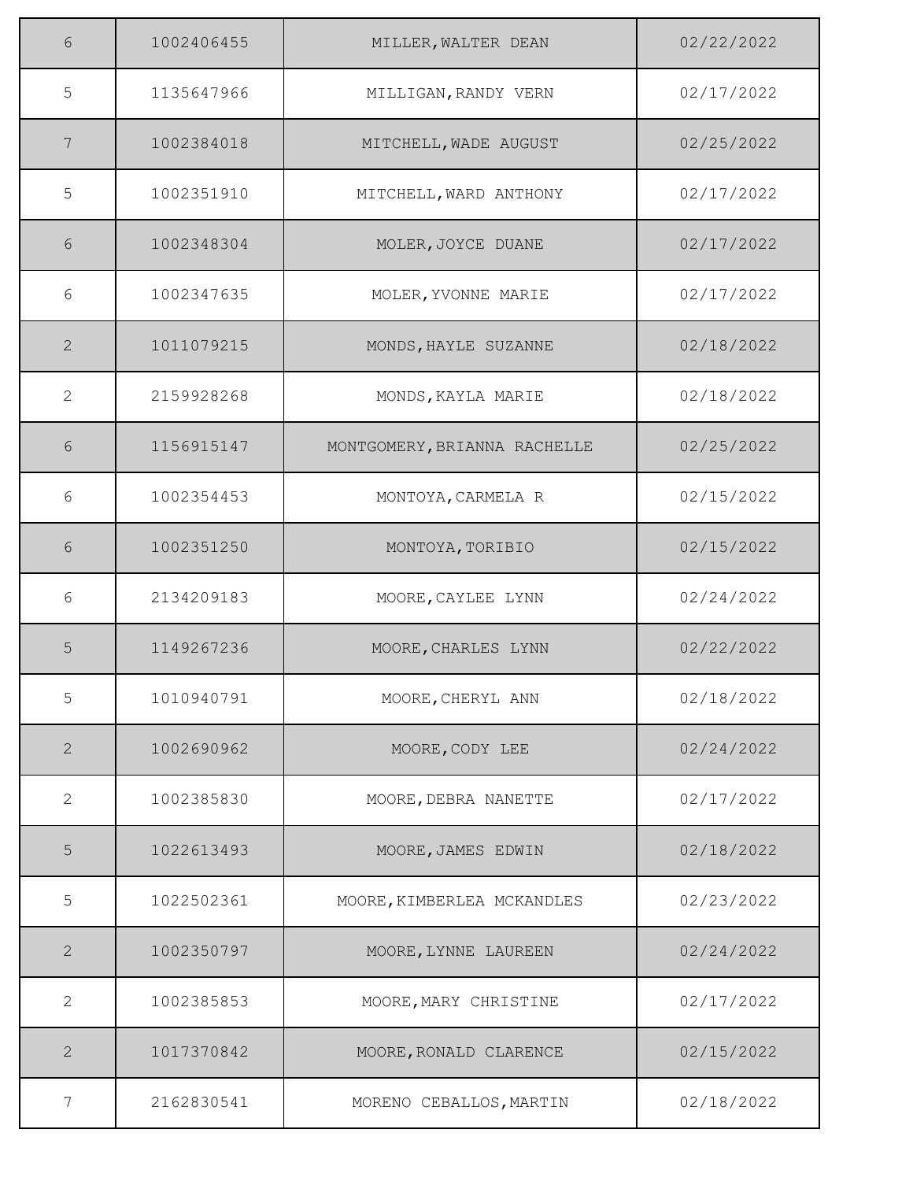| | | | |
|---|---|---|---|
| 6 | 1002406455 | MILLER,WALTER DEAN | 02/22/2022 |
| 5 | 1135647966 | MILLIGAN,RANDY VERN | 02/17/2022 |
| 7 | 1002384018 | MITCHELL,WADE AUGUST | 02/25/2022 |
| 5 | 1002351910 | MITCHELL,WARD ANTHONY | 02/17/2022 |
| 6 | 1002348304 | MOLER,JOYCE DUANE | 02/17/2022 |
| 6 | 1002347635 | MOLER,YVONNE MARIE | 02/17/2022 |
| 2 | 1011079215 | MONDS,HAYLE SUZANNE | 02/18/2022 |
| 2 | 2159928268 | MONDS,KAYLA MARIE | 02/18/2022 |
| 6 | 1156915147 | MONTGOMERY,BRIANNA RACHELLE | 02/25/2022 |
| 6 | 1002354453 | MONTOYA,CARMELA R | 02/15/2022 |
| 6 | 1002351250 | MONTOYA,TORIBIO | 02/15/2022 |
| 6 | 2134209183 | MOORE,CAYLEE LYNN | 02/24/2022 |
| 5 | 1149267236 | MOORE,CHARLES LYNN | 02/22/2022 |
| 5 | 1010940791 | MOORE,CHERYL ANN | 02/18/2022 |
| 2 | 1002690962 | MOORE,CODY LEE | 02/24/2022 |
| 2 | 1002385830 | MOORE,DEBRA NANETTE | 02/17/2022 |
| 5 | 1022613493 | MOORE,JAMES EDWIN | 02/18/2022 |
| 5 | 1022502361 | MOORE,KIMBERLEA MCKANDLES | 02/23/2022 |
| 2 | 1002350797 | MOORE,LYNNE LAUREEN | 02/24/2022 |
| 2 | 1002385853 | MOORE,MARY CHRISTINE | 02/17/2022 |
| 2 | 1017370842 | MOORE,RONALD CLARENCE | 02/15/2022 |
| 7 | 2162830541 | MORENO CEBALLOS,MARTIN | 02/18/2022 |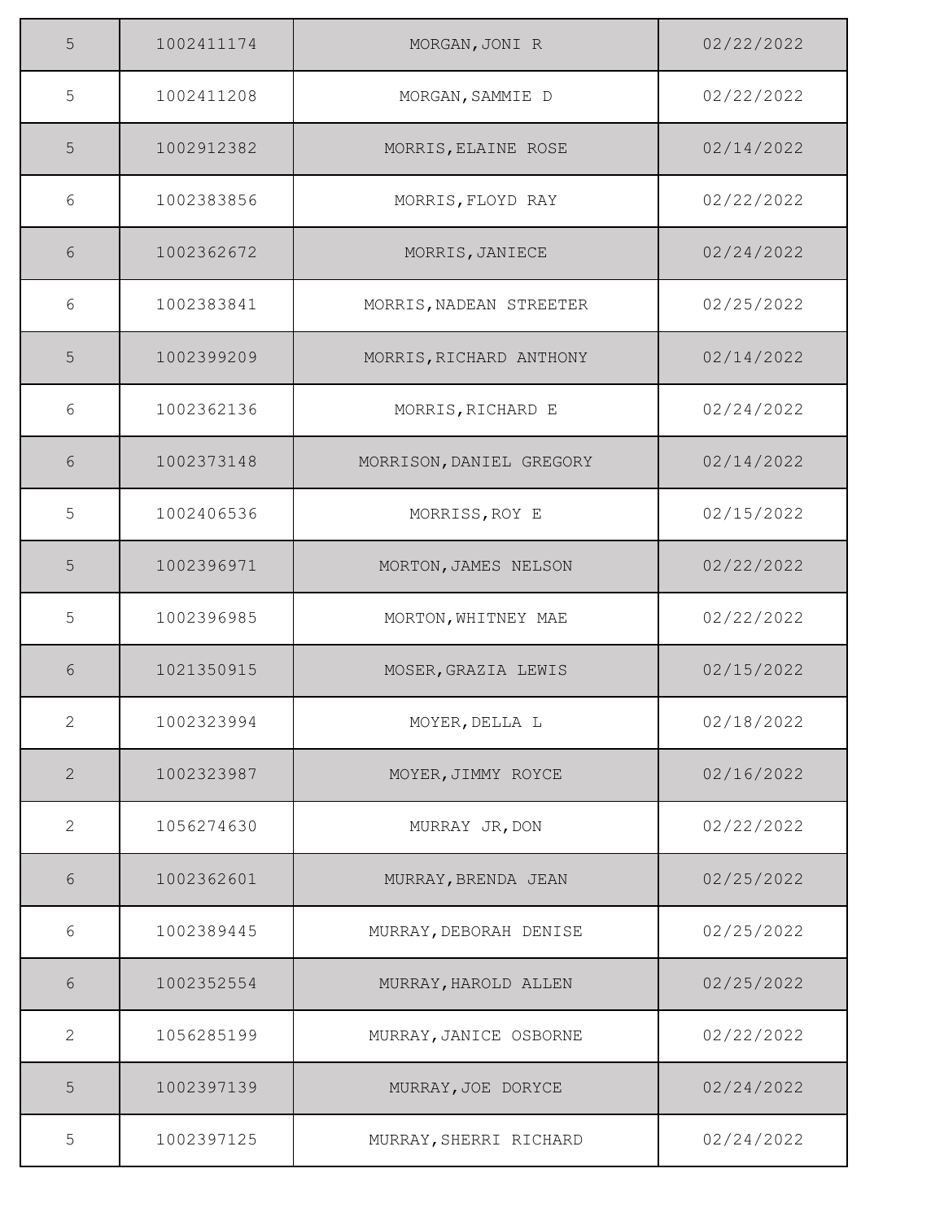| | | | |
|---|---|---|---|
| 5 | 1002411174 | MORGAN,JONI R | 02/22/2022 |
| 5 | 1002411208 | MORGAN,SAMMIE D | 02/22/2022 |
| 5 | 1002912382 | MORRIS,ELAINE ROSE | 02/14/2022 |
| 6 | 1002383856 | MORRIS,FLOYD RAY | 02/22/2022 |
| 6 | 1002362672 | MORRIS,JANIECE | 02/24/2022 |
| 6 | 1002383841 | MORRIS,NADEAN STREETER | 02/25/2022 |
| 5 | 1002399209 | MORRIS,RICHARD ANTHONY | 02/14/2022 |
| 6 | 1002362136 | MORRIS,RICHARD E | 02/24/2022 |
| 6 | 1002373148 | MORRISON,DANIEL GREGORY | 02/14/2022 |
| 5 | 1002406536 | MORRISS,ROY E | 02/15/2022 |
| 5 | 1002396971 | MORTON,JAMES NELSON | 02/22/2022 |
| 5 | 1002396985 | MORTON,WHITNEY MAE | 02/22/2022 |
| 6 | 1021350915 | MOSER,GRAZIA LEWIS | 02/15/2022 |
| 2 | 1002323994 | MOYER,DELLA L | 02/18/2022 |
| 2 | 1002323987 | MOYER,JIMMY ROYCE | 02/16/2022 |
| 2 | 1056274630 | MURRAY JR,DON | 02/22/2022 |
| 6 | 1002362601 | MURRAY,BRENDA JEAN | 02/25/2022 |
| 6 | 1002389445 | MURRAY,DEBORAH DENISE | 02/25/2022 |
| 6 | 1002352554 | MURRAY,HAROLD ALLEN | 02/25/2022 |
| 2 | 1056285199 | MURRAY,JANICE OSBORNE | 02/22/2022 |
| 5 | 1002397139 | MURRAY,JOE DORYCE | 02/24/2022 |
| 5 | 1002397125 | MURRAY,SHERRI RICHARD | 02/24/2022 |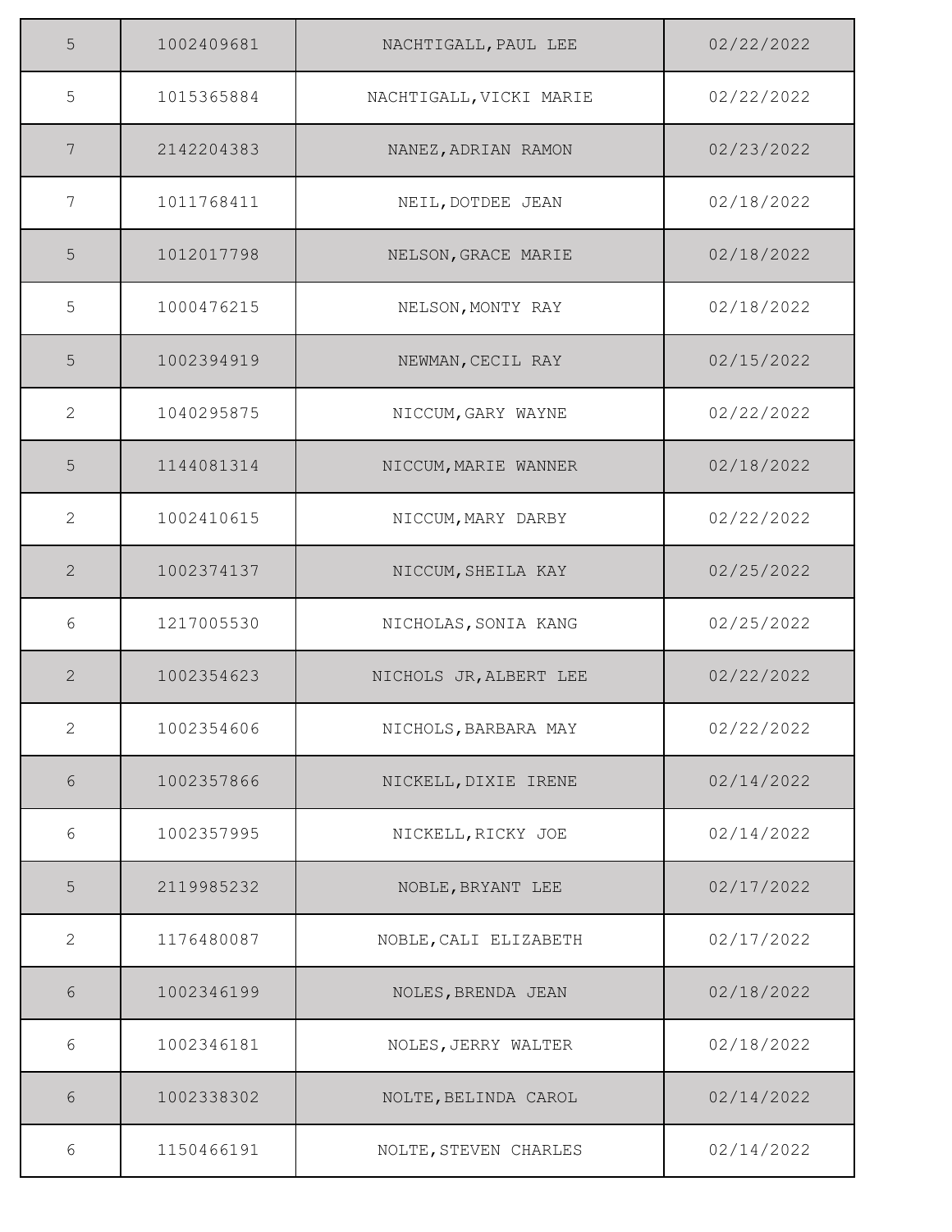| | | | |
|---|---|---|---|
| 5 | 1002409681 | NACHTIGALL,PAUL LEE | 02/22/2022 |
| 5 | 1015365884 | NACHTIGALL,VICKI MARIE | 02/22/2022 |
| 7 | 2142204383 | NANEZ,ADRIAN RAMON | 02/23/2022 |
| 7 | 1011768411 | NEIL,DOTDEE JEAN | 02/18/2022 |
| 5 | 1012017798 | NELSON,GRACE MARIE | 02/18/2022 |
| 5 | 1000476215 | NELSON,MONTY RAY | 02/18/2022 |
| 5 | 1002394919 | NEWMAN,CECIL RAY | 02/15/2022 |
| 2 | 1040295875 | NICCUM,GARY WAYNE | 02/22/2022 |
| 5 | 1144081314 | NICCUM,MARIE WANNER | 02/18/2022 |
| 2 | 1002410615 | NICCUM,MARY DARBY | 02/22/2022 |
| 2 | 1002374137 | NICCUM,SHEILA KAY | 02/25/2022 |
| 6 | 1217005530 | NICHOLAS,SONIA KANG | 02/25/2022 |
| 2 | 1002354623 | NICHOLS JR,ALBERT LEE | 02/22/2022 |
| 2 | 1002354606 | NICHOLS,BARBARA MAY | 02/22/2022 |
| 6 | 1002357866 | NICKELL,DIXIE IRENE | 02/14/2022 |
| 6 | 1002357995 | NICKELL,RICKY JOE | 02/14/2022 |
| 5 | 2119985232 | NOBLE,BRYANT LEE | 02/17/2022 |
| 2 | 1176480087 | NOBLE,CALI ELIZABETH | 02/17/2022 |
| 6 | 1002346199 | NOLES,BRENDA JEAN | 02/18/2022 |
| 6 | 1002346181 | NOLES,JERRY WALTER | 02/18/2022 |
| 6 | 1002338302 | NOLTE,BELINDA CAROL | 02/14/2022 |
| 6 | 1150466191 | NOLTE,STEVEN CHARLES | 02/14/2022 |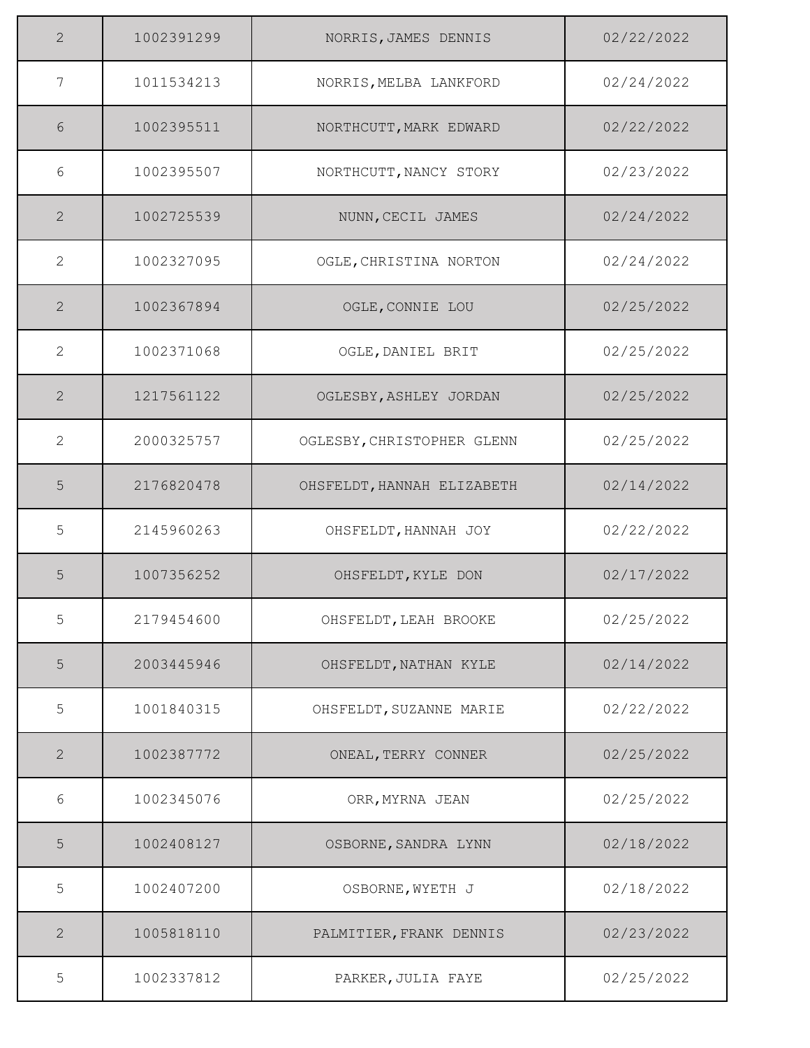| | | | |
|---|---|---|---|
| 2 | 1002391299 | NORRIS,JAMES DENNIS | 02/22/2022 |
| 7 | 1011534213 | NORRIS,MELBA LANKFORD | 02/24/2022 |
| 6 | 1002395511 | NORTHCUTT,MARK EDWARD | 02/22/2022 |
| 6 | 1002395507 | NORTHCUTT,NANCY STORY | 02/23/2022 |
| 2 | 1002725539 | NUNN,CECIL JAMES | 02/24/2022 |
| 2 | 1002327095 | OGLE,CHRISTINA NORTON | 02/24/2022 |
| 2 | 1002367894 | OGLE,CONNIE LOU | 02/25/2022 |
| 2 | 1002371068 | OGLE,DANIEL BRIT | 02/25/2022 |
| 2 | 1217561122 | OGLESBY,ASHLEY JORDAN | 02/25/2022 |
| 2 | 2000325757 | OGLESBY,CHRISTOPHER GLENN | 02/25/2022 |
| 5 | 2176820478 | OHSFELDT,HANNAH ELIZABETH | 02/14/2022 |
| 5 | 2145960263 | OHSFELDT,HANNAH JOY | 02/22/2022 |
| 5 | 1007356252 | OHSFELDT,KYLE DON | 02/17/2022 |
| 5 | 2179454600 | OHSFELDT,LEAH BROOKE | 02/25/2022 |
| 5 | 2003445946 | OHSFELDT,NATHAN KYLE | 02/14/2022 |
| 5 | 1001840315 | OHSFELDT,SUZANNE MARIE | 02/22/2022 |
| 2 | 1002387772 | ONEAL,TERRY CONNER | 02/25/2022 |
| 6 | 1002345076 | ORR,MYRNA JEAN | 02/25/2022 |
| 5 | 1002408127 | OSBORNE,SANDRA LYNN | 02/18/2022 |
| 5 | 1002407200 | OSBORNE,WYETH J | 02/18/2022 |
| 2 | 1005818110 | PALMITIER,FRANK DENNIS | 02/23/2022 |
| 5 | 1002337812 | PARKER,JULIA FAYE | 02/25/2022 |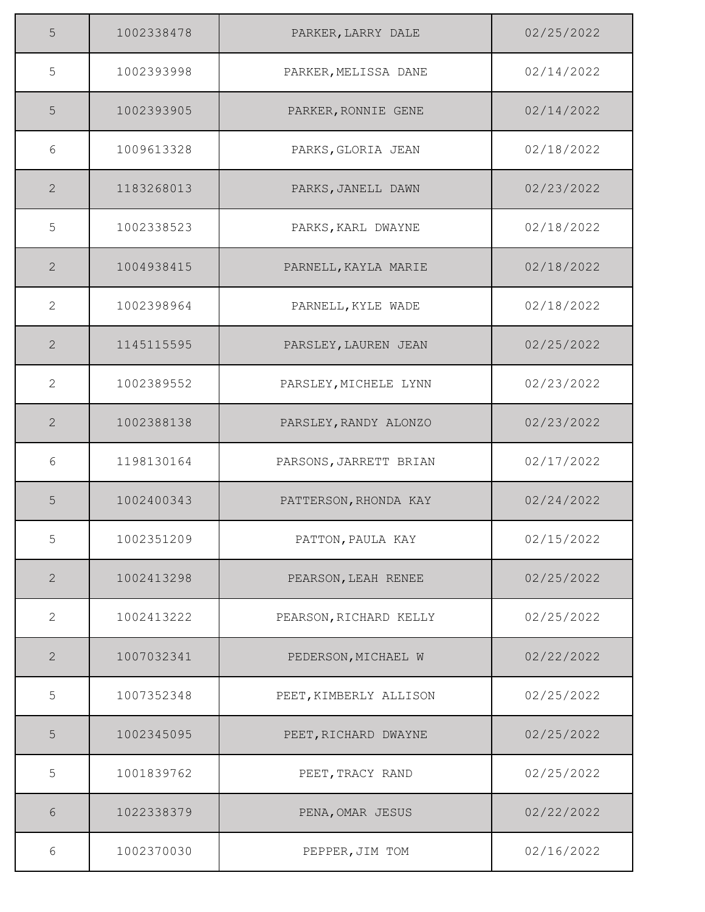| | | | |
|---|---|---|---|
| 5 | 1002338478 | PARKER,LARRY DALE | 02/25/2022 |
| 5 | 1002393998 | PARKER,MELISSA DANE | 02/14/2022 |
| 5 | 1002393905 | PARKER,RONNIE GENE | 02/14/2022 |
| 6 | 1009613328 | PARKS,GLORIA JEAN | 02/18/2022 |
| 2 | 1183268013 | PARKS,JANELL DAWN | 02/23/2022 |
| 5 | 1002338523 | PARKS,KARL DWAYNE | 02/18/2022 |
| 2 | 1004938415 | PARNELL,KAYLA MARIE | 02/18/2022 |
| 2 | 1002398964 | PARNELL,KYLE WADE | 02/18/2022 |
| 2 | 1145115595 | PARSLEY,LAUREN JEAN | 02/25/2022 |
| 2 | 1002389552 | PARSLEY,MICHELE LYNN | 02/23/2022 |
| 2 | 1002388138 | PARSLEY,RANDY ALONZO | 02/23/2022 |
| 6 | 1198130164 | PARSONS,JARRETT BRIAN | 02/17/2022 |
| 5 | 1002400343 | PATTERSON,RHONDA KAY | 02/24/2022 |
| 5 | 1002351209 | PATTON,PAULA KAY | 02/15/2022 |
| 2 | 1002413298 | PEARSON,LEAH RENEE | 02/25/2022 |
| 2 | 1002413222 | PEARSON,RICHARD KELLY | 02/25/2022 |
| 2 | 1007032341 | PEDERSON,MICHAEL W | 02/22/2022 |
| 5 | 1007352348 | PEET,KIMBERLY ALLISON | 02/25/2022 |
| 5 | 1002345095 | PEET,RICHARD DWAYNE | 02/25/2022 |
| 5 | 1001839762 | PEET,TRACY RAND | 02/25/2022 |
| 6 | 1022338379 | PENA,OMAR JESUS | 02/22/2022 |
| 6 | 1002370030 | PEPPER,JIM TOM | 02/16/2022 |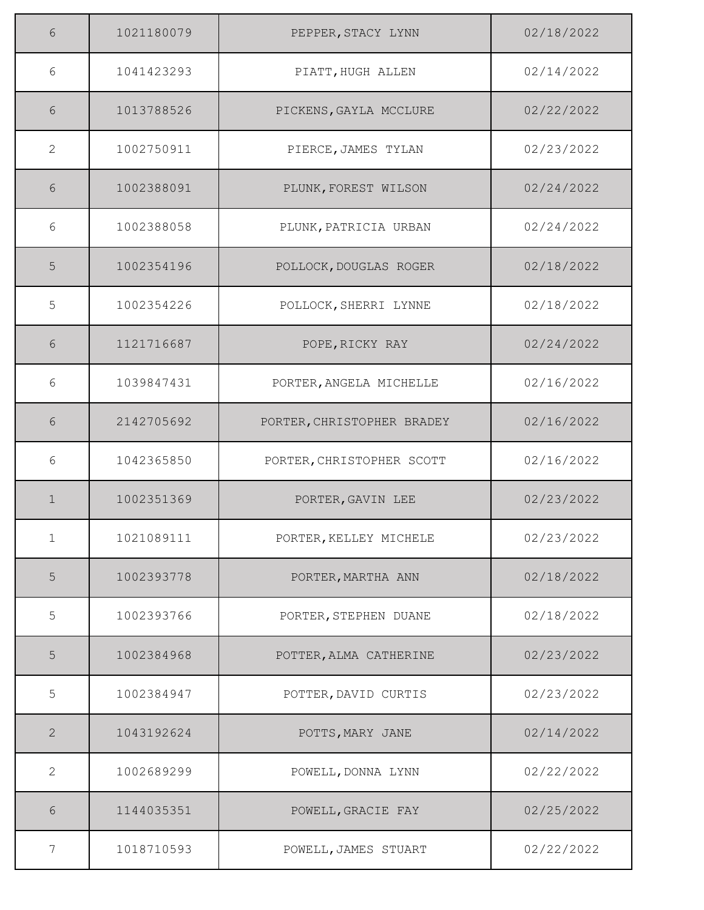| | | | |
|---|---|---|---|
| 6 | 1021180079 | PEPPER,STACY LYNN | 02/18/2022 |
| 6 | 1041423293 | PIATT,HUGH ALLEN | 02/14/2022 |
| 6 | 1013788526 | PICKENS,GAYLA MCCLURE | 02/22/2022 |
| 2 | 1002750911 | PIERCE,JAMES TYLAN | 02/23/2022 |
| 6 | 1002388091 | PLUNK,FOREST WILSON | 02/24/2022 |
| 6 | 1002388058 | PLUNK,PATRICIA URBAN | 02/24/2022 |
| 5 | 1002354196 | POLLOCK,DOUGLAS ROGER | 02/18/2022 |
| 5 | 1002354226 | POLLOCK,SHERRI LYNNE | 02/18/2022 |
| 6 | 1121716687 | POPE,RICKY RAY | 02/24/2022 |
| 6 | 1039847431 | PORTER,ANGELA MICHELLE | 02/16/2022 |
| 6 | 2142705692 | PORTER,CHRISTOPHER BRADEY | 02/16/2022 |
| 6 | 1042365850 | PORTER,CHRISTOPHER SCOTT | 02/16/2022 |
| 1 | 1002351369 | PORTER,GAVIN LEE | 02/23/2022 |
| 1 | 1021089111 | PORTER,KELLEY MICHELE | 02/23/2022 |
| 5 | 1002393778 | PORTER,MARTHA ANN | 02/18/2022 |
| 5 | 1002393766 | PORTER,STEPHEN DUANE | 02/18/2022 |
| 5 | 1002384968 | POTTER,ALMA CATHERINE | 02/23/2022 |
| 5 | 1002384947 | POTTER,DAVID CURTIS | 02/23/2022 |
| 2 | 1043192624 | POTTS,MARY JANE | 02/14/2022 |
| 2 | 1002689299 | POWELL,DONNA LYNN | 02/22/2022 |
| 6 | 1144035351 | POWELL,GRACIE FAY | 02/25/2022 |
| 7 | 1018710593 | POWELL,JAMES STUART | 02/22/2022 |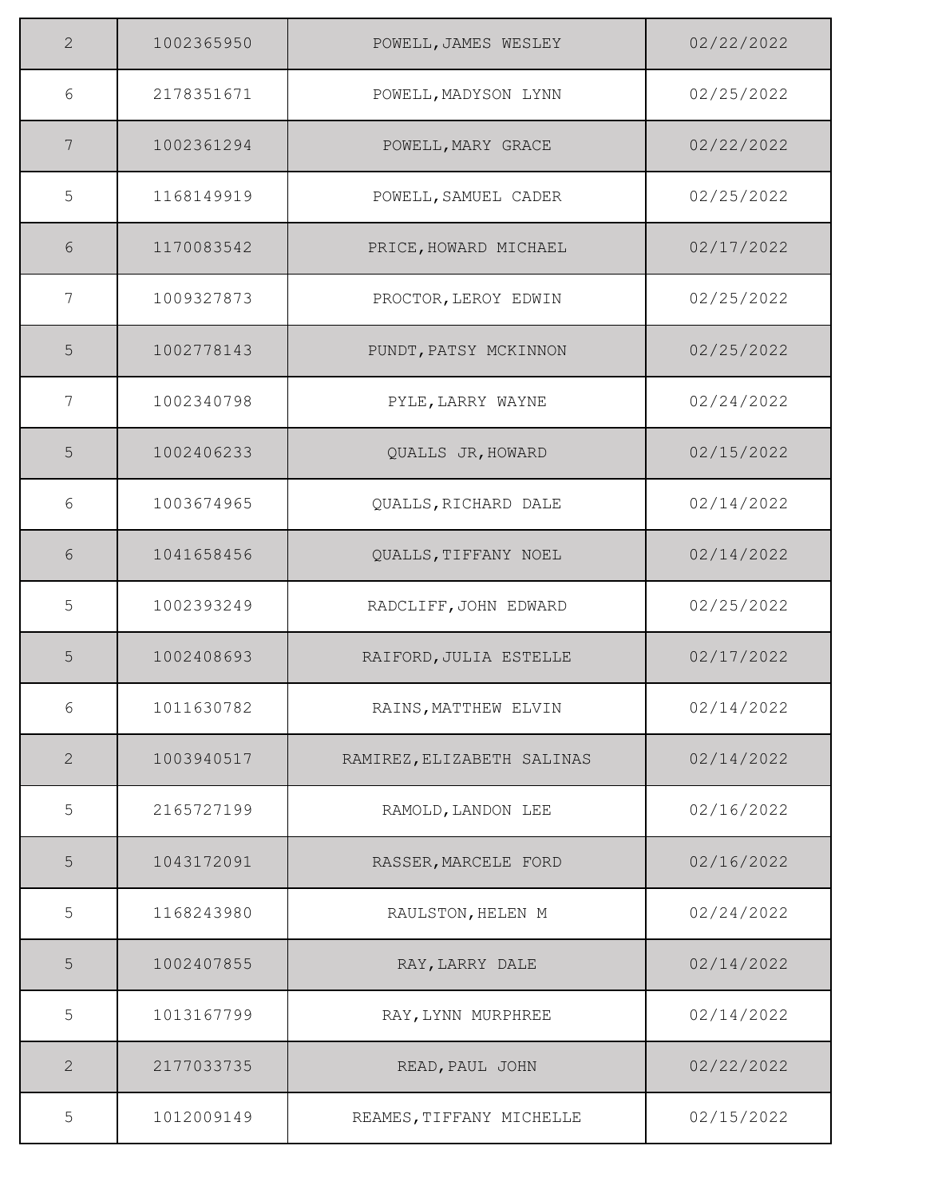| | | | |
|---|---|---|---|
| 2 | 1002365950 | POWELL,JAMES WESLEY | 02/22/2022 |
| 6 | 2178351671 | POWELL,MADYSON LYNN | 02/25/2022 |
| 7 | 1002361294 | POWELL,MARY GRACE | 02/22/2022 |
| 5 | 1168149919 | POWELL,SAMUEL CADER | 02/25/2022 |
| 6 | 1170083542 | PRICE,HOWARD MICHAEL | 02/17/2022 |
| 7 | 1009327873 | PROCTOR,LEROY EDWIN | 02/25/2022 |
| 5 | 1002778143 | PUNDT,PATSY MCKINNON | 02/25/2022 |
| 7 | 1002340798 | PYLE,LARRY WAYNE | 02/24/2022 |
| 5 | 1002406233 | QUALLS JR,HOWARD | 02/15/2022 |
| 6 | 1003674965 | QUALLS,RICHARD DALE | 02/14/2022 |
| 6 | 1041658456 | QUALLS,TIFFANY NOEL | 02/14/2022 |
| 5 | 1002393249 | RADCLIFF,JOHN EDWARD | 02/25/2022 |
| 5 | 1002408693 | RAIFORD,JULIA ESTELLE | 02/17/2022 |
| 6 | 1011630782 | RAINS,MATTHEW ELVIN | 02/14/2022 |
| 2 | 1003940517 | RAMIREZ,ELIZABETH SALINAS | 02/14/2022 |
| 5 | 2165727199 | RAMOLD,LANDON LEE | 02/16/2022 |
| 5 | 1043172091 | RASSER,MARCELE FORD | 02/16/2022 |
| 5 | 1168243980 | RAULSTON,HELEN M | 02/24/2022 |
| 5 | 1002407855 | RAY,LARRY DALE | 02/14/2022 |
| 5 | 1013167799 | RAY,LYNN MURPHREE | 02/14/2022 |
| 2 | 2177033735 | READ,PAUL JOHN | 02/22/2022 |
| 5 | 1012009149 | REAMES,TIFFANY MICHELLE | 02/15/2022 |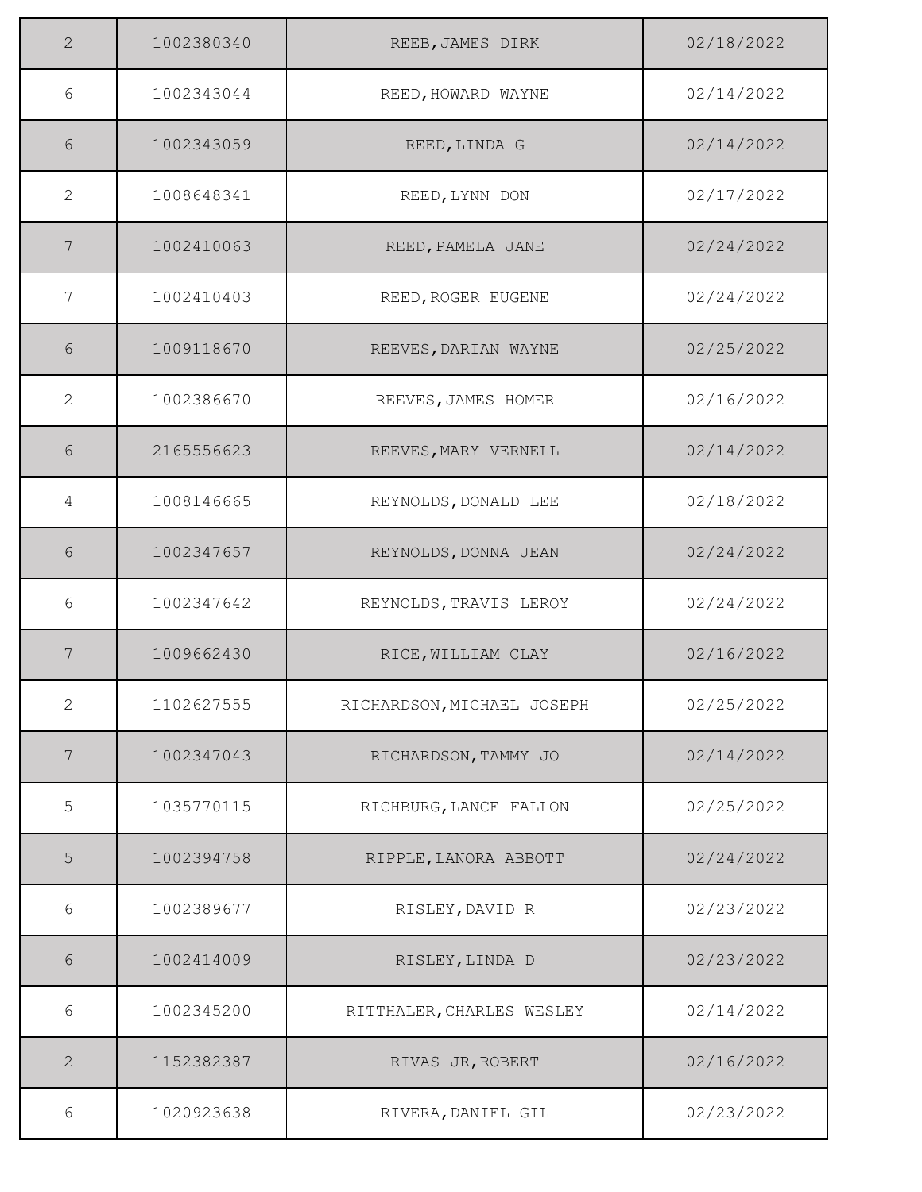| | | | |
|---|---|---|---|
| 2 | 1002380340 | REEB,JAMES DIRK | 02/18/2022 |
| 6 | 1002343044 | REED,HOWARD WAYNE | 02/14/2022 |
| 6 | 1002343059 | REED,LINDA G | 02/14/2022 |
| 2 | 1008648341 | REED,LYNN DON | 02/17/2022 |
| 7 | 1002410063 | REED,PAMELA JANE | 02/24/2022 |
| 7 | 1002410403 | REED,ROGER EUGENE | 02/24/2022 |
| 6 | 1009118670 | REEVES,DARIAN WAYNE | 02/25/2022 |
| 2 | 1002386670 | REEVES,JAMES HOMER | 02/16/2022 |
| 6 | 2165556623 | REEVES,MARY VERNELL | 02/14/2022 |
| 4 | 1008146665 | REYNOLDS,DONALD LEE | 02/18/2022 |
| 6 | 1002347657 | REYNOLDS,DONNA JEAN | 02/24/2022 |
| 6 | 1002347642 | REYNOLDS,TRAVIS LEROY | 02/24/2022 |
| 7 | 1009662430 | RICE,WILLIAM CLAY | 02/16/2022 |
| 2 | 1102627555 | RICHARDSON,MICHAEL JOSEPH | 02/25/2022 |
| 7 | 1002347043 | RICHARDSON,TAMMY JO | 02/14/2022 |
| 5 | 1035770115 | RICHBURG,LANCE FALLON | 02/25/2022 |
| 5 | 1002394758 | RIPPLE,LANORA ABBOTT | 02/24/2022 |
| 6 | 1002389677 | RISLEY,DAVID R | 02/23/2022 |
| 6 | 1002414009 | RISLEY,LINDA D | 02/23/2022 |
| 6 | 1002345200 | RITTHALER,CHARLES WESLEY | 02/14/2022 |
| 2 | 1152382387 | RIVAS JR,ROBERT | 02/16/2022 |
| 6 | 1020923638 | RIVERA,DANIEL GIL | 02/23/2022 |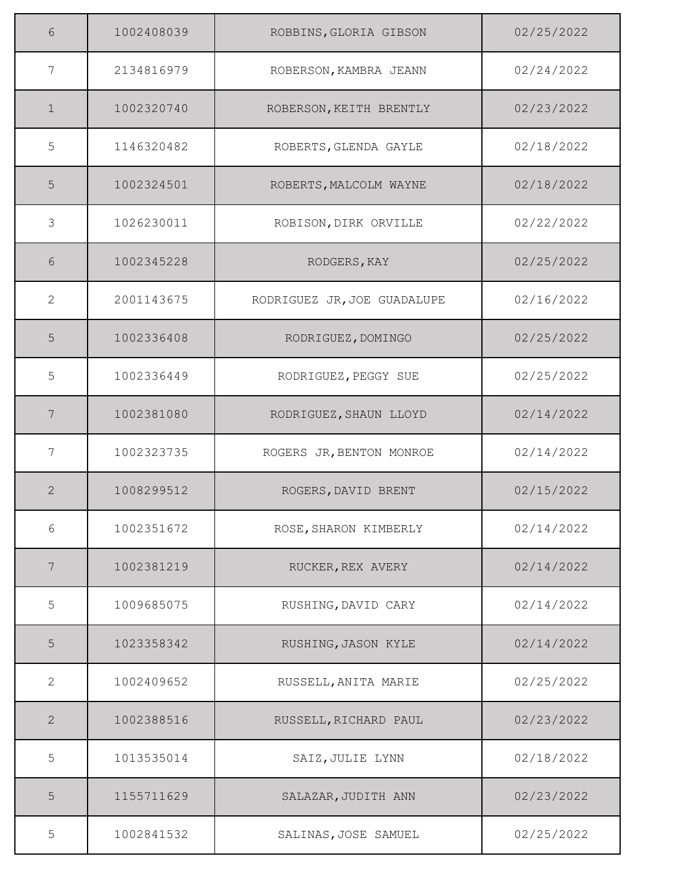| | | | |
|---|---|---|---|
| 6 | 1002408039 | ROBBINS,GLORIA GIBSON | 02/25/2022 |
| 7 | 2134816979 | ROBERSON,KAMBRA JEANN | 02/24/2022 |
| 1 | 1002320740 | ROBERSON,KEITH BRENTLY | 02/23/2022 |
| 5 | 1146320482 | ROBERTS,GLENDA GAYLE | 02/18/2022 |
| 5 | 1002324501 | ROBERTS,MALCOLM WAYNE | 02/18/2022 |
| 3 | 1026230011 | ROBISON,DIRK ORVILLE | 02/22/2022 |
| 6 | 1002345228 | RODGERS,KAY | 02/25/2022 |
| 2 | 2001143675 | RODRIGUEZ JR,JOE GUADALUPE | 02/16/2022 |
| 5 | 1002336408 | RODRIGUEZ,DOMINGO | 02/25/2022 |
| 5 | 1002336449 | RODRIGUEZ,PEGGY SUE | 02/25/2022 |
| 7 | 1002381080 | RODRIGUEZ,SHAUN LLOYD | 02/14/2022 |
| 7 | 1002323735 | ROGERS JR,BENTON MONROE | 02/14/2022 |
| 2 | 1008299512 | ROGERS,DAVID BRENT | 02/15/2022 |
| 6 | 1002351672 | ROSE,SHARON KIMBERLY | 02/14/2022 |
| 7 | 1002381219 | RUCKER,REX AVERY | 02/14/2022 |
| 5 | 1009685075 | RUSHING,DAVID CARY | 02/14/2022 |
| 5 | 1023358342 | RUSHING,JASON KYLE | 02/14/2022 |
| 2 | 1002409652 | RUSSELL,ANITA MARIE | 02/25/2022 |
| 2 | 1002388516 | RUSSELL,RICHARD PAUL | 02/23/2022 |
| 5 | 1013535014 | SAIZ,JULIE LYNN | 02/18/2022 |
| 5 | 1155711629 | SALAZAR,JUDITH ANN | 02/23/2022 |
| 5 | 1002841532 | SALINAS,JOSE SAMUEL | 02/25/2022 |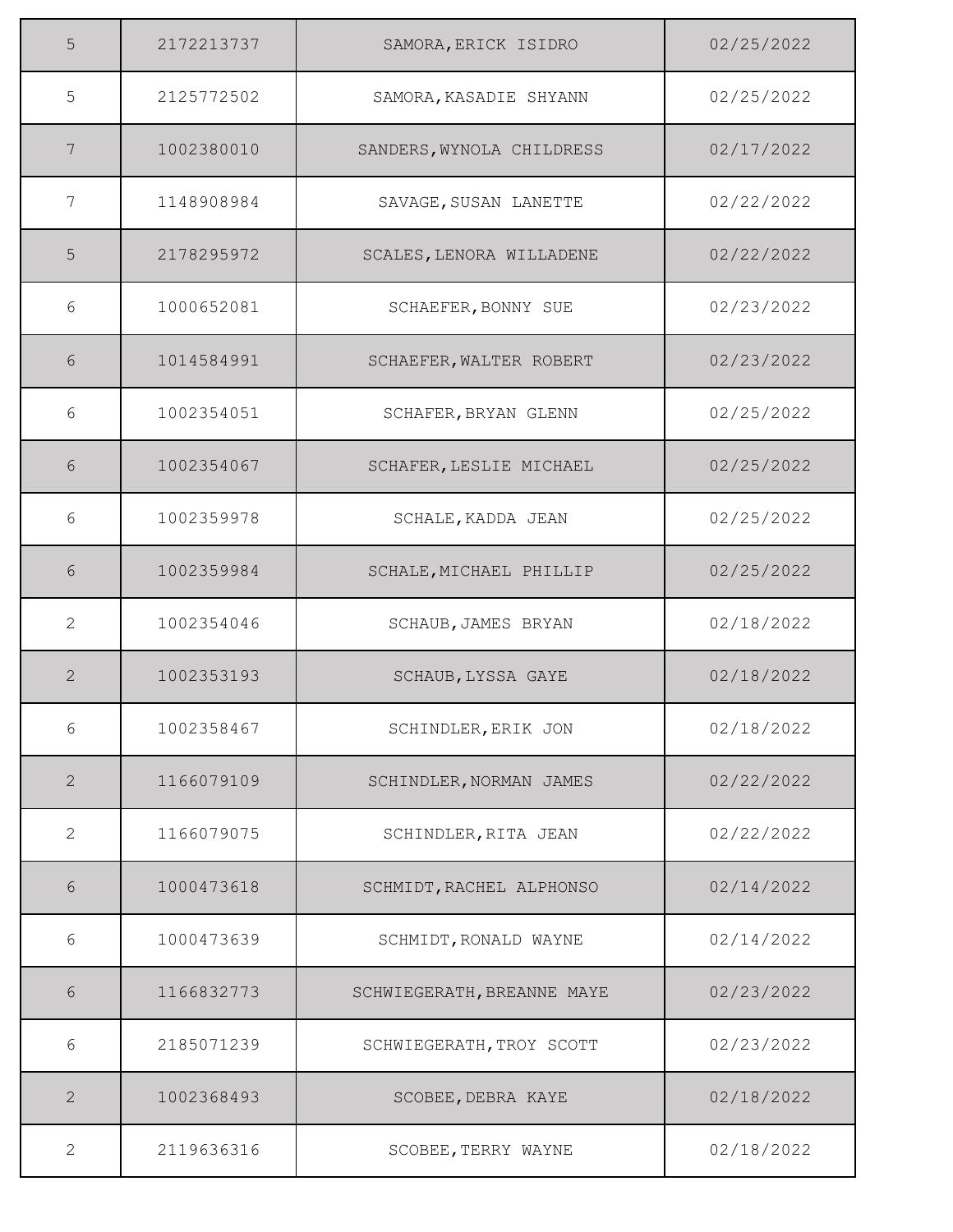| | | | |
|---|---|---|---|
| 5 | 2172213737 | SAMORA,ERICK ISIDRO | 02/25/2022 |
| 5 | 2125772502 | SAMORA,KASADIE SHYANN | 02/25/2022 |
| 7 | 1002380010 | SANDERS,WYNOLA CHILDRESS | 02/17/2022 |
| 7 | 1148908984 | SAVAGE,SUSAN LANETTE | 02/22/2022 |
| 5 | 2178295972 | SCALES,LENORA WILLADENE | 02/22/2022 |
| 6 | 1000652081 | SCHAEFER,BONNY SUE | 02/23/2022 |
| 6 | 1014584991 | SCHAEFER,WALTER ROBERT | 02/23/2022 |
| 6 | 1002354051 | SCHAFER,BRYAN GLENN | 02/25/2022 |
| 6 | 1002354067 | SCHAFER,LESLIE MICHAEL | 02/25/2022 |
| 6 | 1002359978 | SCHALE,KADDA JEAN | 02/25/2022 |
| 6 | 1002359984 | SCHALE,MICHAEL PHILLIP | 02/25/2022 |
| 2 | 1002354046 | SCHAUB,JAMES BRYAN | 02/18/2022 |
| 2 | 1002353193 | SCHAUB,LYSSA GAYE | 02/18/2022 |
| 6 | 1002358467 | SCHINDLER,ERIK JON | 02/18/2022 |
| 2 | 1166079109 | SCHINDLER,NORMAN JAMES | 02/22/2022 |
| 2 | 1166079075 | SCHINDLER,RITA JEAN | 02/22/2022 |
| 6 | 1000473618 | SCHMIDT,RACHEL ALPHONSO | 02/14/2022 |
| 6 | 1000473639 | SCHMIDT,RONALD WAYNE | 02/14/2022 |
| 6 | 1166832773 | SCHWIEGERATH,BREANNE MAYE | 02/23/2022 |
| 6 | 2185071239 | SCHWIEGERATH,TROY SCOTT | 02/23/2022 |
| 2 | 1002368493 | SCOBEE,DEBRA KAYE | 02/18/2022 |
| 2 | 2119636316 | SCOBEE,TERRY WAYNE | 02/18/2022 |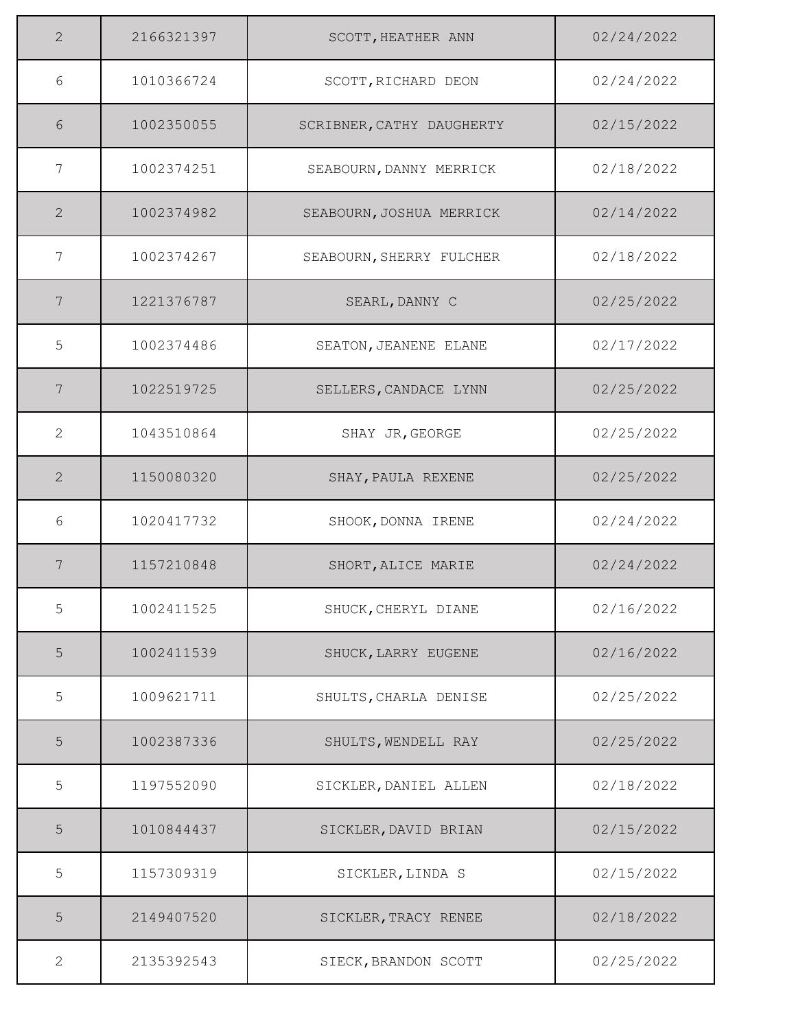| | | | |
|---|---|---|---|
| 2 | 2166321397 | SCOTT,HEATHER ANN | 02/24/2022 |
| 6 | 1010366724 | SCOTT,RICHARD DEON | 02/24/2022 |
| 6 | 1002350055 | SCRIBNER,CATHY DAUGHERTY | 02/15/2022 |
| 7 | 1002374251 | SEABOURN,DANNY MERRICK | 02/18/2022 |
| 2 | 1002374982 | SEABOURN,JOSHUA MERRICK | 02/14/2022 |
| 7 | 1002374267 | SEABOURN,SHERRY FULCHER | 02/18/2022 |
| 7 | 1221376787 | SEARL,DANNY C | 02/25/2022 |
| 5 | 1002374486 | SEATON,JEANENE ELANE | 02/17/2022 |
| 7 | 1022519725 | SELLERS,CANDACE LYNN | 02/25/2022 |
| 2 | 1043510864 | SHAY JR,GEORGE | 02/25/2022 |
| 2 | 1150080320 | SHAY,PAULA REXENE | 02/25/2022 |
| 6 | 1020417732 | SHOOK,DONNA IRENE | 02/24/2022 |
| 7 | 1157210848 | SHORT,ALICE MARIE | 02/24/2022 |
| 5 | 1002411525 | SHUCK,CHERYL DIANE | 02/16/2022 |
| 5 | 1002411539 | SHUCK,LARRY EUGENE | 02/16/2022 |
| 5 | 1009621711 | SHULTS,CHARLA DENISE | 02/25/2022 |
| 5 | 1002387336 | SHULTS,WENDELL RAY | 02/25/2022 |
| 5 | 1197552090 | SICKLER,DANIEL ALLEN | 02/18/2022 |
| 5 | 1010844437 | SICKLER,DAVID BRIAN | 02/15/2022 |
| 5 | 1157309319 | SICKLER,LINDA S | 02/15/2022 |
| 5 | 2149407520 | SICKLER,TRACY RENEE | 02/18/2022 |
| 2 | 2135392543 | SIECK,BRANDON SCOTT | 02/25/2022 |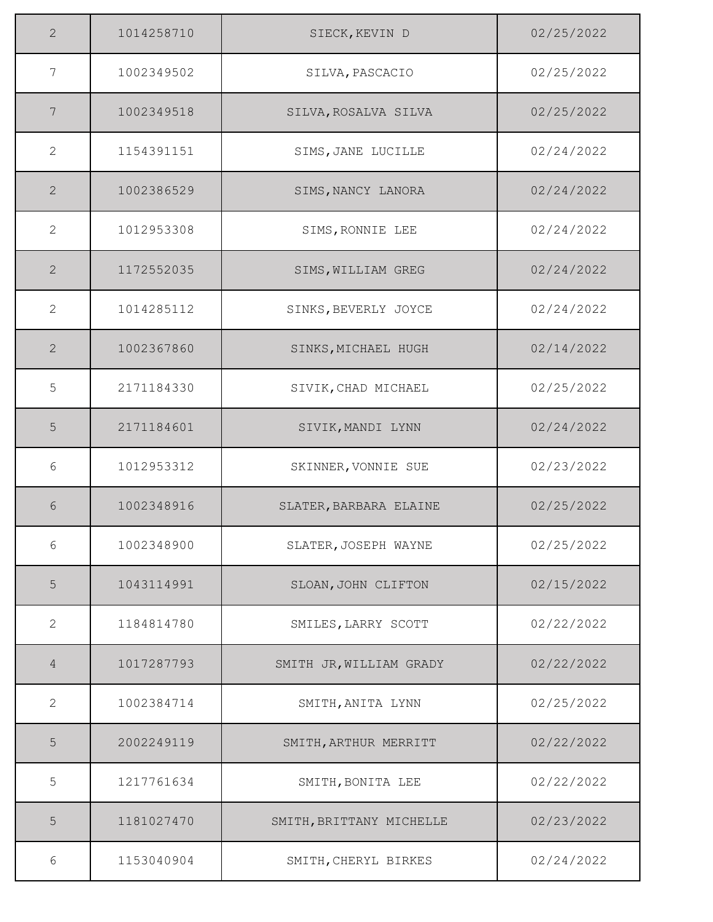| | | | |
|---|---|---|---|
| 2 | 1014258710 | SIECK,KEVIN D | 02/25/2022 |
| 7 | 1002349502 | SILVA,PASCACIO | 02/25/2022 |
| 7 | 1002349518 | SILVA,ROSALVA SILVA | 02/25/2022 |
| 2 | 1154391151 | SIMS,JANE LUCILLE | 02/24/2022 |
| 2 | 1002386529 | SIMS,NANCY LANORA | 02/24/2022 |
| 2 | 1012953308 | SIMS,RONNIE LEE | 02/24/2022 |
| 2 | 1172552035 | SIMS,WILLIAM GREG | 02/24/2022 |
| 2 | 1014285112 | SINKS,BEVERLY JOYCE | 02/24/2022 |
| 2 | 1002367860 | SINKS,MICHAEL HUGH | 02/14/2022 |
| 5 | 2171184330 | SIVIK,CHAD MICHAEL | 02/25/2022 |
| 5 | 2171184601 | SIVIK,MANDI LYNN | 02/24/2022 |
| 6 | 1012953312 | SKINNER,VONNIE SUE | 02/23/2022 |
| 6 | 1002348916 | SLATER,BARBARA ELAINE | 02/25/2022 |
| 6 | 1002348900 | SLATER,JOSEPH WAYNE | 02/25/2022 |
| 5 | 1043114991 | SLOAN,JOHN CLIFTON | 02/15/2022 |
| 2 | 1184814780 | SMILES,LARRY SCOTT | 02/22/2022 |
| 4 | 1017287793 | SMITH JR,WILLIAM GRADY | 02/22/2022 |
| 2 | 1002384714 | SMITH,ANITA LYNN | 02/25/2022 |
| 5 | 2002249119 | SMITH,ARTHUR MERRITT | 02/22/2022 |
| 5 | 1217761634 | SMITH,BONITA LEE | 02/22/2022 |
| 5 | 1181027470 | SMITH,BRITTANY MICHELLE | 02/23/2022 |
| 6 | 1153040904 | SMITH,CHERYL BIRKES | 02/24/2022 |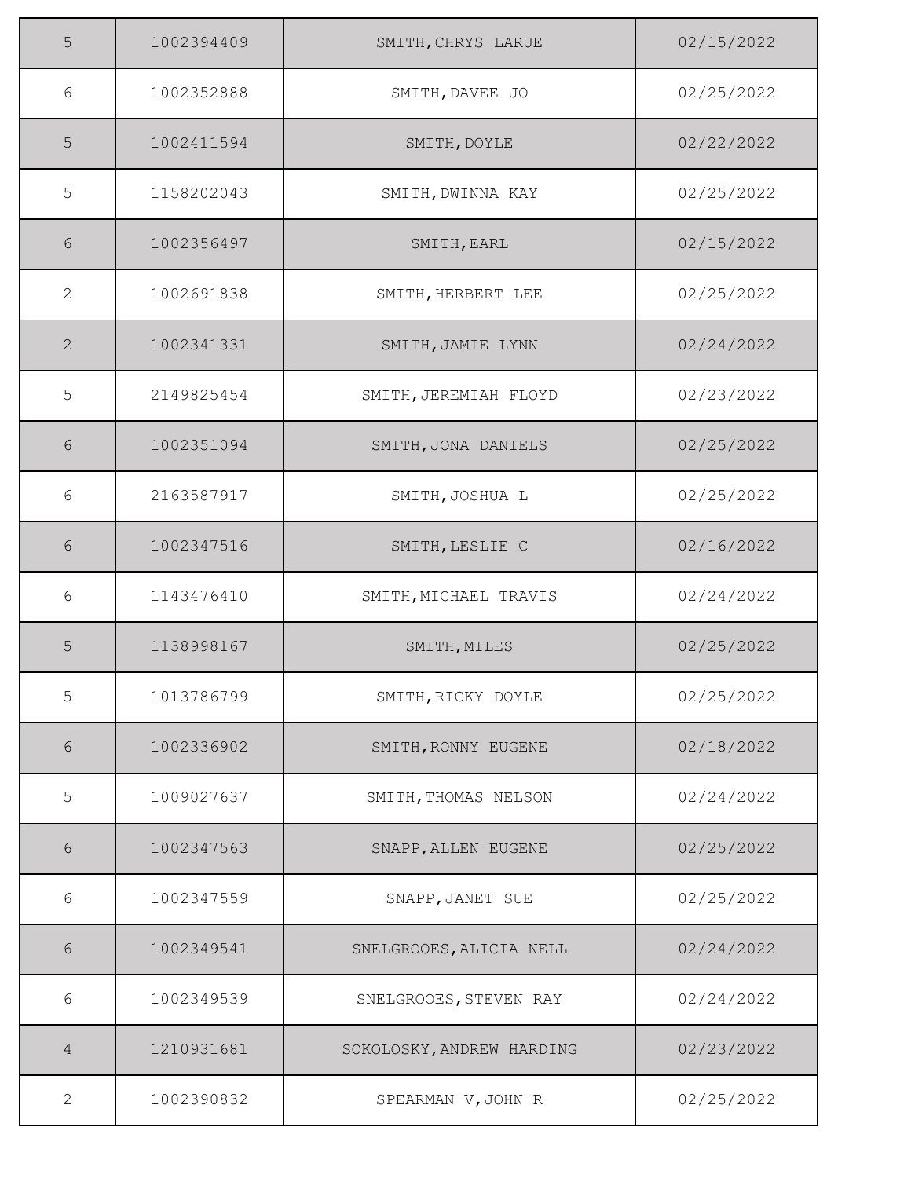| | | | |
|---|---|---|---|
| 5 | 1002394409 | SMITH,CHRYS LARUE | 02/15/2022 |
| 6 | 1002352888 | SMITH,DAVEE JO | 02/25/2022 |
| 5 | 1002411594 | SMITH,DOYLE | 02/22/2022 |
| 5 | 1158202043 | SMITH,DWINNA KAY | 02/25/2022 |
| 6 | 1002356497 | SMITH,EARL | 02/15/2022 |
| 2 | 1002691838 | SMITH,HERBERT LEE | 02/25/2022 |
| 2 | 1002341331 | SMITH,JAMIE LYNN | 02/24/2022 |
| 5 | 2149825454 | SMITH,JEREMIAH FLOYD | 02/23/2022 |
| 6 | 1002351094 | SMITH,JONA DANIELS | 02/25/2022 |
| 6 | 2163587917 | SMITH,JOSHUA L | 02/25/2022 |
| 6 | 1002347516 | SMITH,LESLIE C | 02/16/2022 |
| 6 | 1143476410 | SMITH,MICHAEL TRAVIS | 02/24/2022 |
| 5 | 1138998167 | SMITH,MILES | 02/25/2022 |
| 5 | 1013786799 | SMITH,RICKY DOYLE | 02/25/2022 |
| 6 | 1002336902 | SMITH,RONNY EUGENE | 02/18/2022 |
| 5 | 1009027637 | SMITH,THOMAS NELSON | 02/24/2022 |
| 6 | 1002347563 | SNAPP,ALLEN EUGENE | 02/25/2022 |
| 6 | 1002347559 | SNAPP,JANET SUE | 02/25/2022 |
| 6 | 1002349541 | SNELGROOES,ALICIA NELL | 02/24/2022 |
| 6 | 1002349539 | SNELGROOES,STEVEN RAY | 02/24/2022 |
| 4 | 1210931681 | SOKOLOSKY,ANDREW HARDING | 02/23/2022 |
| 2 | 1002390832 | SPEARMAN V,JOHN R | 02/25/2022 |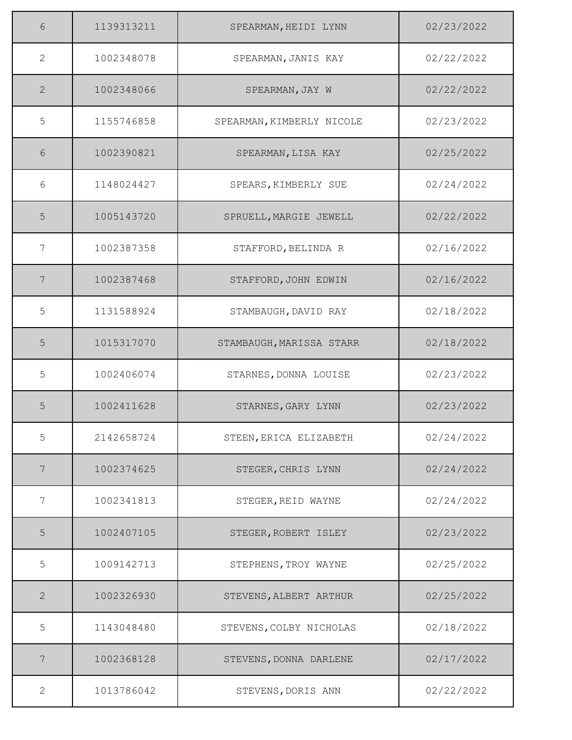| | | | |
|---|---|---|---|
| 6 | 1139313211 | SPEARMAN,HEIDI LYNN | 02/23/2022 |
| 2 | 1002348078 | SPEARMAN,JANIS KAY | 02/22/2022 |
| 2 | 1002348066 | SPEARMAN,JAY W | 02/22/2022 |
| 5 | 1155746858 | SPEARMAN,KIMBERLY NICOLE | 02/23/2022 |
| 6 | 1002390821 | SPEARMAN,LISA KAY | 02/25/2022 |
| 6 | 1148024427 | SPEARS,KIMBERLY SUE | 02/24/2022 |
| 5 | 1005143720 | SPRUELL,MARGIE JEWELL | 02/22/2022 |
| 7 | 1002387358 | STAFFORD,BELINDA R | 02/16/2022 |
| 7 | 1002387468 | STAFFORD,JOHN EDWIN | 02/16/2022 |
| 5 | 1131588924 | STAMBAUGH,DAVID RAY | 02/18/2022 |
| 5 | 1015317070 | STAMBAUGH,MARISSA STARR | 02/18/2022 |
| 5 | 1002406074 | STARNES,DONNA LOUISE | 02/23/2022 |
| 5 | 1002411628 | STARNES,GARY LYNN | 02/23/2022 |
| 5 | 2142658724 | STEEN,ERICA ELIZABETH | 02/24/2022 |
| 7 | 1002374625 | STEGER,CHRIS LYNN | 02/24/2022 |
| 7 | 1002341813 | STEGER,REID WAYNE | 02/24/2022 |
| 5 | 1002407105 | STEGER,ROBERT ISLEY | 02/23/2022 |
| 5 | 1009142713 | STEPHENS,TROY WAYNE | 02/25/2022 |
| 2 | 1002326930 | STEVENS,ALBERT ARTHUR | 02/25/2022 |
| 5 | 1143048480 | STEVENS,COLBY NICHOLAS | 02/18/2022 |
| 7 | 1002368128 | STEVENS,DONNA DARLENE | 02/17/2022 |
| 2 | 1013786042 | STEVENS,DORIS ANN | 02/22/2022 |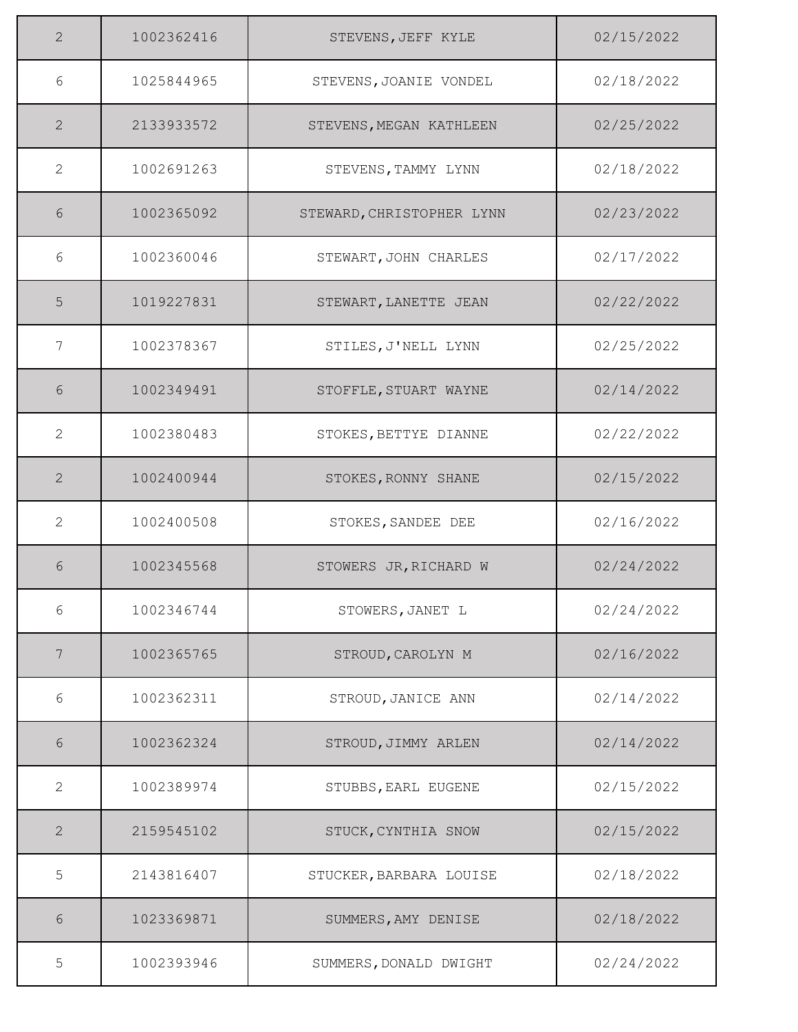| | | | |
|---|---|---|---|
| 2 | 1002362416 | STEVENS,JEFF KYLE | 02/15/2022 |
| 6 | 1025844965 | STEVENS,JOANIE VONDEL | 02/18/2022 |
| 2 | 2133933572 | STEVENS,MEGAN KATHLEEN | 02/25/2022 |
| 2 | 1002691263 | STEVENS,TAMMY LYNN | 02/18/2022 |
| 6 | 1002365092 | STEWARD,CHRISTOPHER LYNN | 02/23/2022 |
| 6 | 1002360046 | STEWART,JOHN CHARLES | 02/17/2022 |
| 5 | 1019227831 | STEWART,LANETTE JEAN | 02/22/2022 |
| 7 | 1002378367 | STILES,J'NELL LYNN | 02/25/2022 |
| 6 | 1002349491 | STOFFLE,STUART WAYNE | 02/14/2022 |
| 2 | 1002380483 | STOKES,BETTYE DIANNE | 02/22/2022 |
| 2 | 1002400944 | STOKES,RONNY SHANE | 02/15/2022 |
| 2 | 1002400508 | STOKES,SANDEE DEE | 02/16/2022 |
| 6 | 1002345568 | STOWERS JR,RICHARD W | 02/24/2022 |
| 6 | 1002346744 | STOWERS,JANET L | 02/24/2022 |
| 7 | 1002365765 | STROUD,CAROLYN M | 02/16/2022 |
| 6 | 1002362311 | STROUD,JANICE ANN | 02/14/2022 |
| 6 | 1002362324 | STROUD,JIMMY ARLEN | 02/14/2022 |
| 2 | 1002389974 | STUBBS,EARL EUGENE | 02/15/2022 |
| 2 | 2159545102 | STUCK,CYNTHIA SNOW | 02/15/2022 |
| 5 | 2143816407 | STUCKER,BARBARA LOUISE | 02/18/2022 |
| 6 | 1023369871 | SUMMERS,AMY DENISE | 02/18/2022 |
| 5 | 1002393946 | SUMMERS,DONALD DWIGHT | 02/24/2022 |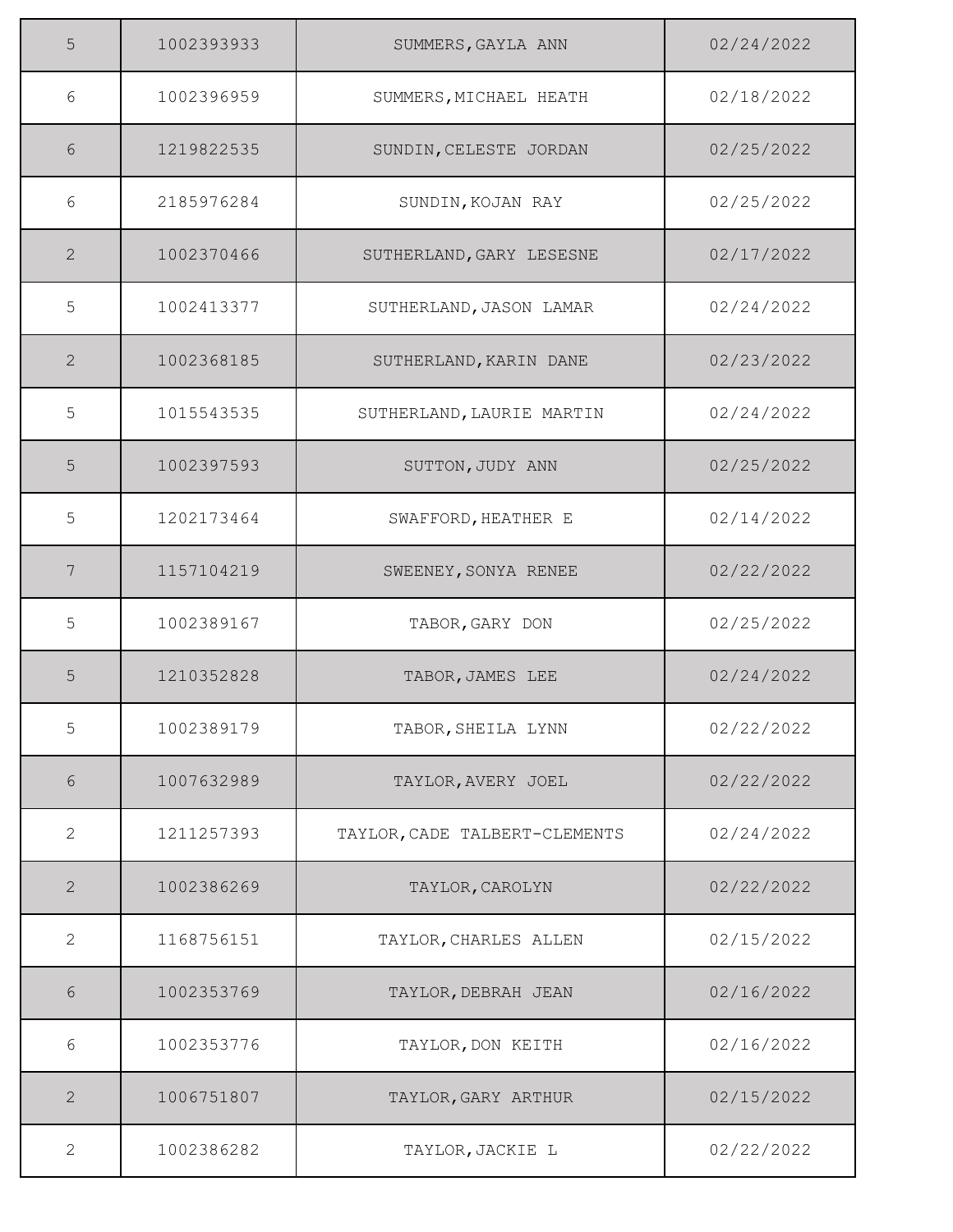| | | | |
|---|---|---|---|
| 5 | 1002393933 | SUMMERS,GAYLA ANN | 02/24/2022 |
| 6 | 1002396959 | SUMMERS,MICHAEL HEATH | 02/18/2022 |
| 6 | 1219822535 | SUNDIN,CELESTE JORDAN | 02/25/2022 |
| 6 | 2185976284 | SUNDIN,KOJAN RAY | 02/25/2022 |
| 2 | 1002370466 | SUTHERLAND,GARY LESESNE | 02/17/2022 |
| 5 | 1002413377 | SUTHERLAND,JASON LAMAR | 02/24/2022 |
| 2 | 1002368185 | SUTHERLAND,KARIN DANE | 02/23/2022 |
| 5 | 1015543535 | SUTHERLAND,LAURIE MARTIN | 02/24/2022 |
| 5 | 1002397593 | SUTTON,JUDY ANN | 02/25/2022 |
| 5 | 1202173464 | SWAFFORD,HEATHER E | 02/14/2022 |
| 7 | 1157104219 | SWEENEY,SONYA RENEE | 02/22/2022 |
| 5 | 1002389167 | TABOR,GARY DON | 02/25/2022 |
| 5 | 1210352828 | TABOR,JAMES LEE | 02/24/2022 |
| 5 | 1002389179 | TABOR,SHEILA LYNN | 02/22/2022 |
| 6 | 1007632989 | TAYLOR,AVERY JOEL | 02/22/2022 |
| 2 | 1211257393 | TAYLOR,CADE TALBERT-CLEMENTS | 02/24/2022 |
| 2 | 1002386269 | TAYLOR,CAROLYN | 02/22/2022 |
| 2 | 1168756151 | TAYLOR,CHARLES ALLEN | 02/15/2022 |
| 6 | 1002353769 | TAYLOR,DEBRAH JEAN | 02/16/2022 |
| 6 | 1002353776 | TAYLOR,DON KEITH | 02/16/2022 |
| 2 | 1006751807 | TAYLOR,GARY ARTHUR | 02/15/2022 |
| 2 | 1002386282 | TAYLOR,JACKIE L | 02/22/2022 |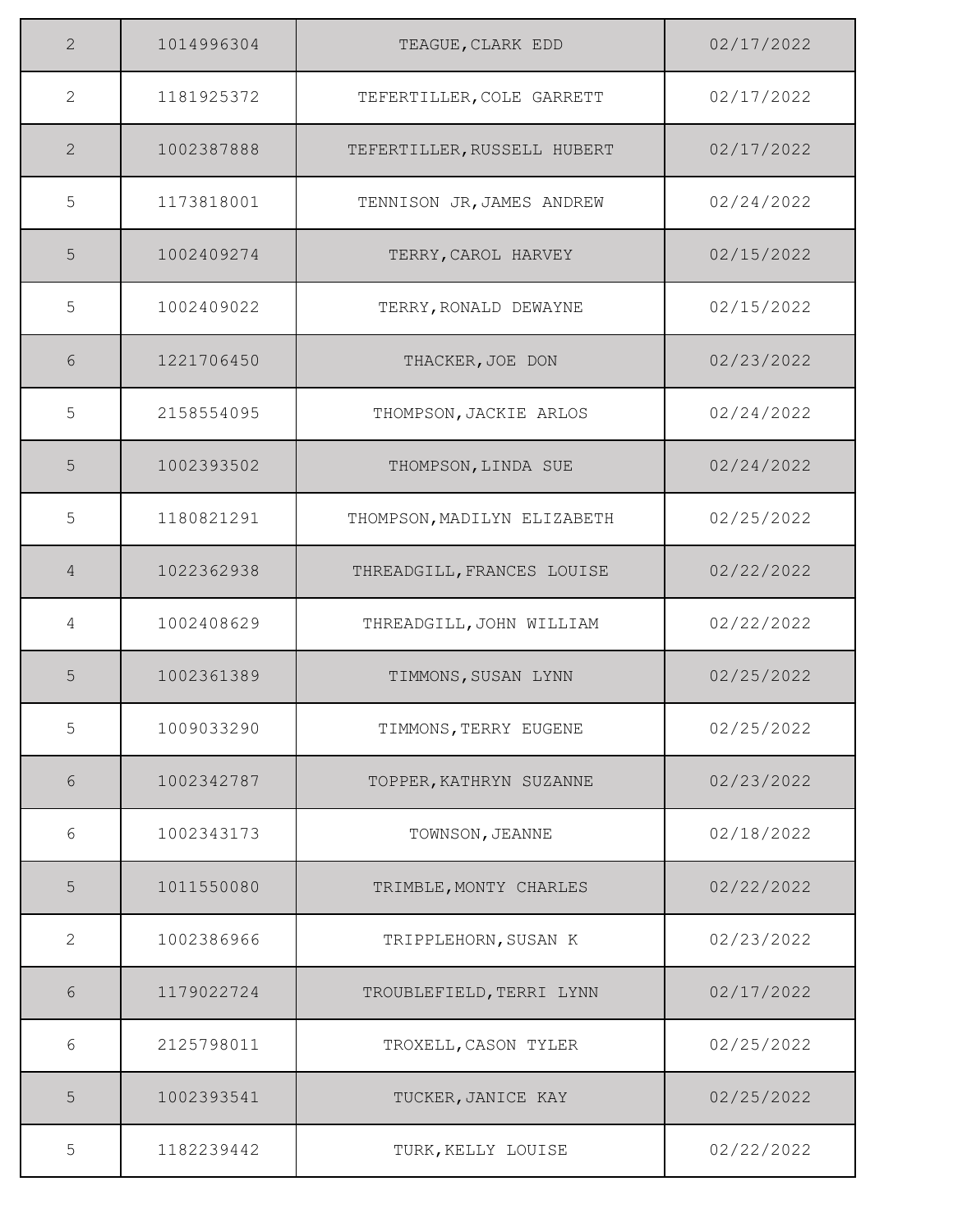| 2 | 1014996304 | TEAGUE,CLARK EDD | 02/17/2022 |
|---|---|---|---|
| 2 | 1181925372 | TEFERTILLER,COLE GARRETT | 02/17/2022 |
| 2 | 1002387888 | TEFERTILLER,RUSSELL HUBERT | 02/17/2022 |
| 5 | 1173818001 | TENNISON JR,JAMES ANDREW | 02/24/2022 |
| 5 | 1002409274 | TERRY,CAROL HARVEY | 02/15/2022 |
| 5 | 1002409022 | TERRY,RONALD DEWAYNE | 02/15/2022 |
| 6 | 1221706450 | THACKER,JOE DON | 02/23/2022 |
| 5 | 2158554095 | THOMPSON,JACKIE ARLOS | 02/24/2022 |
| 5 | 1002393502 | THOMPSON,LINDA SUE | 02/24/2022 |
| 5 | 1180821291 | THOMPSON,MADILYN ELIZABETH | 02/25/2022 |
| 4 | 1022362938 | THREADGILL,FRANCES LOUISE | 02/22/2022 |
| 4 | 1002408629 | THREADGILL,JOHN WILLIAM | 02/22/2022 |
| 5 | 1002361389 | TIMMONS,SUSAN LYNN | 02/25/2022 |
| 5 | 1009033290 | TIMMONS,TERRY EUGENE | 02/25/2022 |
| 6 | 1002342787 | TOPPER,KATHRYN SUZANNE | 02/23/2022 |
| 6 | 1002343173 | TOWNSON,JEANNE | 02/18/2022 |
| 5 | 1011550080 | TRIMBLE,MONTY CHARLES | 02/22/2022 |
| 2 | 1002386966 | TRIPPLEHORN,SUSAN K | 02/23/2022 |
| 6 | 1179022724 | TROUBLEFIELD,TERRI LYNN | 02/17/2022 |
| 6 | 2125798011 | TROXELL,CASON TYLER | 02/25/2022 |
| 5 | 1002393541 | TUCKER,JANICE KAY | 02/25/2022 |
| 5 | 1182239442 | TURK,KELLY LOUISE | 02/22/2022 |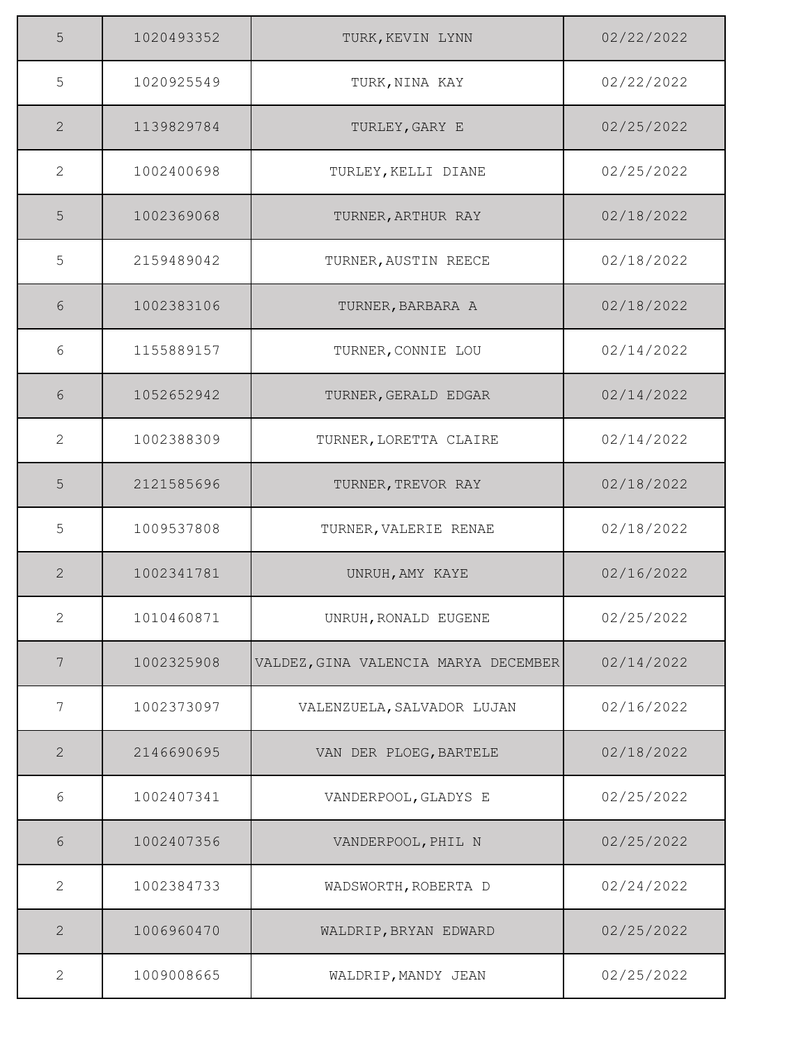| | | | |
|---|---|---|---|
| 5 | 1020493352 | TURK,KEVIN LYNN | 02/22/2022 |
| 5 | 1020925549 | TURK,NINA KAY | 02/22/2022 |
| 2 | 1139829784 | TURLEY,GARY E | 02/25/2022 |
| 2 | 1002400698 | TURLEY,KELLI DIANE | 02/25/2022 |
| 5 | 1002369068 | TURNER,ARTHUR RAY | 02/18/2022 |
| 5 | 2159489042 | TURNER,AUSTIN REECE | 02/18/2022 |
| 6 | 1002383106 | TURNER,BARBARA A | 02/18/2022 |
| 6 | 1155889157 | TURNER,CONNIE LOU | 02/14/2022 |
| 6 | 1052652942 | TURNER,GERALD EDGAR | 02/14/2022 |
| 2 | 1002388309 | TURNER,LORETTA CLAIRE | 02/14/2022 |
| 5 | 2121585696 | TURNER,TREVOR RAY | 02/18/2022 |
| 5 | 1009537808 | TURNER,VALERIE RENAE | 02/18/2022 |
| 2 | 1002341781 | UNRUH,AMY KAYE | 02/16/2022 |
| 2 | 1010460871 | UNRUH,RONALD EUGENE | 02/25/2022 |
| 7 | 1002325908 | VALDEZ,GINA VALENCIA MARYA DECEMBER | 02/14/2022 |
| 7 | 1002373097 | VALENZUELA,SALVADOR LUJAN | 02/16/2022 |
| 2 | 2146690695 | VAN DER PLOEG,BARTELE | 02/18/2022 |
| 6 | 1002407341 | VANDERPOOL,GLADYS E | 02/25/2022 |
| 6 | 1002407356 | VANDERPOOL,PHIL N | 02/25/2022 |
| 2 | 1002384733 | WADSWORTH,ROBERTA D | 02/24/2022 |
| 2 | 1006960470 | WALDRIP,BRYAN EDWARD | 02/25/2022 |
| 2 | 1009008665 | WALDRIP,MANDY JEAN | 02/25/2022 |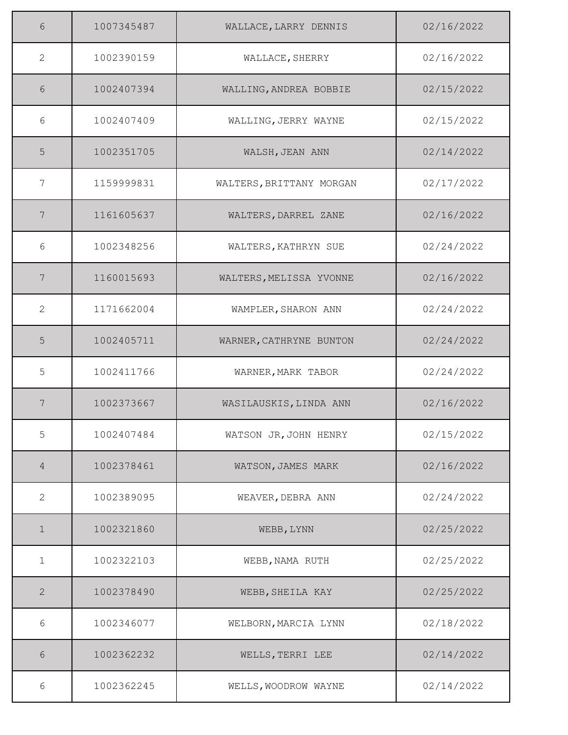| | | | |
|---|---|---|---|
| 6 | 1007345487 | WALLACE,LARRY DENNIS | 02/16/2022 |
| 2 | 1002390159 | WALLACE,SHERRY | 02/16/2022 |
| 6 | 1002407394 | WALLING,ANDREA BOBBIE | 02/15/2022 |
| 6 | 1002407409 | WALLING,JERRY WAYNE | 02/15/2022 |
| 5 | 1002351705 | WALSH,JEAN ANN | 02/14/2022 |
| 7 | 1159999831 | WALTERS,BRITTANY MORGAN | 02/17/2022 |
| 7 | 1161605637 | WALTERS,DARREL ZANE | 02/16/2022 |
| 6 | 1002348256 | WALTERS,KATHRYN SUE | 02/24/2022 |
| 7 | 1160015693 | WALTERS,MELISSA YVONNE | 02/16/2022 |
| 2 | 1171662004 | WAMPLER,SHARON ANN | 02/24/2022 |
| 5 | 1002405711 | WARNER,CATHRYNE BUNTON | 02/24/2022 |
| 5 | 1002411766 | WARNER,MARK TABOR | 02/24/2022 |
| 7 | 1002373667 | WASILAUSKIS,LINDA ANN | 02/16/2022 |
| 5 | 1002407484 | WATSON JR,JOHN HENRY | 02/15/2022 |
| 4 | 1002378461 | WATSON,JAMES MARK | 02/16/2022 |
| 2 | 1002389095 | WEAVER,DEBRA ANN | 02/24/2022 |
| 1 | 1002321860 | WEBB,LYNN | 02/25/2022 |
| 1 | 1002322103 | WEBB,NAMA RUTH | 02/25/2022 |
| 2 | 1002378490 | WEBB,SHEILA KAY | 02/25/2022 |
| 6 | 1002346077 | WELBORN,MARCIA LYNN | 02/18/2022 |
| 6 | 1002362232 | WELLS,TERRI LEE | 02/14/2022 |
| 6 | 1002362245 | WELLS,WOODROW WAYNE | 02/14/2022 |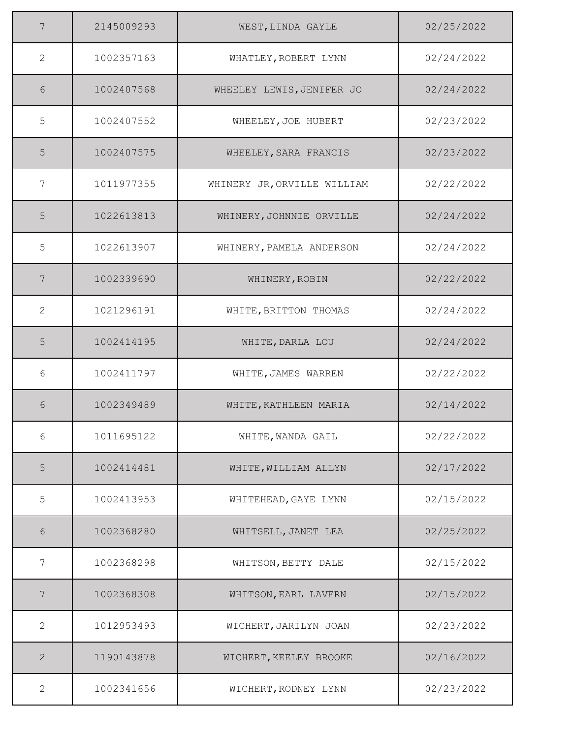| | | | |
|---|---|---|---|
| 7 | 2145009293 | WEST,LINDA GAYLE | 02/25/2022 |
| 2 | 1002357163 | WHATLEY,ROBERT LYNN | 02/24/2022 |
| 6 | 1002407568 | WHEELEY LEWIS,JENIFER JO | 02/24/2022 |
| 5 | 1002407552 | WHEELEY,JOE HUBERT | 02/23/2022 |
| 5 | 1002407575 | WHEELEY,SARA FRANCIS | 02/23/2022 |
| 7 | 1011977355 | WHINERY JR,ORVILLE WILLIAM | 02/22/2022 |
| 5 | 1022613813 | WHINERY,JOHNNIE ORVILLE | 02/24/2022 |
| 5 | 1022613907 | WHINERY,PAMELA ANDERSON | 02/24/2022 |
| 7 | 1002339690 | WHINERY,ROBIN | 02/22/2022 |
| 2 | 1021296191 | WHITE,BRITTON THOMAS | 02/24/2022 |
| 5 | 1002414195 | WHITE,DARLA LOU | 02/24/2022 |
| 6 | 1002411797 | WHITE,JAMES WARREN | 02/22/2022 |
| 6 | 1002349489 | WHITE,KATHLEEN MARIA | 02/14/2022 |
| 6 | 1011695122 | WHITE,WANDA GAIL | 02/22/2022 |
| 5 | 1002414481 | WHITE,WILLIAM ALLYN | 02/17/2022 |
| 5 | 1002413953 | WHITEHEAD,GAYE LYNN | 02/15/2022 |
| 6 | 1002368280 | WHITSELL,JANET LEA | 02/25/2022 |
| 7 | 1002368298 | WHITSON,BETTY DALE | 02/15/2022 |
| 7 | 1002368308 | WHITSON,EARL LAVERN | 02/15/2022 |
| 2 | 1012953493 | WICHERT,JARILYN JOAN | 02/23/2022 |
| 2 | 1190143878 | WICHERT,KEELEY BROOKE | 02/16/2022 |
| 2 | 1002341656 | WICHERT,RODNEY LYNN | 02/23/2022 |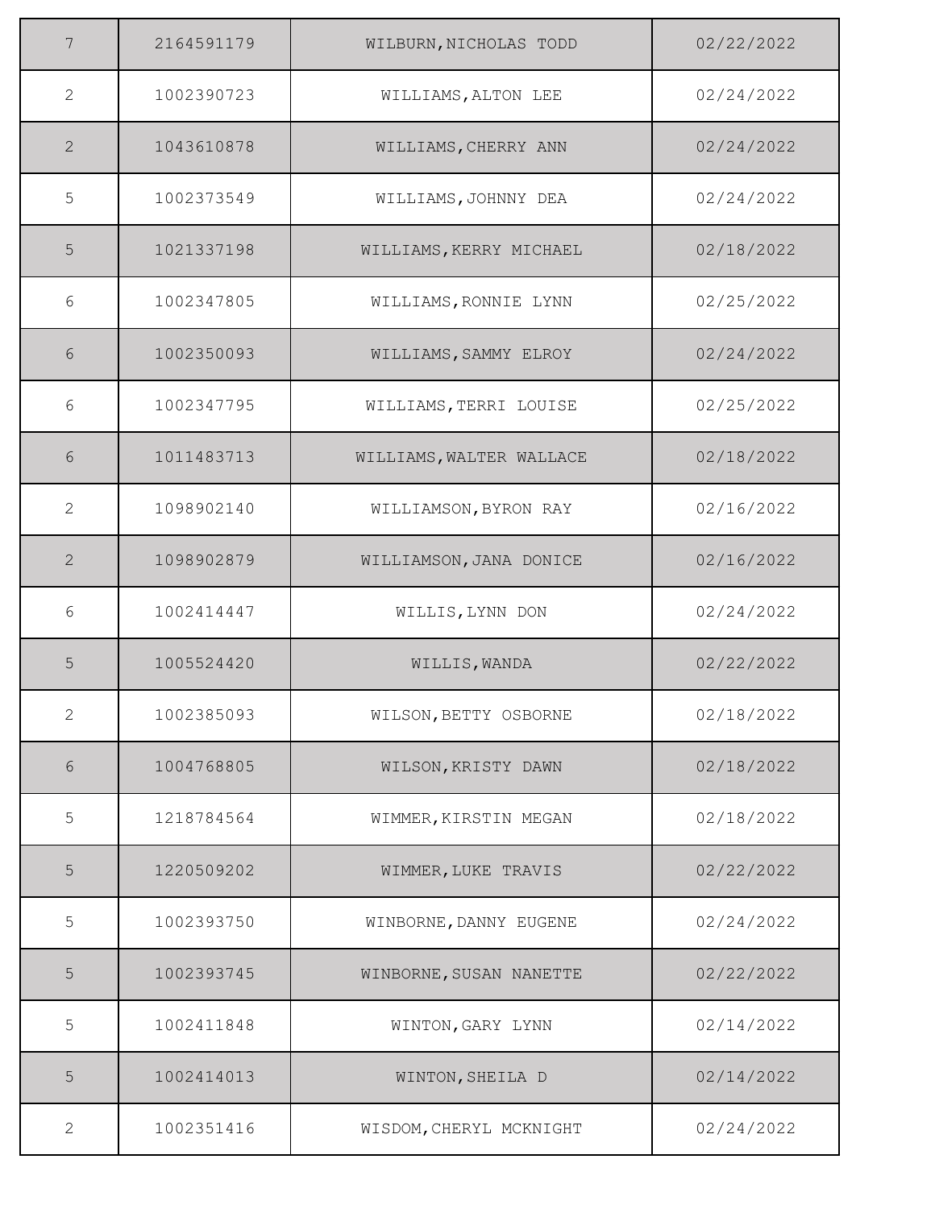| | | | |
|---|---|---|---|
| 7 | 2164591179 | WILBURN,NICHOLAS TODD | 02/22/2022 |
| 2 | 1002390723 | WILLIAMS,ALTON LEE | 02/24/2022 |
| 2 | 1043610878 | WILLIAMS,CHERRY ANN | 02/24/2022 |
| 5 | 1002373549 | WILLIAMS,JOHNNY DEA | 02/24/2022 |
| 5 | 1021337198 | WILLIAMS,KERRY MICHAEL | 02/18/2022 |
| 6 | 1002347805 | WILLIAMS,RONNIE LYNN | 02/25/2022 |
| 6 | 1002350093 | WILLIAMS,SAMMY ELROY | 02/24/2022 |
| 6 | 1002347795 | WILLIAMS,TERRI LOUISE | 02/25/2022 |
| 6 | 1011483713 | WILLIAMS,WALTER WALLACE | 02/18/2022 |
| 2 | 1098902140 | WILLIAMSON,BYRON RAY | 02/16/2022 |
| 2 | 1098902879 | WILLIAMSON,JANA DONICE | 02/16/2022 |
| 6 | 1002414447 | WILLIS,LYNN DON | 02/24/2022 |
| 5 | 1005524420 | WILLIS,WANDA | 02/22/2022 |
| 2 | 1002385093 | WILSON,BETTY OSBORNE | 02/18/2022 |
| 6 | 1004768805 | WILSON,KRISTY DAWN | 02/18/2022 |
| 5 | 1218784564 | WIMMER,KIRSTIN MEGAN | 02/18/2022 |
| 5 | 1220509202 | WIMMER,LUKE TRAVIS | 02/22/2022 |
| 5 | 1002393750 | WINBORNE,DANNY EUGENE | 02/24/2022 |
| 5 | 1002393745 | WINBORNE,SUSAN NANETTE | 02/22/2022 |
| 5 | 1002411848 | WINTON,GARY LYNN | 02/14/2022 |
| 5 | 1002414013 | WINTON,SHEILA D | 02/14/2022 |
| 2 | 1002351416 | WISDOM,CHERYL MCKNIGHT | 02/24/2022 |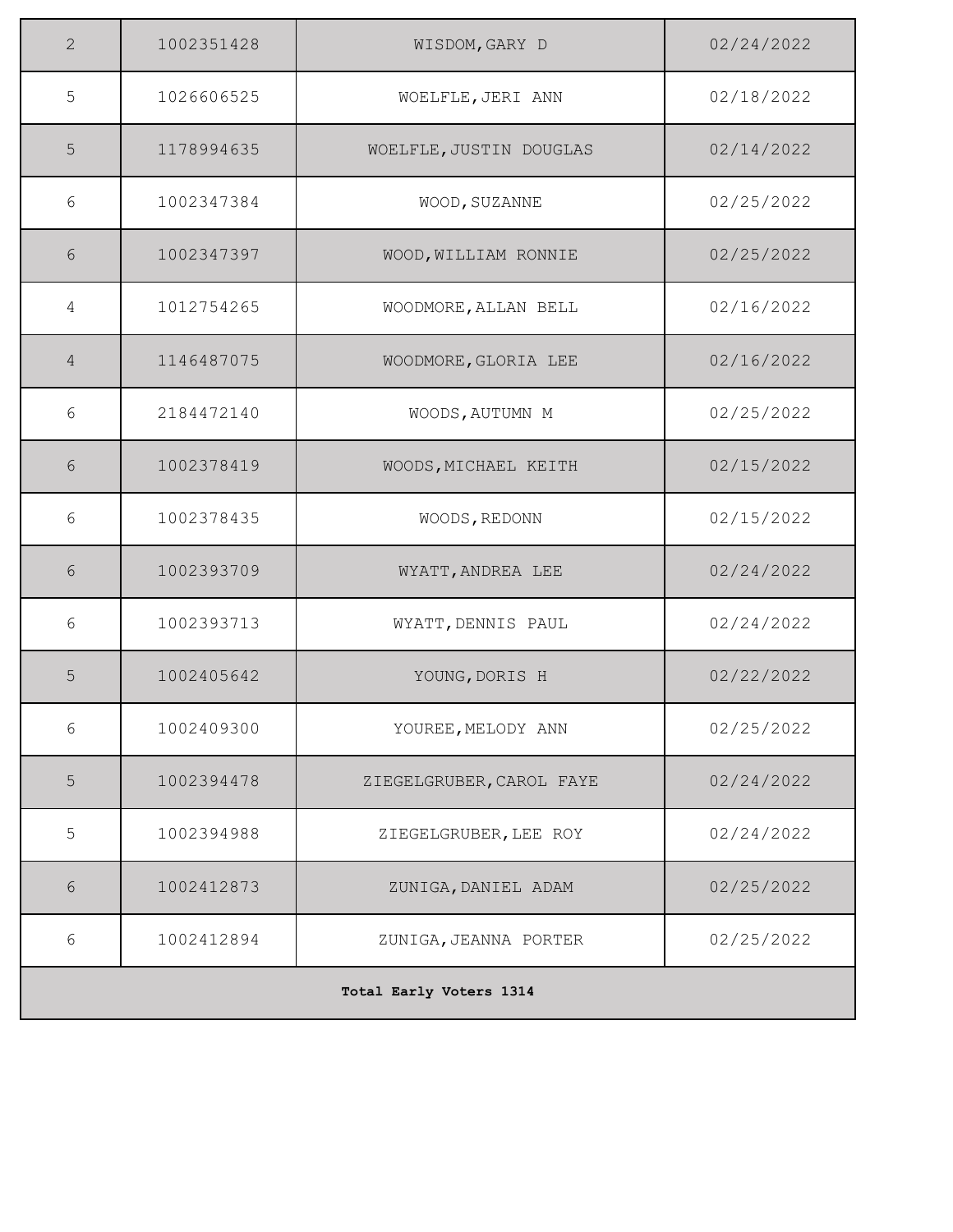| | | | |
|---|---|---|---|
| 2 | 1002351428 | WISDOM,GARY D | 02/24/2022 |
| 5 | 1026606525 | WOELFLE,JERI ANN | 02/18/2022 |
| 5 | 1178994635 | WOELFLE,JUSTIN DOUGLAS | 02/14/2022 |
| 6 | 1002347384 | WOOD,SUZANNE | 02/25/2022 |
| 6 | 1002347397 | WOOD,WILLIAM RONNIE | 02/25/2022 |
| 4 | 1012754265 | WOODMORE,ALLAN BELL | 02/16/2022 |
| 4 | 1146487075 | WOODMORE,GLORIA LEE | 02/16/2022 |
| 6 | 2184472140 | WOODS,AUTUMN M | 02/25/2022 |
| 6 | 1002378419 | WOODS,MICHAEL KEITH | 02/15/2022 |
| 6 | 1002378435 | WOODS,REDONN | 02/15/2022 |
| 6 | 1002393709 | WYATT,ANDREA LEE | 02/24/2022 |
| 6 | 1002393713 | WYATT,DENNIS PAUL | 02/24/2022 |
| 5 | 1002405642 | YOUNG,DORIS H | 02/22/2022 |
| 6 | 1002409300 | YOUREE,MELODY ANN | 02/25/2022 |
| 5 | 1002394478 | ZIEGELGRUBER,CAROL FAYE | 02/24/2022 |
| 5 | 1002394988 | ZIEGELGRUBER,LEE ROY | 02/24/2022 |
| 6 | 1002412873 | ZUNIGA,DANIEL ADAM | 02/25/2022 |
| 6 | 1002412894 | ZUNIGA,JEANNA PORTER | 02/25/2022 |
| **Total Early Voters 1314** | | | |